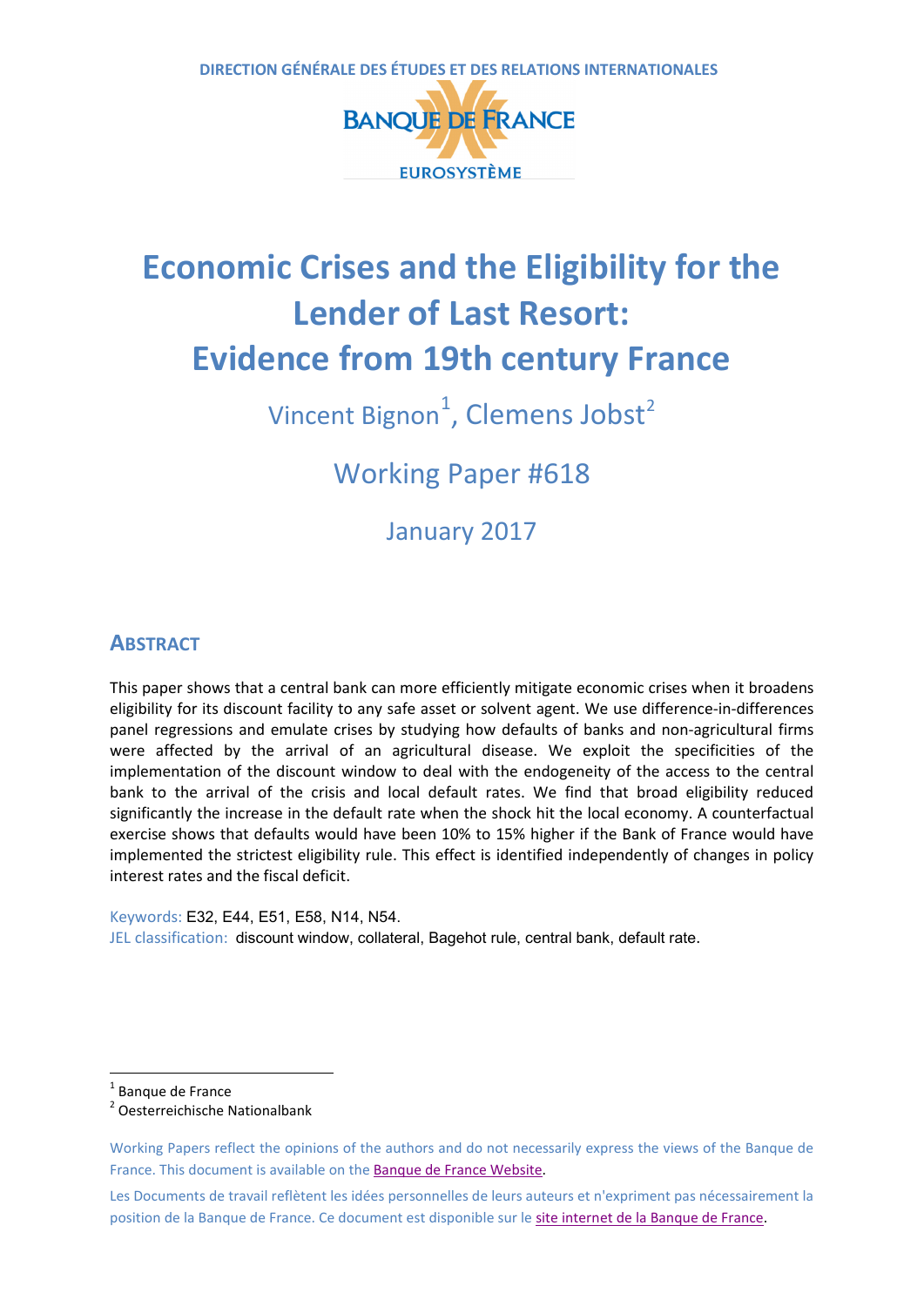DIRECTION GÉNÉRALE DES ÉTUDES ET DES RELATIONS INTERNATIONALES

BANQUE DE FRANCE

EUROSYSTÈME

# Economic Crises and the Eligibility for the Lender of Last Resort: Evidence from 19th century France

Vincent Bignon[1], Clemens Jobst[2]

Working Paper #618

January 2017

## ABSTRACT

This paper shows that a central bank can more efficiently mitigate economic crises when it broadens eligibility for its discount facility to any safe asset or solvent agent. We use difference-in-differences panel regressions and emulate crises by studying how defaults of banks and non-agricultural firms were affected by the arrival of an agricultural disease. We exploit the specificities of the implementation of the discount window to deal with the endogeneity of the access to the central bank to the arrival of the crisis and local default rates. We find that broad eligibility reduced significantly the increase in the default rate when the shock hit the local economy. A counterfactual exercise shows that defaults would have been 10% to 15% higher if the Bank of France would have implemented the strictest eligibility rule. This effect is identified independently of changes in policy interest rates and the fiscal deficit.

Keywords: E32, E44, E51, E58, N14, N54.
JEL classification: discount window, collateral, Bagehot rule, central bank, default rate.

[1] Banque de France
[2] Oesterreichische Nationalbank

Working Papers reflect the opinions of the authors and do not necessarily express the views of the Banque de France. This document is available on the Banque de France Website.

Les Documents de travail reflètent les idées personnelles de leurs auteurs et n'expriment pas nécessairement la position de la Banque de France. Ce document est disponible sur le site internet de la Banque de France.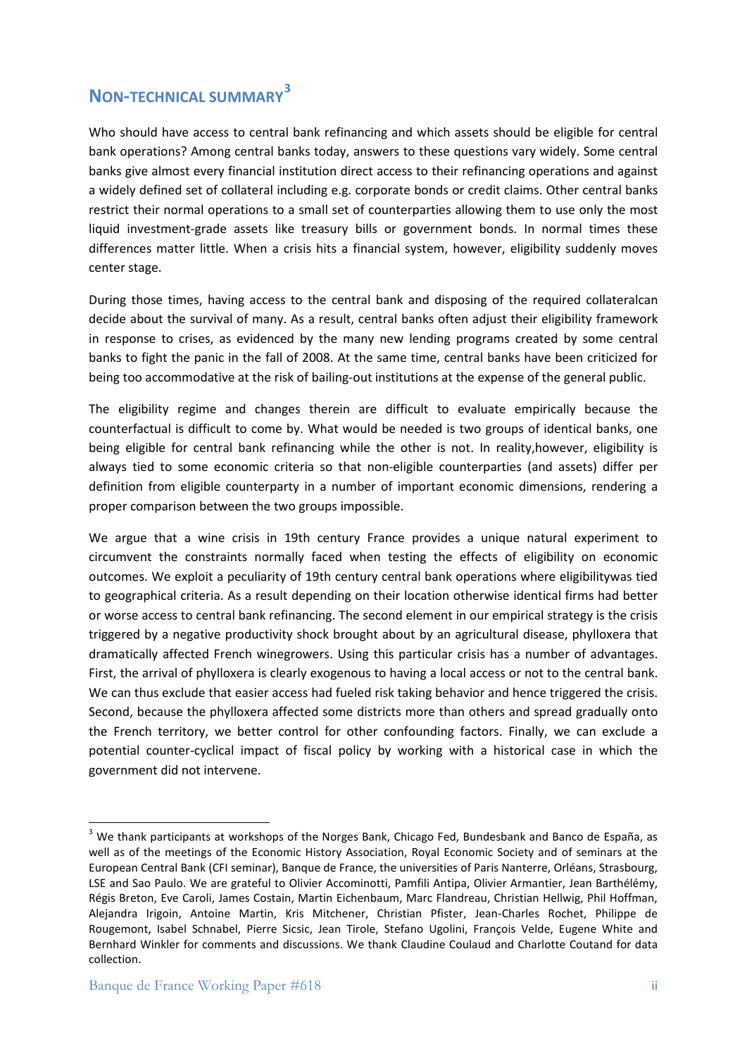## NON-TECHNICAL SUMMARY[3]

Who should have access to central bank refinancing and which assets should be eligible for central bank operations? Among central banks today, answers to these questions vary widely. Some central banks give almost every financial institution direct access to their refinancing operations and against a widely defined set of collateral including e.g. corporate bonds or credit claims. Other central banks restrict their normal operations to a small set of counterparties allowing them to use only the most liquid investment-grade assets like treasury bills or government bonds. In normal times these differences matter little. When a crisis hits a financial system, however, eligibility suddenly moves center stage.

During those times, having access to the central bank and disposing of the required collateralcan decide about the survival of many. As a result, central banks often adjust their eligibility framework in response to crises, as evidenced by the many new lending programs created by some central banks to fight the panic in the fall of 2008. At the same time, central banks have been criticized for being too accommodative at the risk of bailing-out institutions at the expense of the general public.

The eligibility regime and changes therein are difficult to evaluate empirically because the counterfactual is difficult to come by. What would be needed is two groups of identical banks, one being eligible for central bank refinancing while the other is not. In reality,however, eligibility is always tied to some economic criteria so that non-eligible counterparties (and assets) differ per definition from eligible counterparty in a number of important economic dimensions, rendering a proper comparison between the two groups impossible.

We argue that a wine crisis in 19th century France provides a unique natural experiment to circumvent the constraints normally faced when testing the effects of eligibility on economic outcomes. We exploit a peculiarity of 19th century central bank operations where eligibilitywas tied to geographical criteria. As a result depending on their location otherwise identical firms had better or worse access to central bank refinancing. The second element in our empirical strategy is the crisis triggered by a negative productivity shock brought about by an agricultural disease, phylloxera that dramatically affected French winegrowers. Using this particular crisis has a number of advantages. First, the arrival of phylloxera is clearly exogenous to having a local access or not to the central bank. We can thus exclude that easier access had fueled risk taking behavior and hence triggered the crisis. Second, because the phylloxera affected some districts more than others and spread gradually onto the French territory, we better control for other confounding factors. Finally, we can exclude a potential counter-cyclical impact of fiscal policy by working with a historical case in which the government did not intervene.

---

[3] We thank participants at workshops of the Norges Bank, Chicago Fed, Bundesbank and Banco de España, as well as of the meetings of the Economic History Association, Royal Economic Society and of seminars at the European Central Bank (CFI seminar), Banque de France, the universities of Paris Nanterre, Orléans, Strasbourg, LSE and Sao Paulo. We are grateful to Olivier Accominotti, Pamfili Antipa, Olivier Armantier, Jean Barthélémy, Régis Breton, Eve Caroli, James Costain, Martin Eichenbaum, Marc Flandreau, Christian Hellwig, Phil Hoffman, Alejandra Irigoin, Antoine Martin, Kris Mitchener, Christian Pfister, Jean-Charles Rochet, Philippe de Rougemont, Isabel Schnabel, Pierre Sicsic, Jean Tirole, Stefano Ugolini, François Velde, Eugene White and Bernhard Winkler for comments and discussions. We thank Claudine Coulaud and Charlotte Coutand for data collection.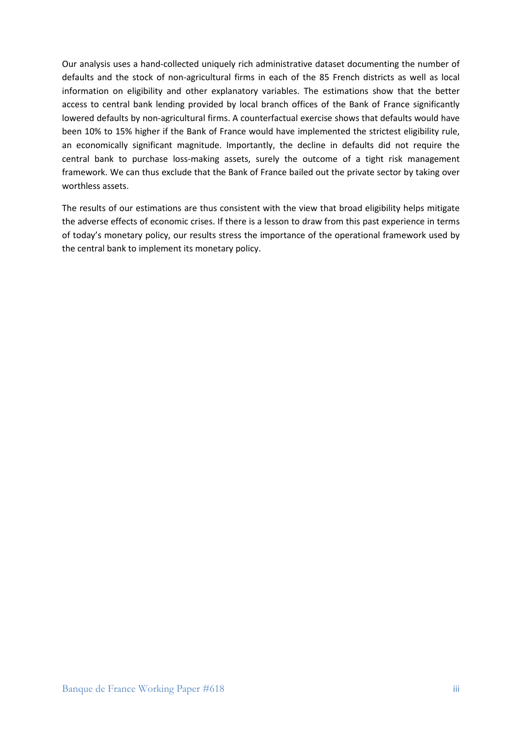Our analysis uses a hand-collected uniquely rich administrative dataset documenting the number of defaults and the stock of non-agricultural firms in each of the 85 French districts as well as local information on eligibility and other explanatory variables. The estimations show that the better access to central bank lending provided by local branch offices of the Bank of France significantly lowered defaults by non-agricultural firms. A counterfactual exercise shows that defaults would have been 10% to 15% higher if the Bank of France would have implemented the strictest eligibility rule, an economically significant magnitude. Importantly, the decline in defaults did not require the central bank to purchase loss-making assets, surely the outcome of a tight risk management framework. We can thus exclude that the Bank of France bailed out the private sector by taking over worthless assets.

The results of our estimations are thus consistent with the view that broad eligibility helps mitigate the adverse effects of economic crises. If there is a lesson to draw from this past experience in terms of today's monetary policy, our results stress the importance of the operational framework used by the central bank to implement its monetary policy.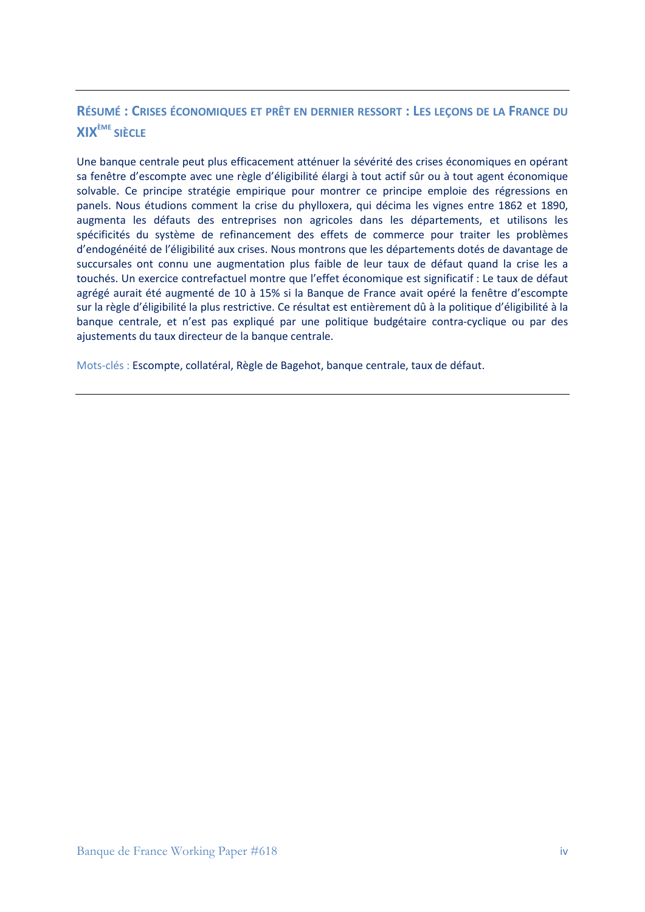## RÉSUMÉ : CRISES ÉCONOMIQUES ET PRÊT EN DERNIER RESSORT : LES LEÇONS DE LA FRANCE DU XIX[ÈME] SIÈCLE

Une banque centrale peut plus efficacement atténuer la sévérité des crises économiques en opérant sa fenêtre d'escompte avec une règle d'éligibilité élargi à tout actif sûr ou à tout agent économique solvable. Ce principe stratégie empirique pour montrer ce principe emploie des régressions en panels. Nous étudions comment la crise du phylloxera, qui décima les vignes entre 1862 et 1890, augmenta les défauts des entreprises non agricoles dans les départements, et utilisons les spécificités du système de refinancement des effets de commerce pour traiter les problèmes d'endogénéité de l'éligibilité aux crises. Nous montrons que les départements dotés de davantage de succursales ont connu une augmentation plus faible de leur taux de défaut quand la crise les a touchés. Un exercice contrefactuel montre que l'effet économique est significatif : Le taux de défaut agrégé aurait été augmenté de 10 à 15% si la Banque de France avait opéré la fenêtre d'escompte sur la règle d'éligibilité la plus restrictive. Ce résultat est entièrement dû à la politique d'éligibilité à la banque centrale, et n'est pas expliqué par une politique budgétaire contra-cyclique ou par des ajustements du taux directeur de la banque centrale.

Mots-clés : Escompte, collatéral, Règle de Bagehot, banque centrale, taux de défaut.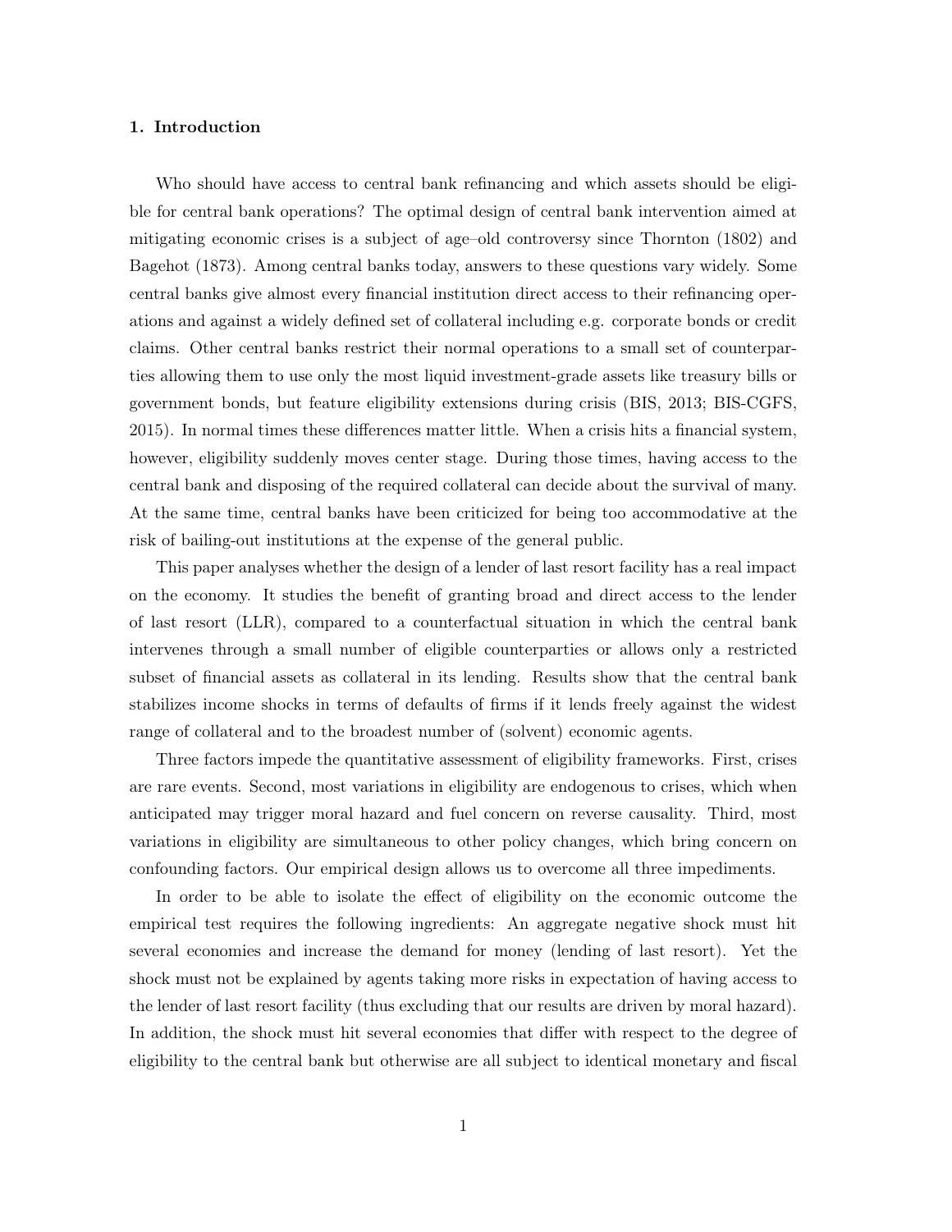## 1. Introduction

Who should have access to central bank refinancing and which assets should be eligible for central bank operations? The optimal design of central bank intervention aimed at mitigating economic crises is a subject of age–old controversy since Thornton (1802) and Bagehot (1873). Among central banks today, answers to these questions vary widely. Some central banks give almost every financial institution direct access to their refinancing operations and against a widely defined set of collateral including e.g. corporate bonds or credit claims. Other central banks restrict their normal operations to a small set of counterparties allowing them to use only the most liquid investment-grade assets like treasury bills or government bonds, but feature eligibility extensions during crisis (BIS, 2013; BIS-CGFS, 2015). In normal times these differences matter little. When a crisis hits a financial system, however, eligibility suddenly moves center stage. During those times, having access to the central bank and disposing of the required collateral can decide about the survival of many. At the same time, central banks have been criticized for being too accommodative at the risk of bailing-out institutions at the expense of the general public.

This paper analyses whether the design of a lender of last resort facility has a real impact on the economy. It studies the benefit of granting broad and direct access to the lender of last resort (LLR), compared to a counterfactual situation in which the central bank intervenes through a small number of eligible counterparties or allows only a restricted subset of financial assets as collateral in its lending. Results show that the central bank stabilizes income shocks in terms of defaults of firms if it lends freely against the widest range of collateral and to the broadest number of (solvent) economic agents.

Three factors impede the quantitative assessment of eligibility frameworks. First, crises are rare events. Second, most variations in eligibility are endogenous to crises, which when anticipated may trigger moral hazard and fuel concern on reverse causality. Third, most variations in eligibility are simultaneous to other policy changes, which bring concern on confounding factors. Our empirical design allows us to overcome all three impediments.

In order to be able to isolate the effect of eligibility on the economic outcome the empirical test requires the following ingredients: An aggregate negative shock must hit several economies and increase the demand for money (lending of last resort). Yet the shock must not be explained by agents taking more risks in expectation of having access to the lender of last resort facility (thus excluding that our results are driven by moral hazard). In addition, the shock must hit several economies that differ with respect to the degree of eligibility to the central bank but otherwise are all subject to identical monetary and fiscal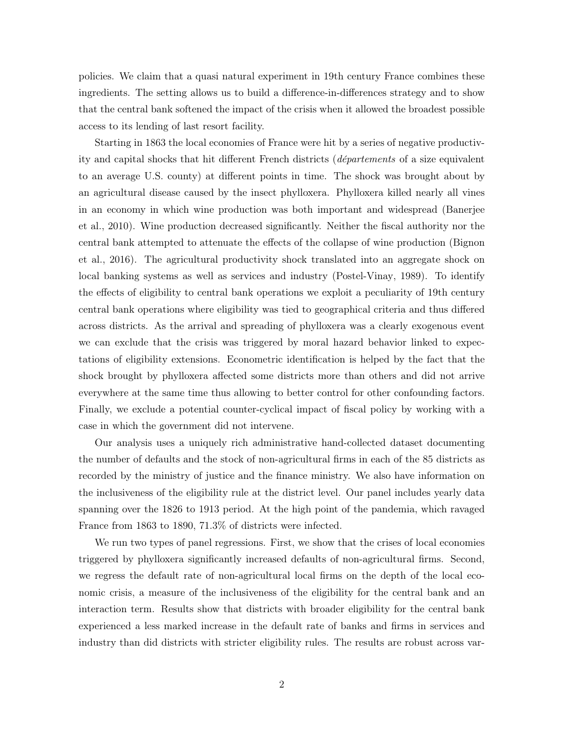policies. We claim that a quasi natural experiment in 19th century France combines these ingredients. The setting allows us to build a difference-in-differences strategy and to show that the central bank softened the impact of the crisis when it allowed the broadest possible access to its lending of last resort facility.

Starting in 1863 the local economies of France were hit by a series of negative productivity and capital shocks that hit different French districts (*départements* of a size equivalent to an average U.S. county) at different points in time. The shock was brought about by an agricultural disease caused by the insect phylloxera. Phylloxera killed nearly all vines in an economy in which wine production was both important and widespread (Banerjee et al., 2010). Wine production decreased significantly. Neither the fiscal authority nor the central bank attempted to attenuate the effects of the collapse of wine production (Bignon et al., 2016). The agricultural productivity shock translated into an aggregate shock on local banking systems as well as services and industry (Postel-Vinay, 1989). To identify the effects of eligibility to central bank operations we exploit a peculiarity of 19th century central bank operations where eligibility was tied to geographical criteria and thus differed across districts. As the arrival and spreading of phylloxera was a clearly exogenous event we can exclude that the crisis was triggered by moral hazard behavior linked to expectations of eligibility extensions. Econometric identification is helped by the fact that the shock brought by phylloxera affected some districts more than others and did not arrive everywhere at the same time thus allowing to better control for other confounding factors. Finally, we exclude a potential counter-cyclical impact of fiscal policy by working with a case in which the government did not intervene.

Our analysis uses a uniquely rich administrative hand-collected dataset documenting the number of defaults and the stock of non-agricultural firms in each of the 85 districts as recorded by the ministry of justice and the finance ministry. We also have information on the inclusiveness of the eligibility rule at the district level. Our panel includes yearly data spanning over the 1826 to 1913 period. At the high point of the pandemia, which ravaged France from 1863 to 1890, 71.3% of districts were infected.

We run two types of panel regressions. First, we show that the crises of local economies triggered by phylloxera significantly increased defaults of non-agricultural firms. Second, we regress the default rate of non-agricultural local firms on the depth of the local economic crisis, a measure of the inclusiveness of the eligibility for the central bank and an interaction term. Results show that districts with broader eligibility for the central bank experienced a less marked increase in the default rate of banks and firms in services and industry than did districts with stricter eligibility rules. The results are robust across var-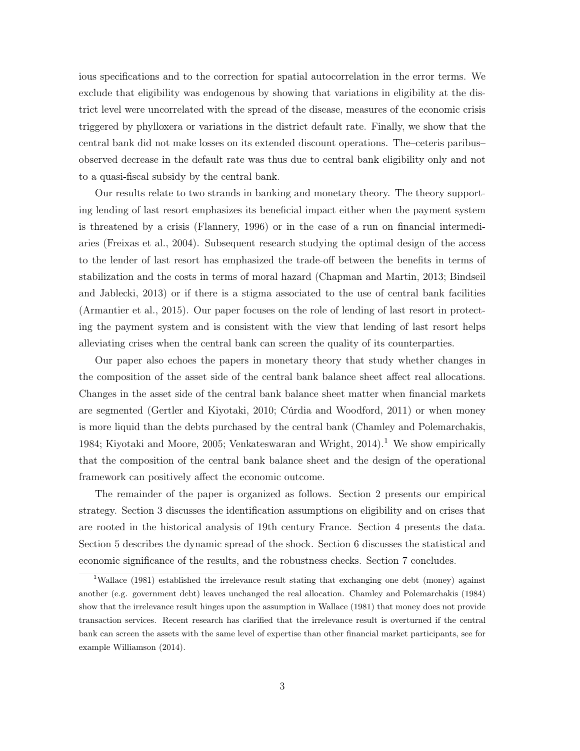ious specifications and to the correction for spatial autocorrelation in the error terms. We exclude that eligibility was endogenous by showing that variations in eligibility at the district level were uncorrelated with the spread of the disease, measures of the economic crisis triggered by phylloxera or variations in the district default rate. Finally, we show that the central bank did not make losses on its extended discount operations. The–ceteris paribus–observed decrease in the default rate was thus due to central bank eligibility only and not to a quasi-fiscal subsidy by the central bank.

Our results relate to two strands in banking and monetary theory. The theory supporting lending of last resort emphasizes its beneficial impact either when the payment system is threatened by a crisis (Flannery, 1996) or in the case of a run on financial intermediaries (Freixas et al., 2004). Subsequent research studying the optimal design of the access to the lender of last resort has emphasized the trade-off between the benefits in terms of stabilization and the costs in terms of moral hazard (Chapman and Martin, 2013; Bindseil and Jablecki, 2013) or if there is a stigma associated to the use of central bank facilities (Armantier et al., 2015). Our paper focuses on the role of lending of last resort in protecting the payment system and is consistent with the view that lending of last resort helps alleviating crises when the central bank can screen the quality of its counterparties.

Our paper also echoes the papers in monetary theory that study whether changes in the composition of the asset side of the central bank balance sheet affect real allocations. Changes in the asset side of the central bank balance sheet matter when financial markets are segmented (Gertler and Kiyotaki, 2010; Cúrdia and Woodford, 2011) or when money is more liquid than the debts purchased by the central bank (Chamley and Polemarchakis, 1984; Kiyotaki and Moore, 2005; Venkateswaran and Wright, 2014).[1] We show empirically that the composition of the central bank balance sheet and the design of the operational framework can positively affect the economic outcome.

The remainder of the paper is organized as follows. Section 2 presents our empirical strategy. Section 3 discusses the identification assumptions on eligibility and on crises that are rooted in the historical analysis of 19th century France. Section 4 presents the data. Section 5 describes the dynamic spread of the shock. Section 6 discusses the statistical and economic significance of the results, and the robustness checks. Section 7 concludes.

[1] Wallace (1981) established the irrelevance result stating that exchanging one debt (money) against another (e.g. government debt) leaves unchanged the real allocation. Chamley and Polemarchakis (1984) show that the irrelevance result hinges upon the assumption in Wallace (1981) that money does not provide transaction services. Recent research has clarified that the irrelevance result is overturned if the central bank can screen the assets with the same level of expertise than other financial market participants, see for example Williamson (2014).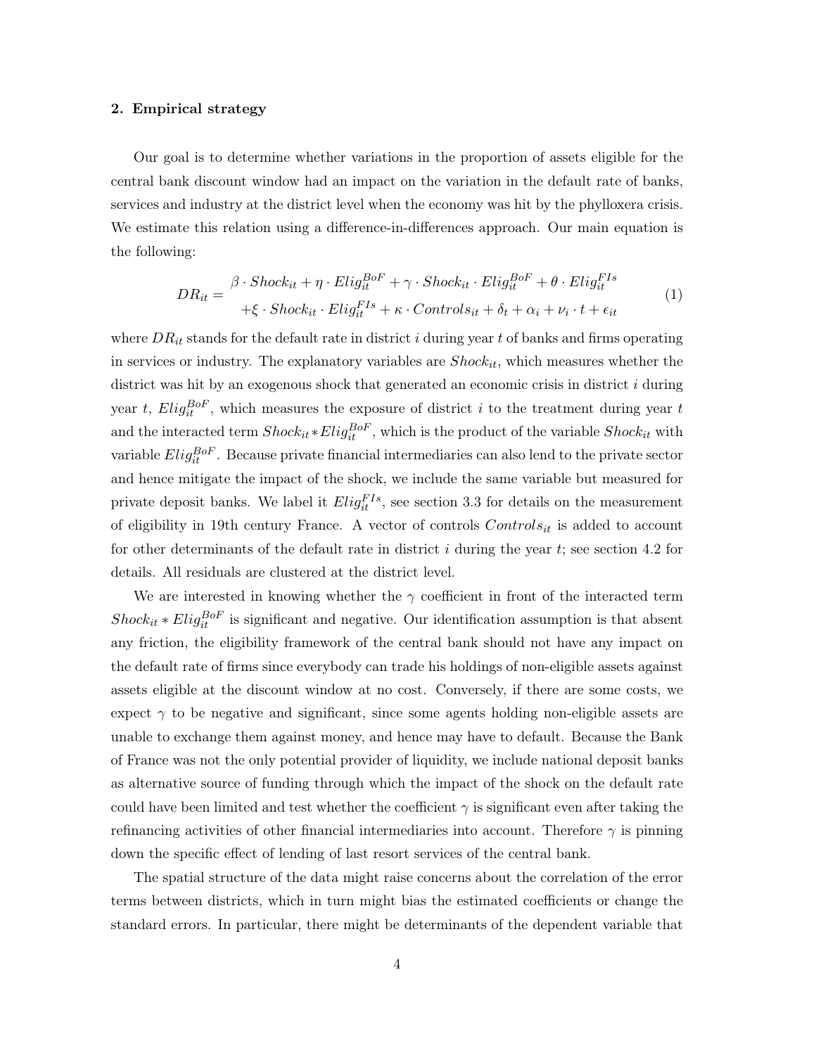## 2. Empirical strategy

Our goal is to determine whether variations in the proportion of assets eligible for the central bank discount window had an impact on the variation in the default rate of banks, services and industry at the district level when the economy was hit by the phylloxera crisis. We estimate this relation using a difference-in-differences approach. Our main equation is the following:

$$
\begin{aligned}
DR_{it} = \; & \beta \cdot Shock_{it} + \eta \cdot Elig_{it}^{BoF} + \gamma \cdot Shock_{it} \cdot Elig_{it}^{BoF} + \theta \cdot Elig_{it}^{FIs} \\
& + \xi \cdot Shock_{it} \cdot Elig_{it}^{FIs} + \kappa \cdot Controls_{it} + \delta_t + \alpha_i + \nu_i \cdot t + \epsilon_{it}
\end{aligned} \tag{1}
$$

where $DR_{it}$ stands for the default rate in district $i$ during year $t$ of banks and firms operating in services or industry. The explanatory variables are $Shock_{it}$, which measures whether the district was hit by an exogenous shock that generated an economic crisis in district $i$ during year $t$, $Elig_{it}^{BoF}$, which measures the exposure of district $i$ to the treatment during year $t$ and the interacted term $Shock_{it} * Elig_{it}^{BoF}$, which is the product of the variable $Shock_{it}$ with variable $Elig_{it}^{BoF}$. Because private financial intermediaries can also lend to the private sector and hence mitigate the impact of the shock, we include the same variable but measured for private deposit banks. We label it $Elig_{it}^{FIs}$, see section 3.3 for details on the measurement of eligibility in 19th century France. A vector of controls $Controls_{it}$ is added to account for other determinants of the default rate in district $i$ during the year $t$; see section 4.2 for details. All residuals are clustered at the district level.

We are interested in knowing whether the $\gamma$ coefficient in front of the interacted term $Shock_{it} * Elig_{it}^{BoF}$ is significant and negative. Our identification assumption is that absent any friction, the eligibility framework of the central bank should not have any impact on the default rate of firms since everybody can trade his holdings of non-eligible assets against assets eligible at the discount window at no cost. Conversely, if there are some costs, we expect $\gamma$ to be negative and significant, since some agents holding non-eligible assets are unable to exchange them against money, and hence may have to default. Because the Bank of France was not the only potential provider of liquidity, we include national deposit banks as alternative source of funding through which the impact of the shock on the default rate could have been limited and test whether the coefficient $\gamma$ is significant even after taking the refinancing activities of other financial intermediaries into account. Therefore $\gamma$ is pinning down the specific effect of lending of last resort services of the central bank.

The spatial structure of the data might raise concerns about the correlation of the error terms between districts, which in turn might bias the estimated coefficients or change the standard errors. In particular, there might be determinants of the dependent variable that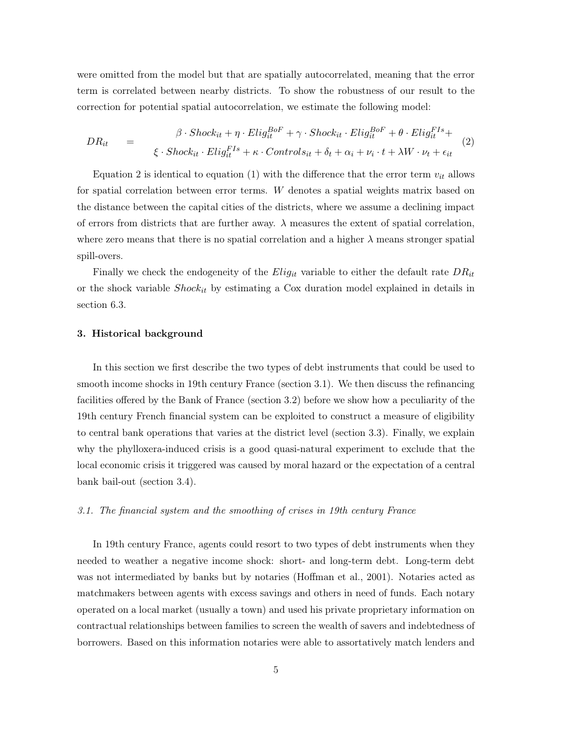were omitted from the model but that are spatially autocorrelated, meaning that the error term is correlated between nearby districts. To show the robustness of our result to the correction for potential spatial autocorrelation, we estimate the following model:

$$DR_{it} = \begin{array}{c} \beta \cdot Shock_{it} + \eta \cdot Elig_{it}^{BoF} + \gamma \cdot Shock_{it} \cdot Elig_{it}^{BoF} + \theta \cdot Elig_{it}^{FIs} + \\ \xi \cdot Shock_{it} \cdot Elig_{it}^{FIs} + \kappa \cdot Controls_{it} + \delta_t + \alpha_i + \nu_i \cdot t + \lambda W \cdot \nu_t + \epsilon_{it} \end{array} \tag{2}$$

Equation 2 is identical to equation (1) with the difference that the error term $v_{it}$ allows for spatial correlation between error terms. $W$ denotes a spatial weights matrix based on the distance between the capital cities of the districts, where we assume a declining impact of errors from districts that are further away. $\lambda$ measures the extent of spatial correlation, where zero means that there is no spatial correlation and a higher $\lambda$ means stronger spatial spill-overs.

Finally we check the endogeneity of the $Elig_{it}$ variable to either the default rate $DR_{it}$ or the shock variable $Shock_{it}$ by estimating a Cox duration model explained in details in section 6.3.

## 3. Historical background

In this section we first describe the two types of debt instruments that could be used to smooth income shocks in 19th century France (section 3.1). We then discuss the refinancing facilities offered by the Bank of France (section 3.2) before we show how a peculiarity of the 19th century French financial system can be exploited to construct a measure of eligibility to central bank operations that varies at the district level (section 3.3). Finally, we explain why the phylloxera-induced crisis is a good quasi-natural experiment to exclude that the local economic crisis it triggered was caused by moral hazard or the expectation of a central bank bail-out (section 3.4).

### *3.1. The financial system and the smoothing of crises in 19th century France*

In 19th century France, agents could resort to two types of debt instruments when they needed to weather a negative income shock: short- and long-term debt. Long-term debt was not intermediated by banks but by notaries (Hoffman et al., 2001). Notaries acted as matchmakers between agents with excess savings and others in need of funds. Each notary operated on a local market (usually a town) and used his private proprietary information on contractual relationships between families to screen the wealth of savers and indebtedness of borrowers. Based on this information notaries were able to assortatively match lenders and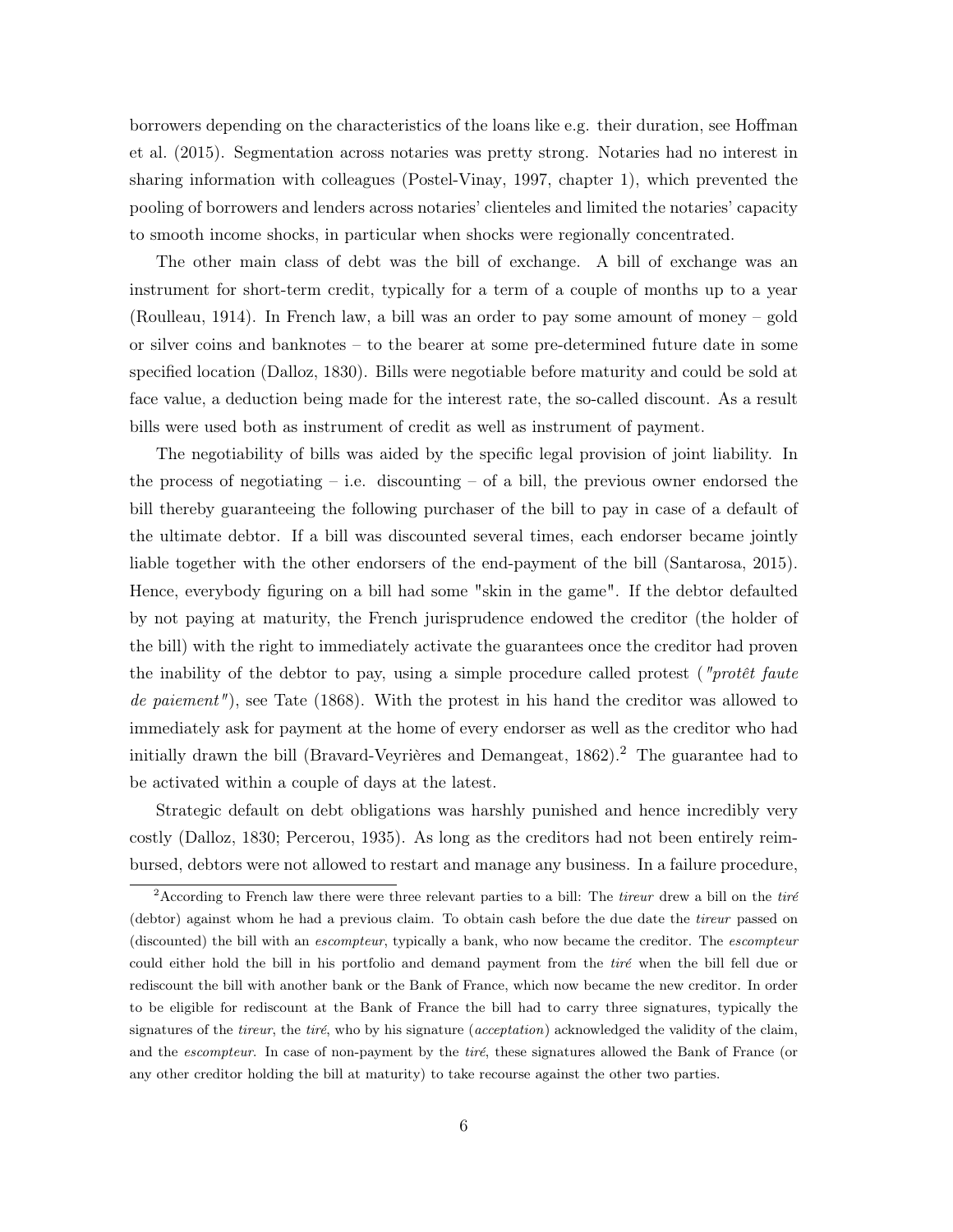borrowers depending on the characteristics of the loans like e.g. their duration, see Hoffman et al. (2015). Segmentation across notaries was pretty strong. Notaries had no interest in sharing information with colleagues (Postel-Vinay, 1997, chapter 1), which prevented the pooling of borrowers and lenders across notaries' clienteles and limited the notaries' capacity to smooth income shocks, in particular when shocks were regionally concentrated.

The other main class of debt was the bill of exchange. A bill of exchange was an instrument for short-term credit, typically for a term of a couple of months up to a year (Roulleau, 1914). In French law, a bill was an order to pay some amount of money – gold or silver coins and banknotes – to the bearer at some pre-determined future date in some specified location (Dalloz, 1830). Bills were negotiable before maturity and could be sold at face value, a deduction being made for the interest rate, the so-called discount. As a result bills were used both as instrument of credit as well as instrument of payment.

The negotiability of bills was aided by the specific legal provision of joint liability. In the process of negotiating – i.e. discounting – of a bill, the previous owner endorsed the bill thereby guaranteeing the following purchaser of the bill to pay in case of a default of the ultimate debtor. If a bill was discounted several times, each endorser became jointly liable together with the other endorsers of the end-payment of the bill (Santarosa, 2015). Hence, everybody figuring on a bill had some "skin in the game". If the debtor defaulted by not paying at maturity, the French jurisprudence endowed the creditor (the holder of the bill) with the right to immediately activate the guarantees once the creditor had proven the inability of the debtor to pay, using a simple procedure called protest (*"protêt faute de paiement"*), see Tate (1868). With the protest in his hand the creditor was allowed to immediately ask for payment at the home of every endorser as well as the creditor who had initially drawn the bill (Bravard-Veyrières and Demangeat, 1862).[2] The guarantee had to be activated within a couple of days at the latest.

Strategic default on debt obligations was harshly punished and hence incredibly very costly (Dalloz, 1830; Percerou, 1935). As long as the creditors had not been entirely reimbursed, debtors were not allowed to restart and manage any business. In a failure procedure,

[2] According to French law there were three relevant parties to a bill: The *tireur* drew a bill on the *tiré* (debtor) against whom he had a previous claim. To obtain cash before the due date the *tireur* passed on (discounted) the bill with an *escompteur*, typically a bank, who now became the creditor. The *escompteur* could either hold the bill in his portfolio and demand payment from the *tiré* when the bill fell due or rediscount the bill with another bank or the Bank of France, which now became the new creditor. In order to be eligible for rediscount at the Bank of France the bill had to carry three signatures, typically the signatures of the *tireur*, the *tiré*, who by his signature (*acceptation*) acknowledged the validity of the claim, and the *escompteur*. In case of non-payment by the *tiré*, these signatures allowed the Bank of France (or any other creditor holding the bill at maturity) to take recourse against the other two parties.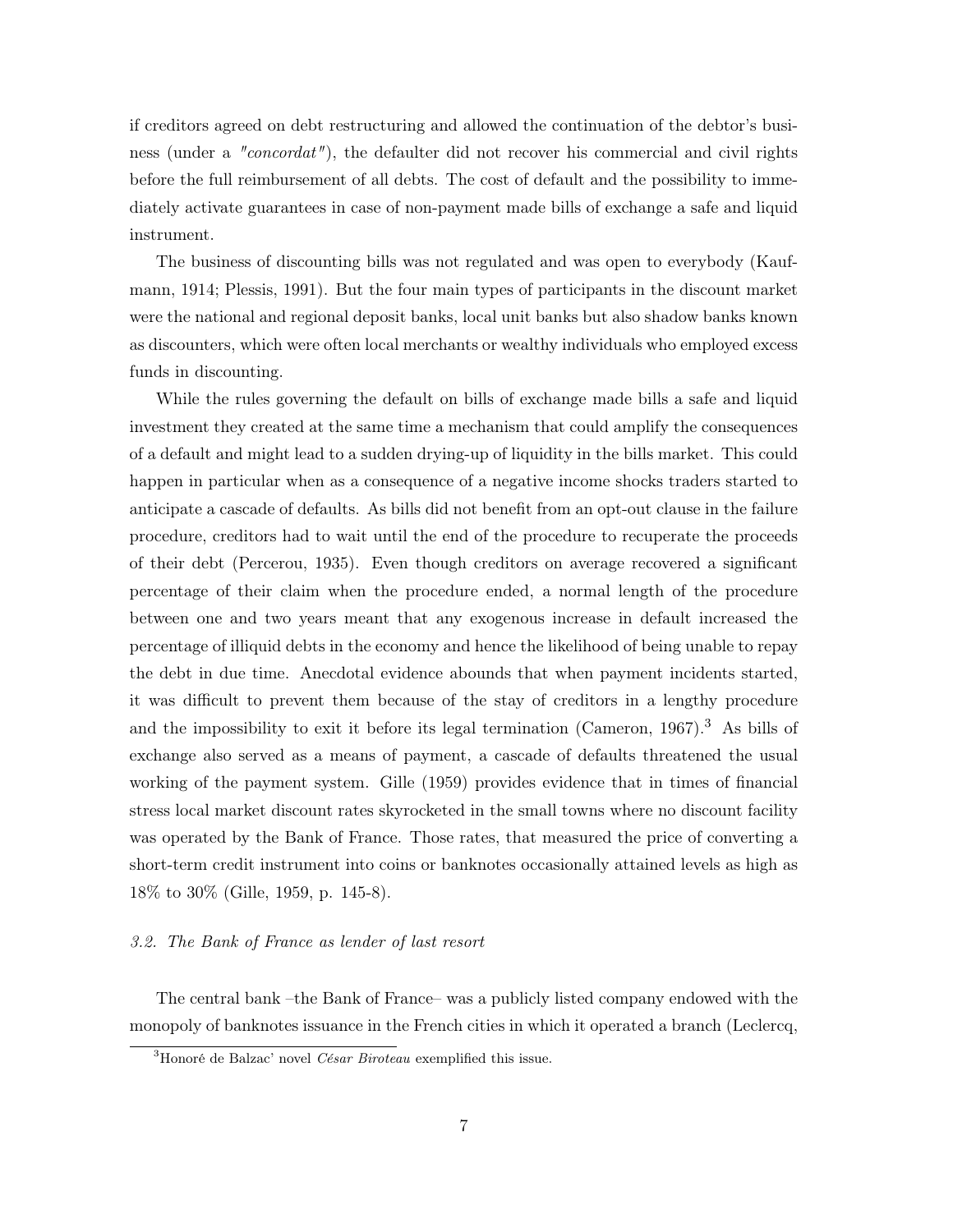if creditors agreed on debt restructuring and allowed the continuation of the debtor's business (under a *"concordat"*), the defaulter did not recover his commercial and civil rights before the full reimbursement of all debts. The cost of default and the possibility to immediately activate guarantees in case of non-payment made bills of exchange a safe and liquid instrument.

The business of discounting bills was not regulated and was open to everybody (Kaufmann, 1914; Plessis, 1991). But the four main types of participants in the discount market were the national and regional deposit banks, local unit banks but also shadow banks known as discounters, which were often local merchants or wealthy individuals who employed excess funds in discounting.

While the rules governing the default on bills of exchange made bills a safe and liquid investment they created at the same time a mechanism that could amplify the consequences of a default and might lead to a sudden drying-up of liquidity in the bills market. This could happen in particular when as a consequence of a negative income shocks traders started to anticipate a cascade of defaults. As bills did not benefit from an opt-out clause in the failure procedure, creditors had to wait until the end of the procedure to recuperate the proceeds of their debt (Percerou, 1935). Even though creditors on average recovered a significant percentage of their claim when the procedure ended, a normal length of the procedure between one and two years meant that any exogenous increase in default increased the percentage of illiquid debts in the economy and hence the likelihood of being unable to repay the debt in due time. Anecdotal evidence abounds that when payment incidents started, it was difficult to prevent them because of the stay of creditors in a lengthy procedure and the impossibility to exit it before its legal termination (Cameron, 1967).[3] As bills of exchange also served as a means of payment, a cascade of defaults threatened the usual working of the payment system. Gille (1959) provides evidence that in times of financial stress local market discount rates skyrocketed in the small towns where no discount facility was operated by the Bank of France. Those rates, that measured the price of converting a short-term credit instrument into coins or banknotes occasionally attained levels as high as 18% to 30% (Gille, 1959, p. 145-8).

### *3.2. The Bank of France as lender of last resort*

The central bank –the Bank of France– was a publicly listed company endowed with the monopoly of banknotes issuance in the French cities in which it operated a branch (Leclercq,

[3] Honoré de Balzac' novel *César Biroteau* exemplified this issue.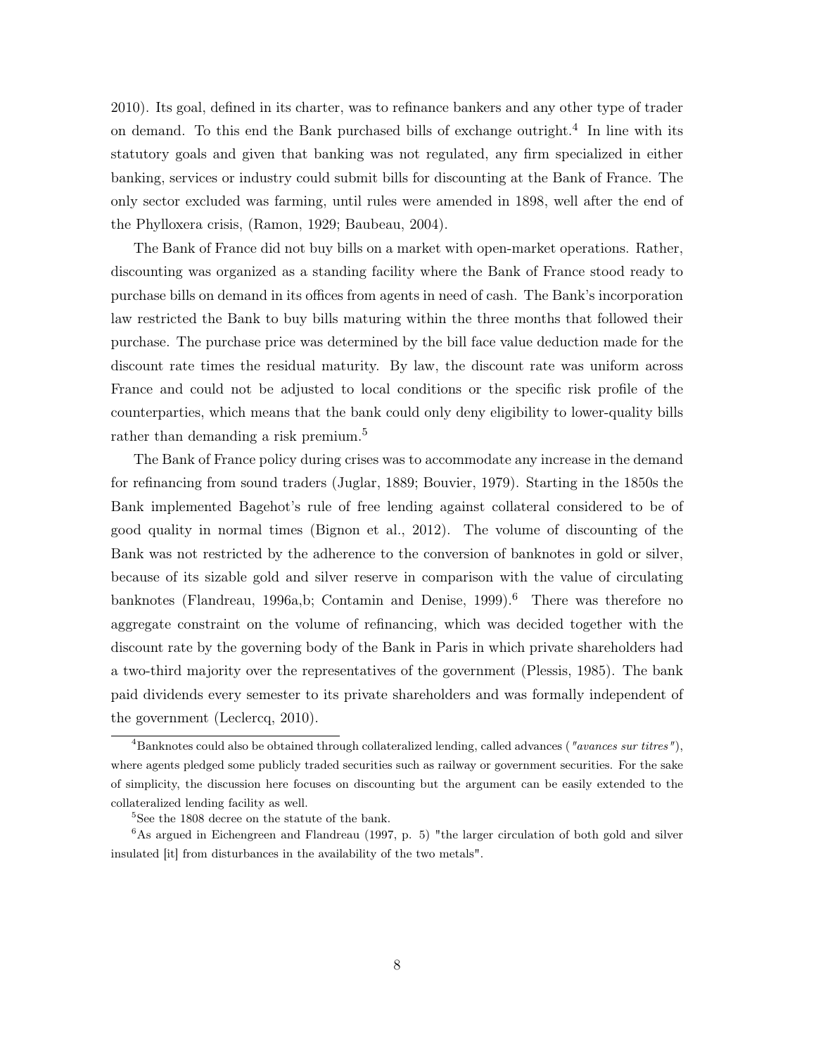2010). Its goal, defined in its charter, was to refinance bankers and any other type of trader on demand. To this end the Bank purchased bills of exchange outright.[4] In line with its statutory goals and given that banking was not regulated, any firm specialized in either banking, services or industry could submit bills for discounting at the Bank of France. The only sector excluded was farming, until rules were amended in 1898, well after the end of the Phylloxera crisis, (Ramon, 1929; Baubeau, 2004).

The Bank of France did not buy bills on a market with open-market operations. Rather, discounting was organized as a standing facility where the Bank of France stood ready to purchase bills on demand in its offices from agents in need of cash. The Bank's incorporation law restricted the Bank to buy bills maturing within the three months that followed their purchase. The purchase price was determined by the bill face value deduction made for the discount rate times the residual maturity. By law, the discount rate was uniform across France and could not be adjusted to local conditions or the specific risk profile of the counterparties, which means that the bank could only deny eligibility to lower-quality bills rather than demanding a risk premium.[5]

The Bank of France policy during crises was to accommodate any increase in the demand for refinancing from sound traders (Juglar, 1889; Bouvier, 1979). Starting in the 1850s the Bank implemented Bagehot's rule of free lending against collateral considered to be of good quality in normal times (Bignon et al., 2012). The volume of discounting of the Bank was not restricted by the adherence to the conversion of banknotes in gold or silver, because of its sizable gold and silver reserve in comparison with the value of circulating banknotes (Flandreau, 1996a,b; Contamin and Denise, 1999).[6] There was therefore no aggregate constraint on the volume of refinancing, which was decided together with the discount rate by the governing body of the Bank in Paris in which private shareholders had a two-third majority over the representatives of the government (Plessis, 1985). The bank paid dividends every semester to its private shareholders and was formally independent of the government (Leclercq, 2010).

[4] Banknotes could also be obtained through collateralized lending, called advances (*"avances sur titres"*), where agents pledged some publicly traded securities such as railway or government securities. For the sake of simplicity, the discussion here focuses on discounting but the argument can be easily extended to the collateralized lending facility as well.

[5] See the 1808 decree on the statute of the bank.

[6] As argued in Eichengreen and Flandreau (1997, p. 5) "the larger circulation of both gold and silver insulated [it] from disturbances in the availability of the two metals".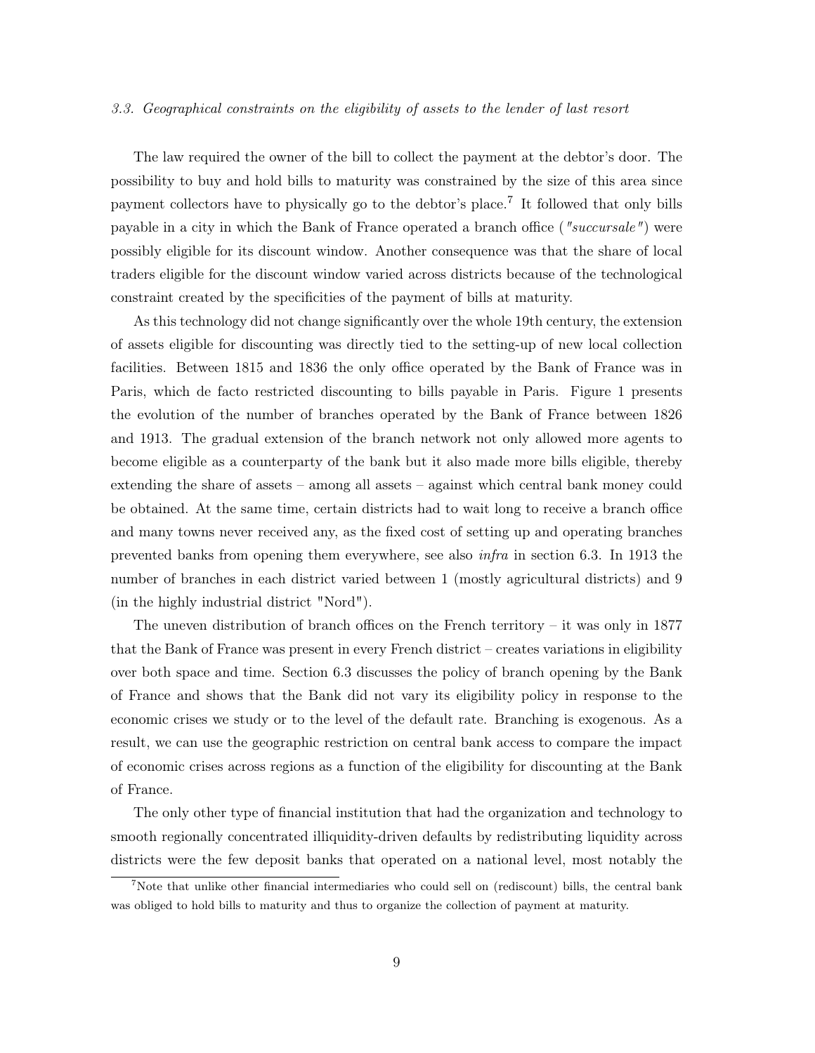### *3.3. Geographical constraints on the eligibility of assets to the lender of last resort*

The law required the owner of the bill to collect the payment at the debtor's door. The possibility to buy and hold bills to maturity was constrained by the size of this area since payment collectors have to physically go to the debtor's place.[7] It followed that only bills payable in a city in which the Bank of France operated a branch office (*"succursale"*) were possibly eligible for its discount window. Another consequence was that the share of local traders eligible for the discount window varied across districts because of the technological constraint created by the specificities of the payment of bills at maturity.

As this technology did not change significantly over the whole 19th century, the extension of assets eligible for discounting was directly tied to the setting-up of new local collection facilities. Between 1815 and 1836 the only office operated by the Bank of France was in Paris, which de facto restricted discounting to bills payable in Paris. Figure 1 presents the evolution of the number of branches operated by the Bank of France between 1826 and 1913. The gradual extension of the branch network not only allowed more agents to become eligible as a counterparty of the bank but it also made more bills eligible, thereby extending the share of assets – among all assets – against which central bank money could be obtained. At the same time, certain districts had to wait long to receive a branch office and many towns never received any, as the fixed cost of setting up and operating branches prevented banks from opening them everywhere, see also *infra* in section 6.3. In 1913 the number of branches in each district varied between 1 (mostly agricultural districts) and 9 (in the highly industrial district "Nord").

The uneven distribution of branch offices on the French territory – it was only in 1877 that the Bank of France was present in every French district – creates variations in eligibility over both space and time. Section 6.3 discusses the policy of branch opening by the Bank of France and shows that the Bank did not vary its eligibility policy in response to the economic crises we study or to the level of the default rate. Branching is exogenous. As a result, we can use the geographic restriction on central bank access to compare the impact of economic crises across regions as a function of the eligibility for discounting at the Bank of France.

The only other type of financial institution that had the organization and technology to smooth regionally concentrated illiquidity-driven defaults by redistributing liquidity across districts were the few deposit banks that operated on a national level, most notably the

[7] Note that unlike other financial intermediaries who could sell on (rediscount) bills, the central bank was obliged to hold bills to maturity and thus to organize the collection of payment at maturity.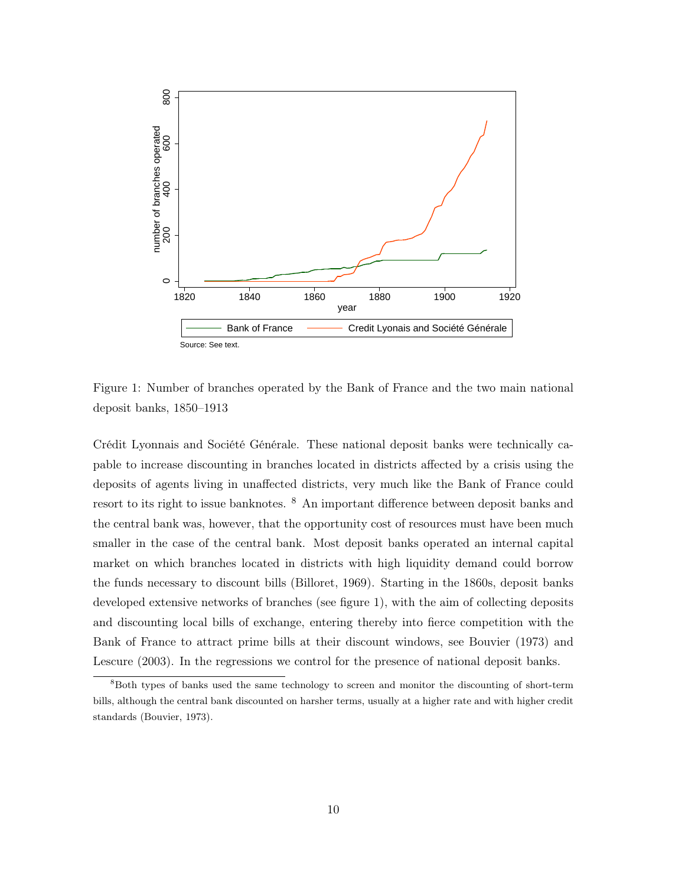Figure 1: Number of branches operated by the Bank of France and the two main national deposit banks, 1850–1913

Crédit Lyonnais and Société Générale. These national deposit banks were technically capable to increase discounting in branches located in districts affected by a crisis using the deposits of agents living in unaffected districts, very much like the Bank of France could resort to its right to issue banknotes. [8] An important difference between deposit banks and the central bank was, however, that the opportunity cost of resources must have been much smaller in the case of the central bank. Most deposit banks operated an internal capital market on which branches located in districts with high liquidity demand could borrow the funds necessary to discount bills (Billoret, 1969). Starting in the 1860s, deposit banks developed extensive networks of branches (see figure 1), with the aim of collecting deposits and discounting local bills of exchange, entering thereby into fierce competition with the Bank of France to attract prime bills at their discount windows, see Bouvier (1973) and Lescure (2003). In the regressions we control for the presence of national deposit banks.

[8] Both types of banks used the same technology to screen and monitor the discounting of short-term bills, although the central bank discounted on harsher terms, usually at a higher rate and with higher credit standards (Bouvier, 1973).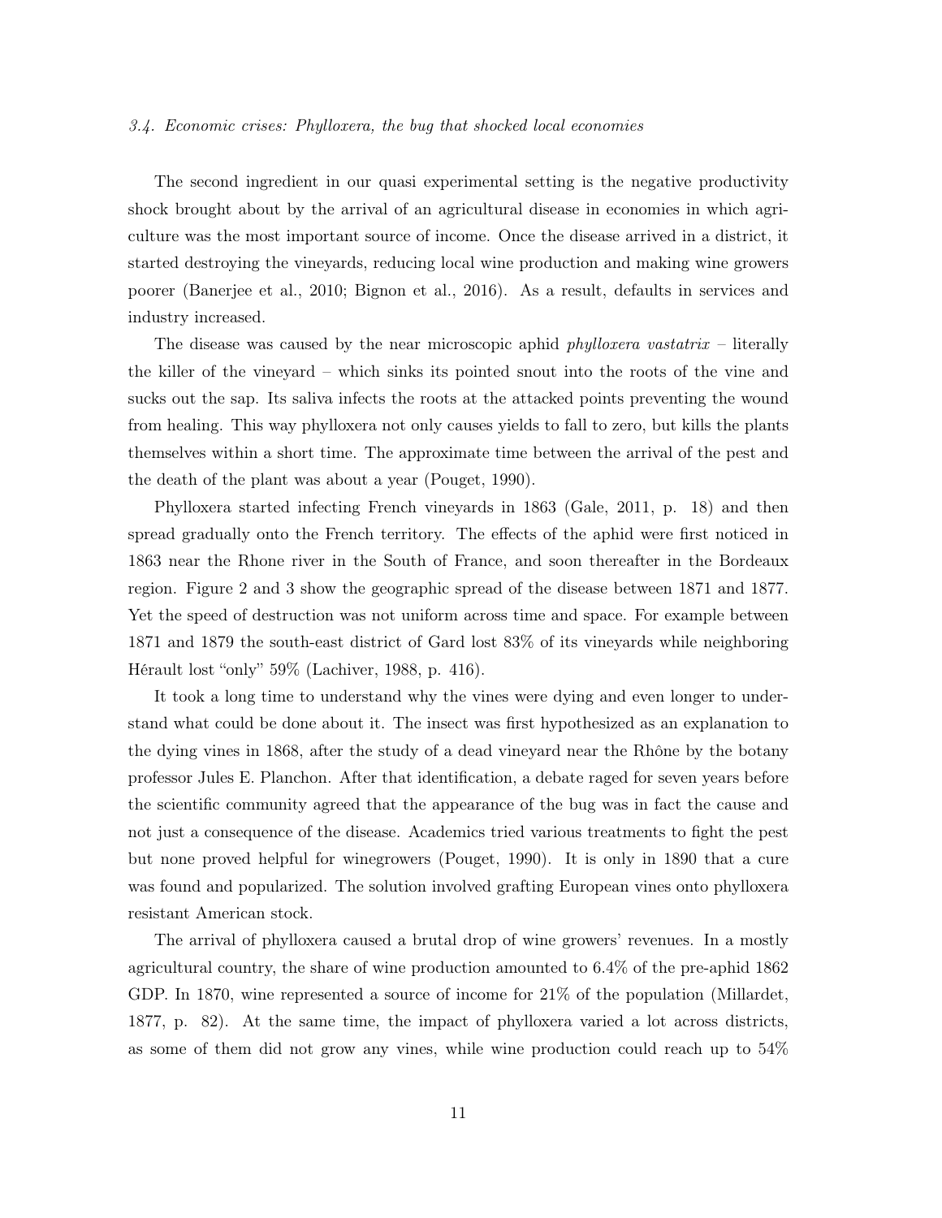### *3.4. Economic crises: Phylloxera, the bug that shocked local economies*

The second ingredient in our quasi experimental setting is the negative productivity shock brought about by the arrival of an agricultural disease in economies in which agriculture was the most important source of income. Once the disease arrived in a district, it started destroying the vineyards, reducing local wine production and making wine growers poorer (Banerjee et al., 2010; Bignon et al., 2016). As a result, defaults in services and industry increased.

The disease was caused by the near microscopic aphid *phylloxera vastatrix* – literally the killer of the vineyard – which sinks its pointed snout into the roots of the vine and sucks out the sap. Its saliva infects the roots at the attacked points preventing the wound from healing. This way phylloxera not only causes yields to fall to zero, but kills the plants themselves within a short time. The approximate time between the arrival of the pest and the death of the plant was about a year (Pouget, 1990).

Phylloxera started infecting French vineyards in 1863 (Gale, 2011, p. 18) and then spread gradually onto the French territory. The effects of the aphid were first noticed in 1863 near the Rhone river in the South of France, and soon thereafter in the Bordeaux region. Figure 2 and 3 show the geographic spread of the disease between 1871 and 1877. Yet the speed of destruction was not uniform across time and space. For example between 1871 and 1879 the south-east district of Gard lost 83% of its vineyards while neighboring Hérault lost "only" 59% (Lachiver, 1988, p. 416).

It took a long time to understand why the vines were dying and even longer to understand what could be done about it. The insect was first hypothesized as an explanation to the dying vines in 1868, after the study of a dead vineyard near the Rhône by the botany professor Jules E. Planchon. After that identification, a debate raged for seven years before the scientific community agreed that the appearance of the bug was in fact the cause and not just a consequence of the disease. Academics tried various treatments to fight the pest but none proved helpful for winegrowers (Pouget, 1990). It is only in 1890 that a cure was found and popularized. The solution involved grafting European vines onto phylloxera resistant American stock.

The arrival of phylloxera caused a brutal drop of wine growers' revenues. In a mostly agricultural country, the share of wine production amounted to 6.4% of the pre-aphid 1862 GDP. In 1870, wine represented a source of income for 21% of the population (Millardet, 1877, p. 82). At the same time, the impact of phylloxera varied a lot across districts, as some of them did not grow any vines, while wine production could reach up to 54%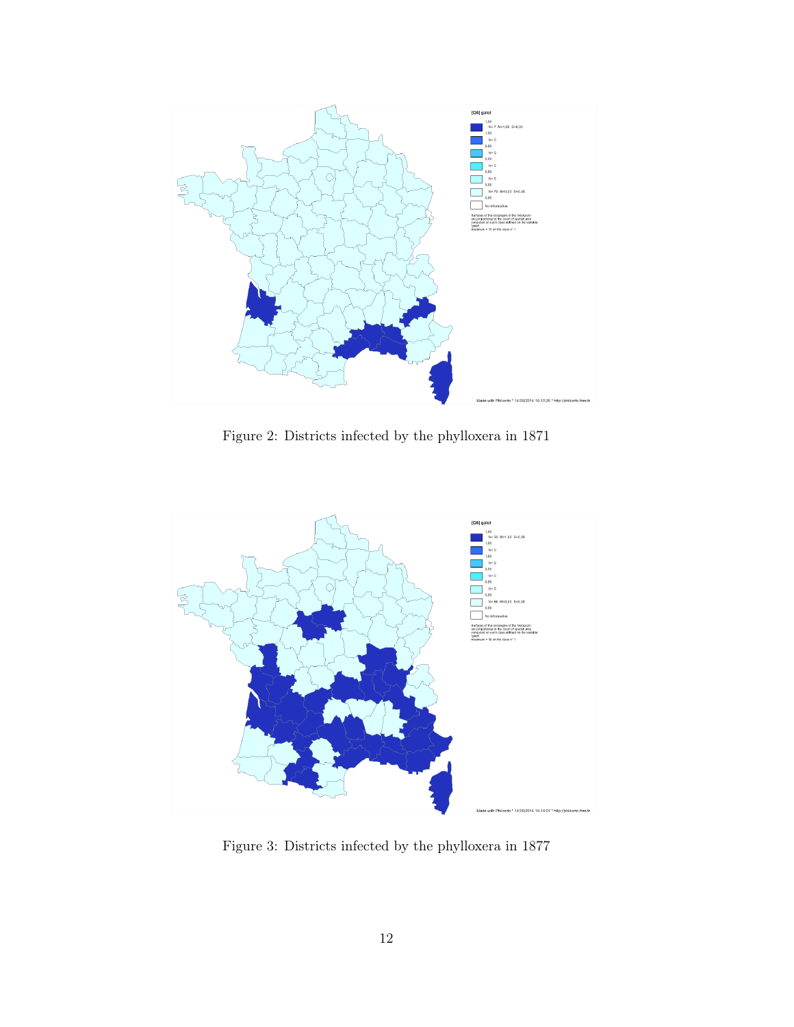Figure 2: Districts infected by the phylloxera in 1871

Figure 3: Districts infected by the phylloxera in 1877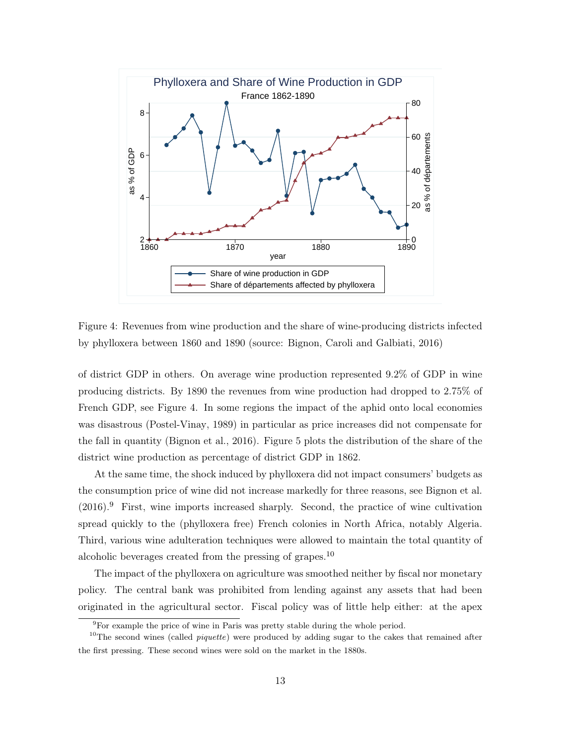Figure 4: Revenues from wine production and the share of wine-producing districts infected by phylloxera between 1860 and 1890 (source: Bignon, Caroli and Galbiati, 2016)

of district GDP in others. On average wine production represented 9.2% of GDP in wine producing districts. By 1890 the revenues from wine production had dropped to 2.75% of French GDP, see Figure 4. In some regions the impact of the aphid onto local economies was disastrous (Postel-Vinay, 1989) in particular as price increases did not compensate for the fall in quantity (Bignon et al., 2016). Figure 5 plots the distribution of the share of the district wine production as percentage of district GDP in 1862.

At the same time, the shock induced by phylloxera did not impact consumers' budgets as the consumption price of wine did not increase markedly for three reasons, see Bignon et al. (2016).[9] First, wine imports increased sharply. Second, the practice of wine cultivation spread quickly to the (phylloxera free) French colonies in North Africa, notably Algeria. Third, various wine adulteration techniques were allowed to maintain the total quantity of alcoholic beverages created from the pressing of grapes.[10]

The impact of the phylloxera on agriculture was smoothed neither by fiscal nor monetary policy. The central bank was prohibited from lending against any assets that had been originated in the agricultural sector. Fiscal policy was of little help either: at the apex

[9] For example the price of wine in Paris was pretty stable during the whole period.

[10] The second wines (called *piquette*) were produced by adding sugar to the cakes that remained after the first pressing. These second wines were sold on the market in the 1880s.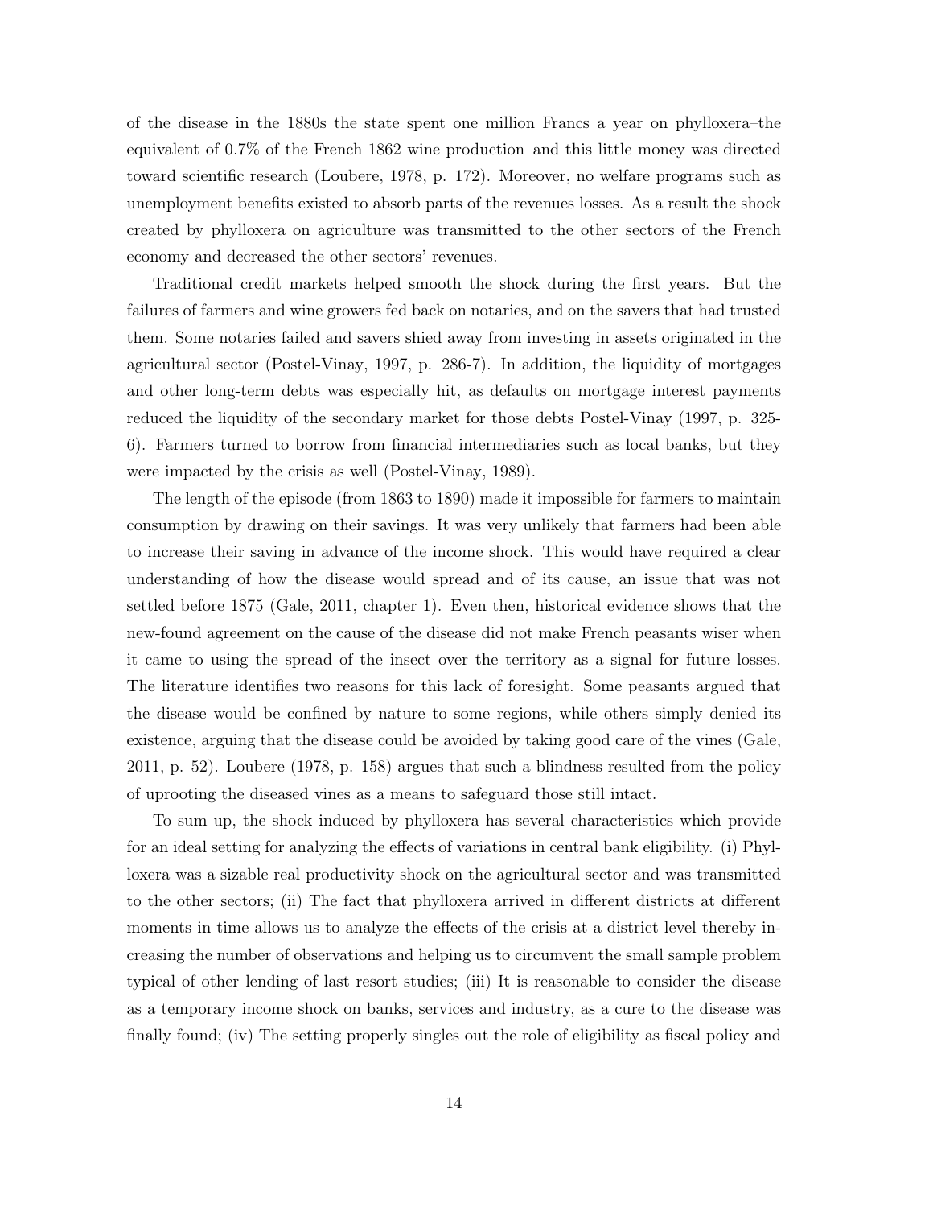of the disease in the 1880s the state spent one million Francs a year on phylloxera–the equivalent of 0.7% of the French 1862 wine production–and this little money was directed toward scientific research (Loubere, 1978, p. 172). Moreover, no welfare programs such as unemployment benefits existed to absorb parts of the revenues losses. As a result the shock created by phylloxera on agriculture was transmitted to the other sectors of the French economy and decreased the other sectors' revenues.

Traditional credit markets helped smooth the shock during the first years. But the failures of farmers and wine growers fed back on notaries, and on the savers that had trusted them. Some notaries failed and savers shied away from investing in assets originated in the agricultural sector (Postel-Vinay, 1997, p. 286-7). In addition, the liquidity of mortgages and other long-term debts was especially hit, as defaults on mortgage interest payments reduced the liquidity of the secondary market for those debts Postel-Vinay (1997, p. 325-6). Farmers turned to borrow from financial intermediaries such as local banks, but they were impacted by the crisis as well (Postel-Vinay, 1989).

The length of the episode (from 1863 to 1890) made it impossible for farmers to maintain consumption by drawing on their savings. It was very unlikely that farmers had been able to increase their saving in advance of the income shock. This would have required a clear understanding of how the disease would spread and of its cause, an issue that was not settled before 1875 (Gale, 2011, chapter 1). Even then, historical evidence shows that the new-found agreement on the cause of the disease did not make French peasants wiser when it came to using the spread of the insect over the territory as a signal for future losses. The literature identifies two reasons for this lack of foresight. Some peasants argued that the disease would be confined by nature to some regions, while others simply denied its existence, arguing that the disease could be avoided by taking good care of the vines (Gale, 2011, p. 52). Loubere (1978, p. 158) argues that such a blindness resulted from the policy of uprooting the diseased vines as a means to safeguard those still intact.

To sum up, the shock induced by phylloxera has several characteristics which provide for an ideal setting for analyzing the effects of variations in central bank eligibility. (i) Phylloxera was a sizable real productivity shock on the agricultural sector and was transmitted to the other sectors; (ii) The fact that phylloxera arrived in different districts at different moments in time allows us to analyze the effects of the crisis at a district level thereby increasing the number of observations and helping us to circumvent the small sample problem typical of other lending of last resort studies; (iii) It is reasonable to consider the disease as a temporary income shock on banks, services and industry, as a cure to the disease was finally found; (iv) The setting properly singles out the role of eligibility as fiscal policy and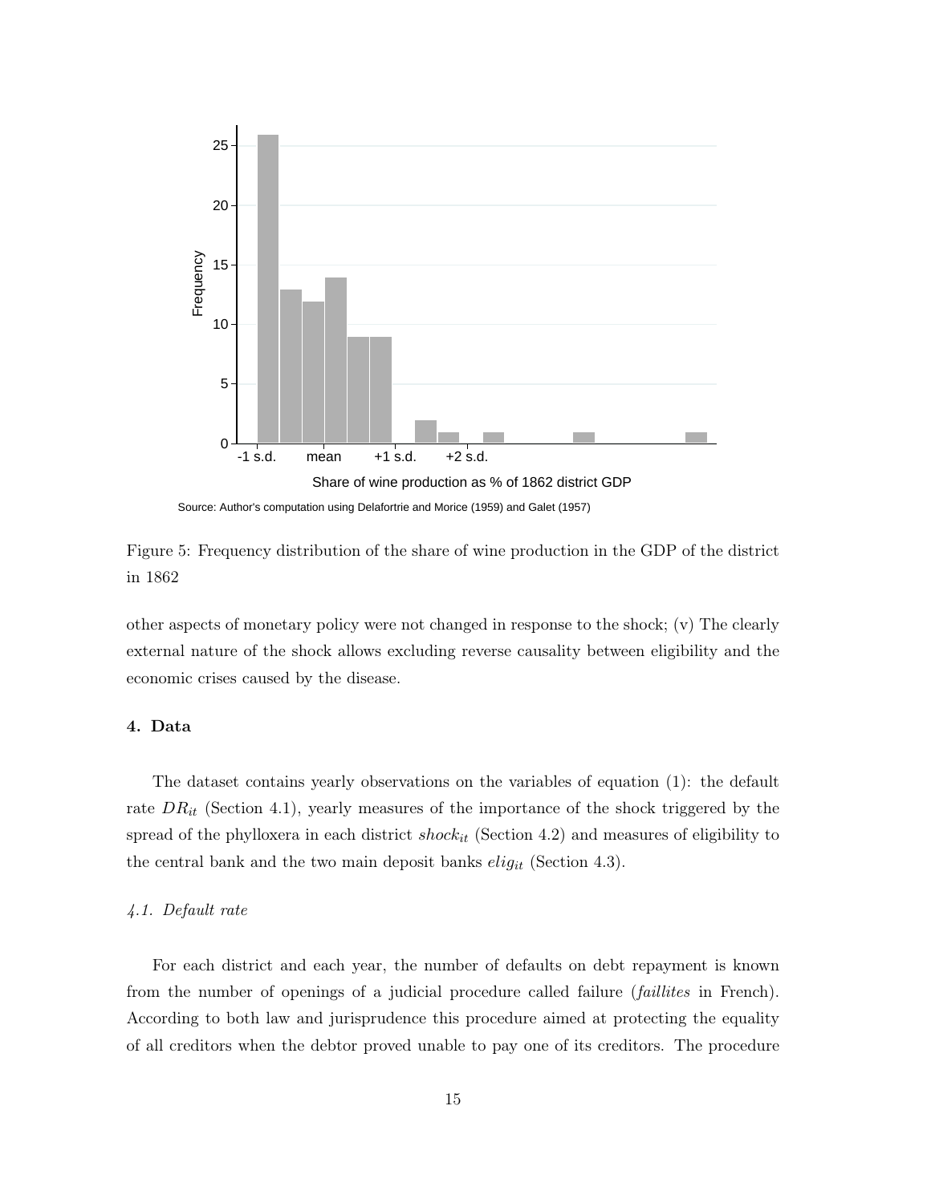Source: Author's computation using Delafortrie and Morice (1959) and Galet (1957)

Figure 5: Frequency distribution of the share of wine production in the GDP of the district in 1862

other aspects of monetary policy were not changed in response to the shock; (v) The clearly external nature of the shock allows excluding reverse causality between eligibility and the economic crises caused by the disease.

## 4. Data

The dataset contains yearly observations on the variables of equation (1): the default rate $DR_{it}$ (Section 4.1), yearly measures of the importance of the shock triggered by the spread of the phylloxera in each district $shock_{it}$ (Section 4.2) and measures of eligibility to the central bank and the two main deposit banks $elig_{it}$ (Section 4.3).

### *4.1. Default rate*

For each district and each year, the number of defaults on debt repayment is known from the number of openings of a judicial procedure called failure (*faillites* in French). According to both law and jurisprudence this procedure aimed at protecting the equality of all creditors when the debtor proved unable to pay one of its creditors. The procedure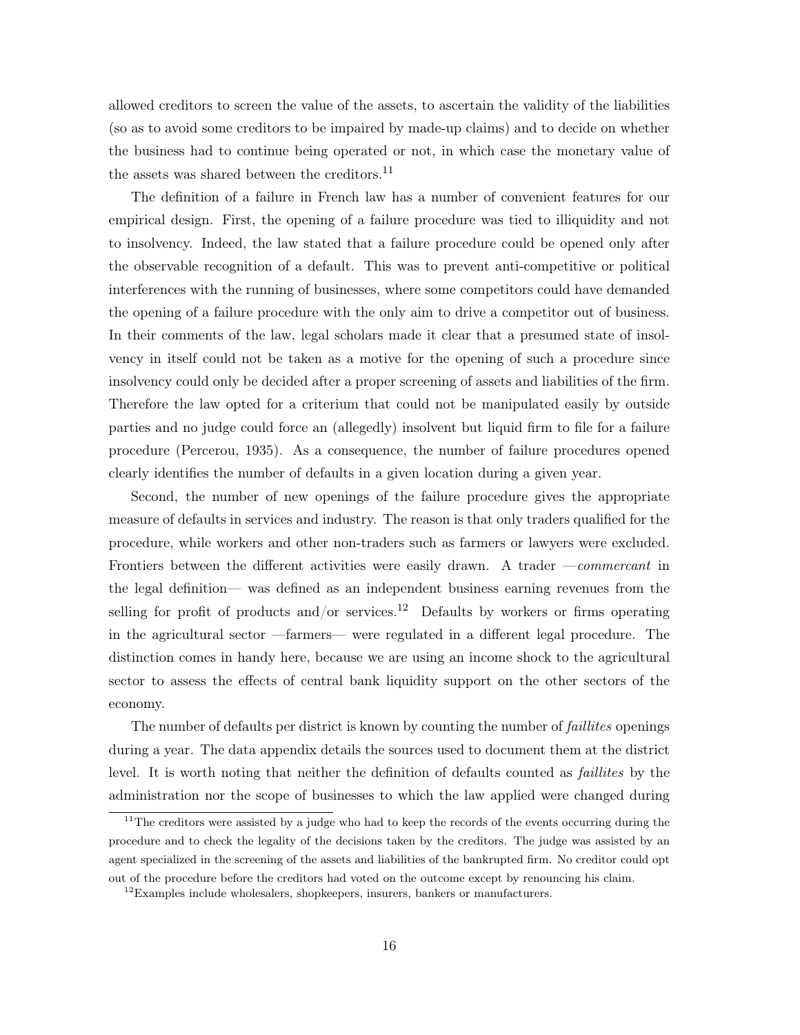allowed creditors to screen the value of the assets, to ascertain the validity of the liabilities (so as to avoid some creditors to be impaired by made-up claims) and to decide on whether the business had to continue being operated or not, in which case the monetary value of the assets was shared between the creditors.[11]

The definition of a failure in French law has a number of convenient features for our empirical design. First, the opening of a failure procedure was tied to illiquidity and not to insolvency. Indeed, the law stated that a failure procedure could be opened only after the observable recognition of a default. This was to prevent anti-competitive or political interferences with the running of businesses, where some competitors could have demanded the opening of a failure procedure with the only aim to drive a competitor out of business. In their comments of the law, legal scholars made it clear that a presumed state of insolvency in itself could not be taken as a motive for the opening of such a procedure since insolvency could only be decided after a proper screening of assets and liabilities of the firm. Therefore the law opted for a criterium that could not be manipulated easily by outside parties and no judge could force an (allegedly) insolvent but liquid firm to file for a failure procedure (Percerou, 1935). As a consequence, the number of failure procedures opened clearly identifies the number of defaults in a given location during a given year.

Second, the number of new openings of the failure procedure gives the appropriate measure of defaults in services and industry. The reason is that only traders qualified for the procedure, while workers and other non-traders such as farmers or lawyers were excluded. Frontiers between the different activities were easily drawn. A trader —*commercant* in the legal definition— was defined as an independent business earning revenues from the selling for profit of products and/or services.[12] Defaults by workers or firms operating in the agricultural sector —farmers— were regulated in a different legal procedure. The distinction comes in handy here, because we are using an income shock to the agricultural sector to assess the effects of central bank liquidity support on the other sectors of the economy.

The number of defaults per district is known by counting the number of *faillites* openings during a year. The data appendix details the sources used to document them at the district level. It is worth noting that neither the definition of defaults counted as *faillites* by the administration nor the scope of businesses to which the law applied were changed during

[11] The creditors were assisted by a judge who had to keep the records of the events occurring during the procedure and to check the legality of the decisions taken by the creditors. The judge was assisted by an agent specialized in the screening of the assets and liabilities of the bankrupted firm. No creditor could opt out of the procedure before the creditors had voted on the outcome except by renouncing his claim.

[12] Examples include wholesalers, shopkeepers, insurers, bankers or manufacturers.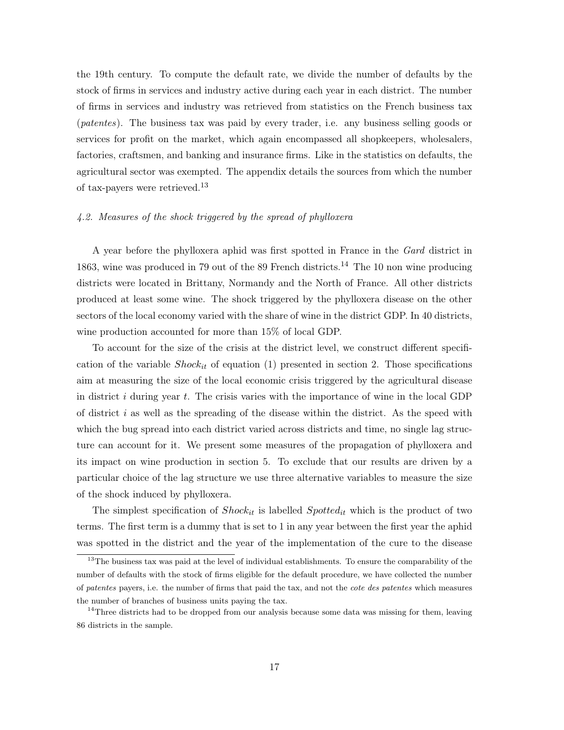the 19th century. To compute the default rate, we divide the number of defaults by the stock of firms in services and industry active during each year in each district. The number of firms in services and industry was retrieved from statistics on the French business tax (*patentes*). The business tax was paid by every trader, i.e. any business selling goods or services for profit on the market, which again encompassed all shopkeepers, wholesalers, factories, craftsmen, and banking and insurance firms. Like in the statistics on defaults, the agricultural sector was exempted. The appendix details the sources from which the number of tax-payers were retrieved.[13]

### *4.2. Measures of the shock triggered by the spread of phylloxera*

A year before the phylloxera aphid was first spotted in France in the *Gard* district in 1863, wine was produced in 79 out of the 89 French districts.[14] The 10 non wine producing districts were located in Brittany, Normandy and the North of France. All other districts produced at least some wine. The shock triggered by the phylloxera disease on the other sectors of the local economy varied with the share of wine in the district GDP. In 40 districts, wine production accounted for more than 15% of local GDP.

To account for the size of the crisis at the district level, we construct different specification of the variable $Shock_{it}$ of equation (1) presented in section 2. Those specifications aim at measuring the size of the local economic crisis triggered by the agricultural disease in district $i$ during year $t$. The crisis varies with the importance of wine in the local GDP of district $i$ as well as the spreading of the disease within the district. As the speed with which the bug spread into each district varied across districts and time, no single lag structure can account for it. We present some measures of the propagation of phylloxera and its impact on wine production in section 5. To exclude that our results are driven by a particular choice of the lag structure we use three alternative variables to measure the size of the shock induced by phylloxera.

The simplest specification of $Shock_{it}$ is labelled $Spotted_{it}$ which is the product of two terms. The first term is a dummy that is set to 1 in any year between the first year the aphid was spotted in the district and the year of the implementation of the cure to the disease

---

[13] The business tax was paid at the level of individual establishments. To ensure the comparability of the number of defaults with the stock of firms eligible for the default procedure, we have collected the number of *patentes* payers, i.e. the number of firms that paid the tax, and not the *cote des patentes* which measures the number of branches of business units paying the tax.

[14] Three districts had to be dropped from our analysis because some data was missing for them, leaving 86 districts in the sample.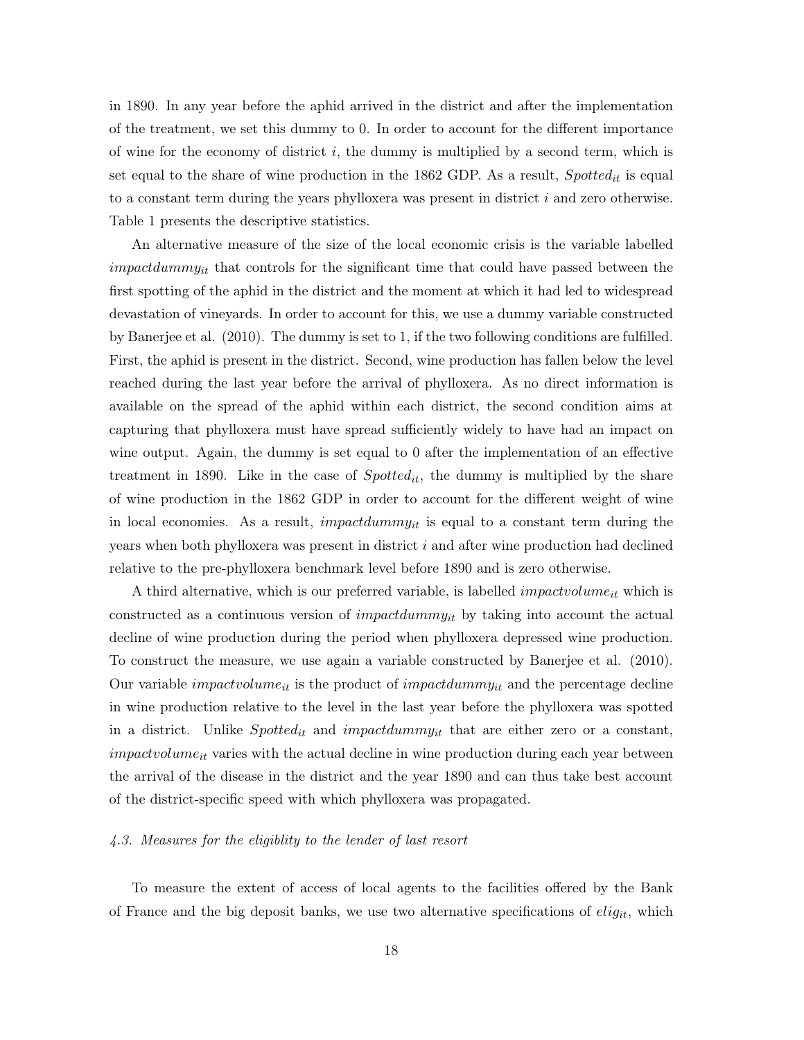in 1890. In any year before the aphid arrived in the district and after the implementation of the treatment, we set this dummy to 0. In order to account for the different importance of wine for the economy of district $i$, the dummy is multiplied by a second term, which is set equal to the share of wine production in the 1862 GDP. As a result, $Spotted_{it}$ is equal to a constant term during the years phylloxera was present in district $i$ and zero otherwise. Table 1 presents the descriptive statistics.

An alternative measure of the size of the local economic crisis is the variable labelled $impactdummy_{it}$ that controls for the significant time that could have passed between the first spotting of the aphid in the district and the moment at which it had led to widespread devastation of vineyards. In order to account for this, we use a dummy variable constructed by Banerjee et al. (2010). The dummy is set to 1, if the two following conditions are fulfilled. First, the aphid is present in the district. Second, wine production has fallen below the level reached during the last year before the arrival of phylloxera. As no direct information is available on the spread of the aphid within each district, the second condition aims at capturing that phylloxera must have spread sufficiently widely to have had an impact on wine output. Again, the dummy is set equal to 0 after the implementation of an effective treatment in 1890. Like in the case of $Spotted_{it}$, the dummy is multiplied by the share of wine production in the 1862 GDP in order to account for the different weight of wine in local economies. As a result, $impactdummy_{it}$ is equal to a constant term during the years when both phylloxera was present in district $i$ and after wine production had declined relative to the pre-phylloxera benchmark level before 1890 and is zero otherwise.

A third alternative, which is our preferred variable, is labelled $impactvolume_{it}$ which is constructed as a continuous version of $impactdummy_{it}$ by taking into account the actual decline of wine production during the period when phylloxera depressed wine production. To construct the measure, we use again a variable constructed by Banerjee et al. (2010). Our variable $impactvolume_{it}$ is the product of $impactdummy_{it}$ and the percentage decline in wine production relative to the level in the last year before the phylloxera was spotted in a district. Unlike $Spotted_{it}$ and $impactdummy_{it}$ that are either zero or a constant, $impactvolume_{it}$ varies with the actual decline in wine production during each year between the arrival of the disease in the district and the year 1890 and can thus take best account of the district-specific speed with which phylloxera was propagated.

### *4.3. Measures for the eligiblity to the lender of last resort*

To measure the extent of access of local agents to the facilities offered by the Bank of France and the big deposit banks, we use two alternative specifications of $elig_{it}$, which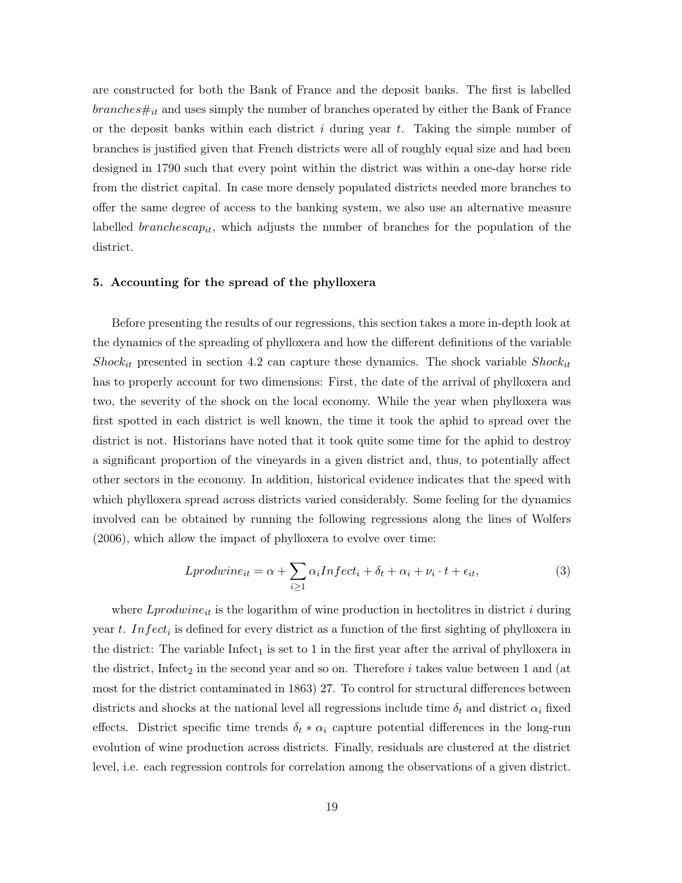are constructed for both the Bank of France and the deposit banks. The first is labelled $branches\#_{it}$ and uses simply the number of branches operated by either the Bank of France or the deposit banks within each district $i$ during year $t$. Taking the simple number of branches is justified given that French districts were all of roughly equal size and had been designed in 1790 such that every point within the district was within a one-day horse ride from the district capital. In case more densely populated districts needed more branches to offer the same degree of access to the banking system, we also use an alternative measure labelled $branchescap_{it}$, which adjusts the number of branches for the population of the district.

## 5. Accounting for the spread of the phylloxera

Before presenting the results of our regressions, this section takes a more in-depth look at the dynamics of the spreading of phylloxera and how the different definitions of the variable $Shock_{it}$ presented in section 4.2 can capture these dynamics. The shock variable $Shock_{it}$ has to properly account for two dimensions: First, the date of the arrival of phylloxera and two, the severity of the shock on the local economy. While the year when phylloxera was first spotted in each district is well known, the time it took the aphid to spread over the district is not. Historians have noted that it took quite some time for the aphid to destroy a significant proportion of the vineyards in a given district and, thus, to potentially affect other sectors in the economy. In addition, historical evidence indicates that the speed with which phylloxera spread across districts varied considerably. Some feeling for the dynamics involved can be obtained by running the following regressions along the lines of Wolfers (2006), which allow the impact of phylloxera to evolve over time:

$$Lprodwine_{it} = \alpha + \sum_{i \geq 1} \alpha_i Infect_i + \delta_t + \alpha_i + \nu_i \cdot t + \epsilon_{it}, \tag{3}$$

where $Lprodwine_{it}$ is the logarithm of wine production in hectolitres in district $i$ during year $t$. $Infect_i$ is defined for every district as a function of the first sighting of phylloxera in the district: The variable $\text{Infect}_1$ is set to 1 in the first year after the arrival of phylloxera in the district, $\text{Infect}_2$ in the second year and so on. Therefore $i$ takes value between 1 and (at most for the district contaminated in 1863) 27. To control for structural differences between districts and shocks at the national level all regressions include time $\delta_t$ and district $\alpha_i$ fixed effects. District specific time trends $\delta_t * \alpha_i$ capture potential differences in the long-run evolution of wine production across districts. Finally, residuals are clustered at the district level, i.e. each regression controls for correlation among the observations of a given district.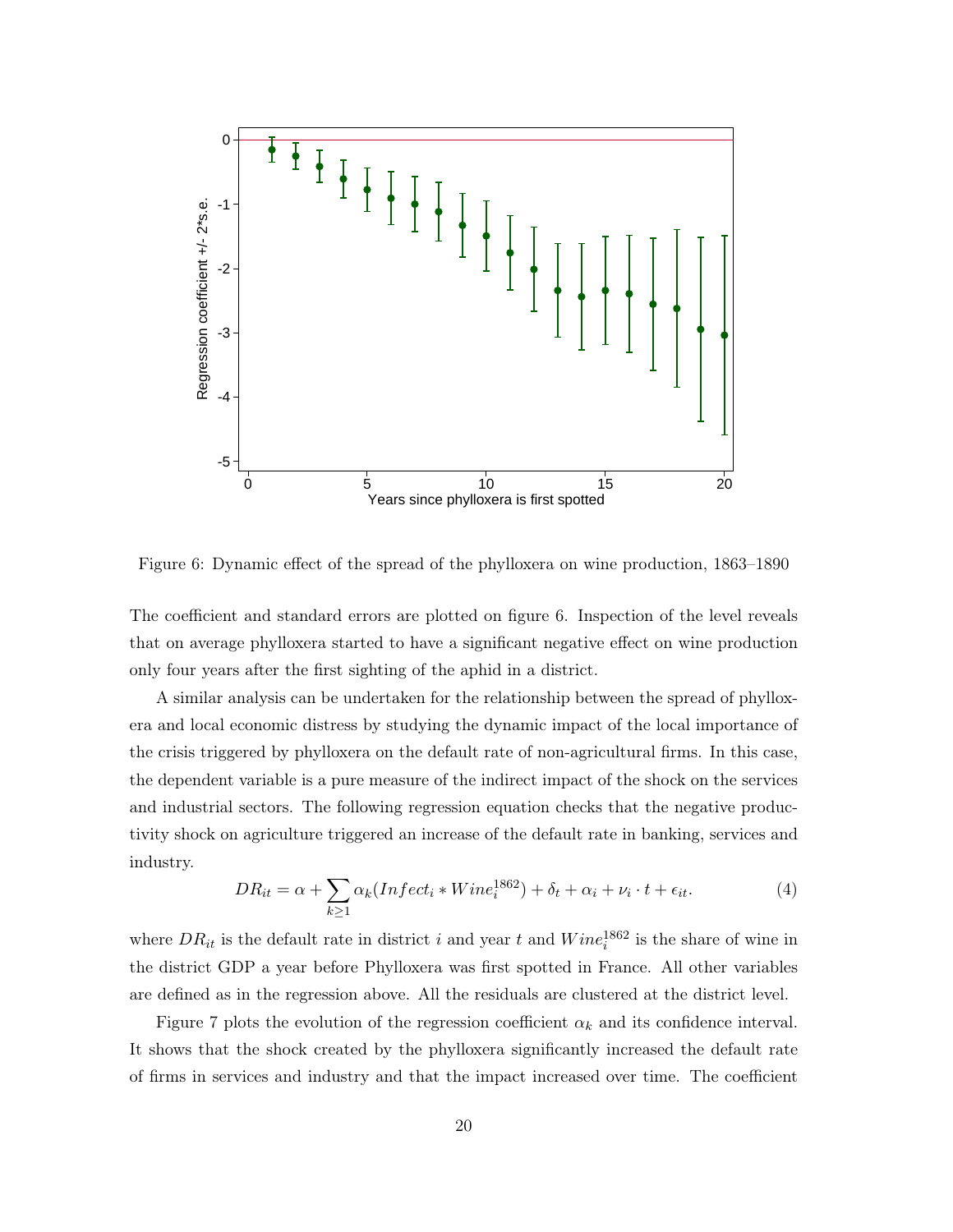Figure 6: Dynamic effect of the spread of the phylloxera on wine production, 1863–1890

The coefficient and standard errors are plotted on figure 6. Inspection of the level reveals that on average phylloxera started to have a significant negative effect on wine production only four years after the first sighting of the aphid in a district.

A similar analysis can be undertaken for the relationship between the spread of phylloxera and local economic distress by studying the dynamic impact of the local importance of the crisis triggered by phylloxera on the default rate of non-agricultural firms. In this case, the dependent variable is a pure measure of the indirect impact of the shock on the services and industrial sectors. The following regression equation checks that the negative productivity shock on agriculture triggered an increase of the default rate in banking, services and industry.

$$DR_{it} = \alpha + \sum_{k \geq 1} \alpha_k (Infect_i * Wine_i^{1862}) + \delta_t + \alpha_i + \nu_i \cdot t + \epsilon_{it}. \quad (4)$$

where $DR_{it}$ is the default rate in district $i$ and year $t$ and $Wine_i^{1862}$ is the share of wine in the district GDP a year before Phylloxera was first spotted in France. All other variables are defined as in the regression above. All the residuals are clustered at the district level.

Figure 7 plots the evolution of the regression coefficient $\alpha_k$ and its confidence interval. It shows that the shock created by the phylloxera significantly increased the default rate of firms in services and industry and that the impact increased over time. The coefficient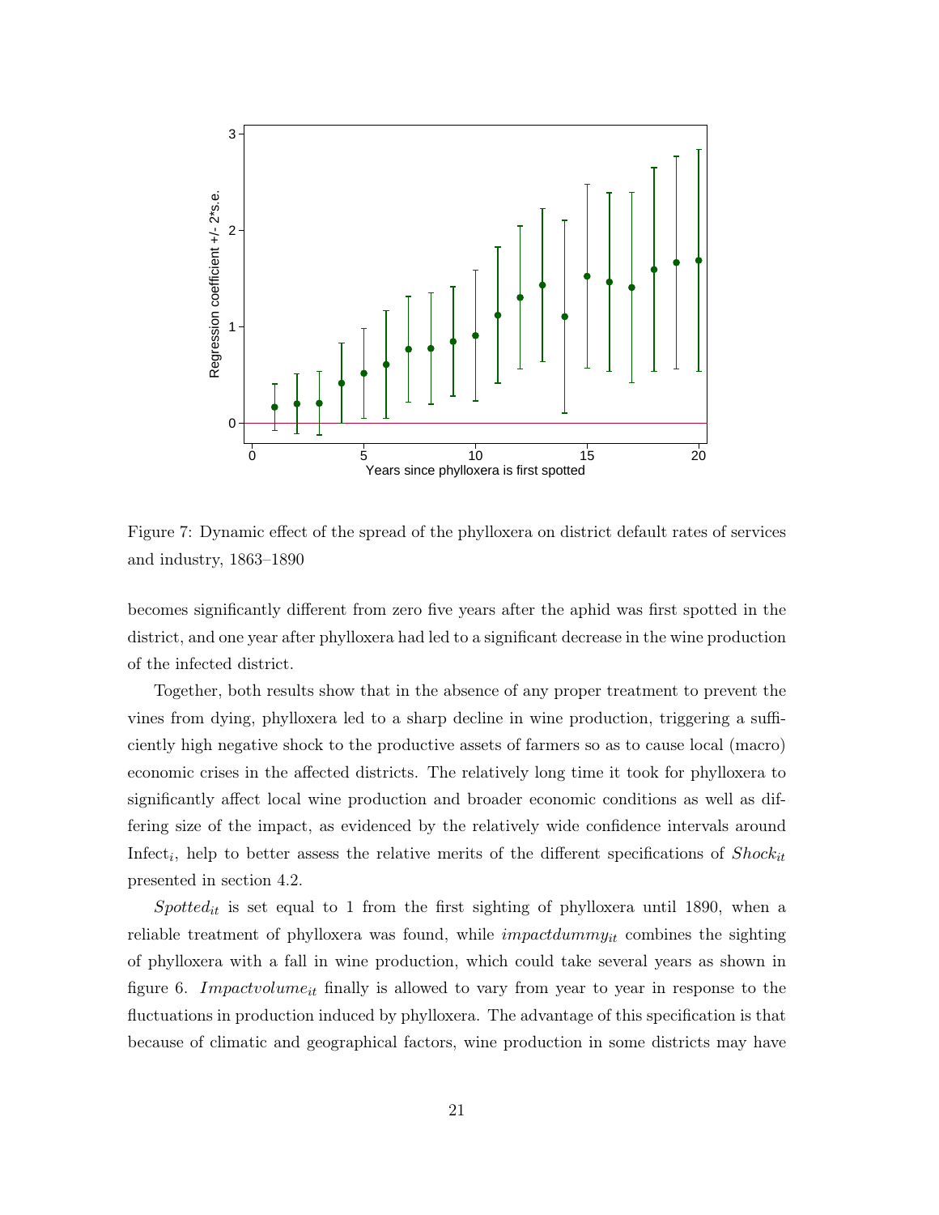Figure 7: Dynamic effect of the spread of the phylloxera on district default rates of services and industry, 1863–1890

becomes significantly different from zero five years after the aphid was first spotted in the district, and one year after phylloxera had led to a significant decrease in the wine production of the infected district.

Together, both results show that in the absence of any proper treatment to prevent the vines from dying, phylloxera led to a sharp decline in wine production, triggering a sufficiently high negative shock to the productive assets of farmers so as to cause local (macro) economic crises in the affected districts. The relatively long time it took for phylloxera to significantly affect local wine production and broader economic conditions as well as differing size of the impact, as evidenced by the relatively wide confidence intervals around $\text{Infect}_i$, help to better assess the relative merits of the different specifications of $Shock_{it}$ presented in section 4.2.

$Spotted_{it}$ is set equal to 1 from the first sighting of phylloxera until 1890, when a reliable treatment of phylloxera was found, while $impactdummy_{it}$ combines the sighting of phylloxera with a fall in wine production, which could take several years as shown in figure 6. $Impactvolume_{it}$ finally is allowed to vary from year to year in response to the fluctuations in production induced by phylloxera. The advantage of this specification is that because of climatic and geographical factors, wine production in some districts may have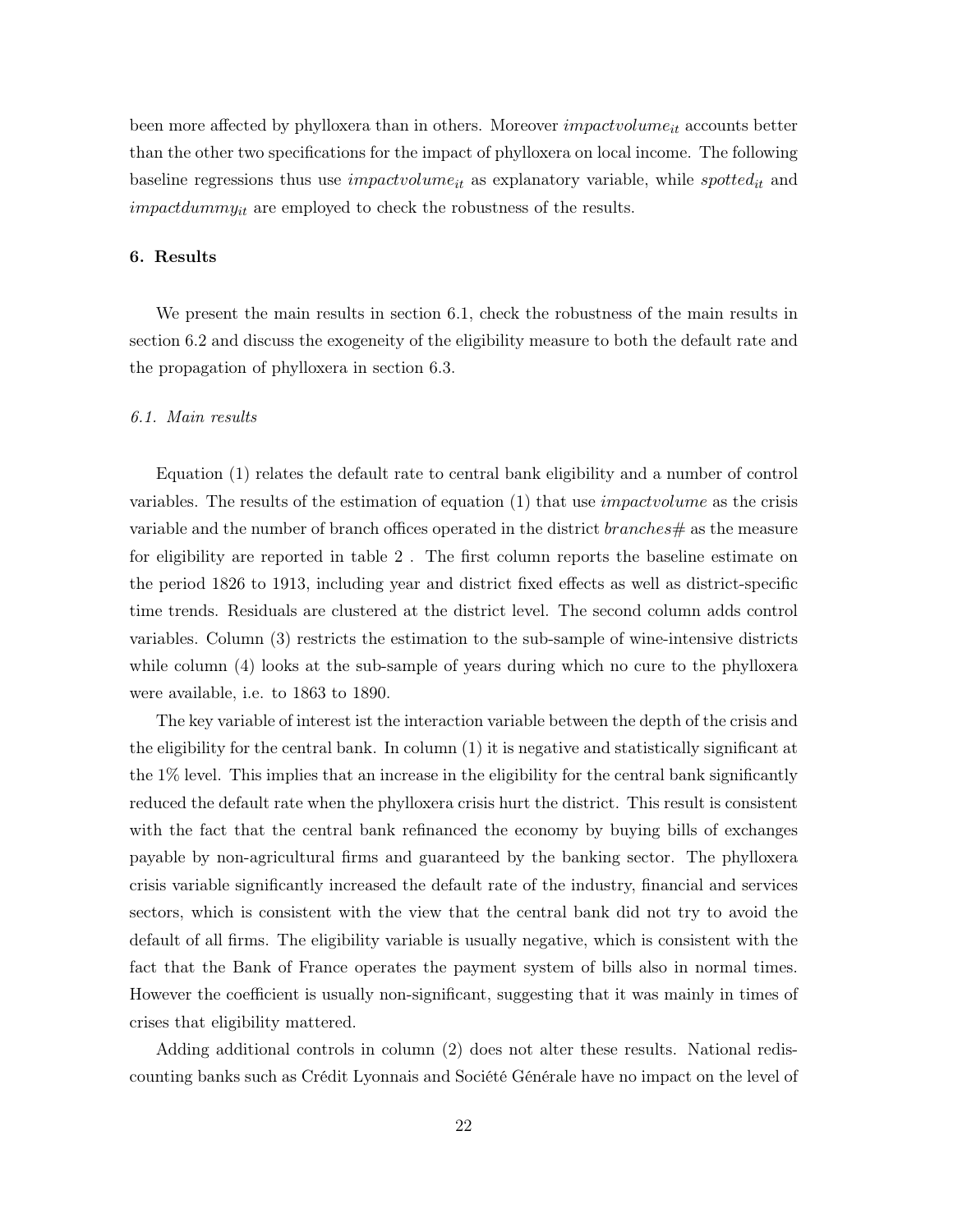been more affected by phylloxera than in others. Moreover $impactvolume_{it}$ accounts better than the other two specifications for the impact of phylloxera on local income. The following baseline regressions thus use $impactvolume_{it}$ as explanatory variable, while $spotted_{it}$ and $impactdummy_{it}$ are employed to check the robustness of the results.

## 6. Results

We present the main results in section 6.1, check the robustness of the main results in section 6.2 and discuss the exogeneity of the eligibility measure to both the default rate and the propagation of phylloxera in section 6.3.

### 6.1. Main results

Equation (1) relates the default rate to central bank eligibility and a number of control variables. The results of the estimation of equation (1) that use *impactvolume* as the crisis variable and the number of branch offices operated in the district *branches#* as the measure for eligibility are reported in table 2 . The first column reports the baseline estimate on the period 1826 to 1913, including year and district fixed effects as well as district-specific time trends. Residuals are clustered at the district level. The second column adds control variables. Column (3) restricts the estimation to the sub-sample of wine-intensive districts while column (4) looks at the sub-sample of years during which no cure to the phylloxera were available, i.e. to 1863 to 1890.

The key variable of interest ist the interaction variable between the depth of the crisis and the eligibility for the central bank. In column (1) it is negative and statistically significant at the 1% level. This implies that an increase in the eligibility for the central bank significantly reduced the default rate when the phylloxera crisis hurt the district. This result is consistent with the fact that the central bank refinanced the economy by buying bills of exchanges payable by non-agricultural firms and guaranteed by the banking sector. The phylloxera crisis variable significantly increased the default rate of the industry, financial and services sectors, which is consistent with the view that the central bank did not try to avoid the default of all firms. The eligibility variable is usually negative, which is consistent with the fact that the Bank of France operates the payment system of bills also in normal times. However the coefficient is usually non-significant, suggesting that it was mainly in times of crises that eligibility mattered.

Adding additional controls in column (2) does not alter these results. National rediscounting banks such as Crédit Lyonnais and Société Générale have no impact on the level of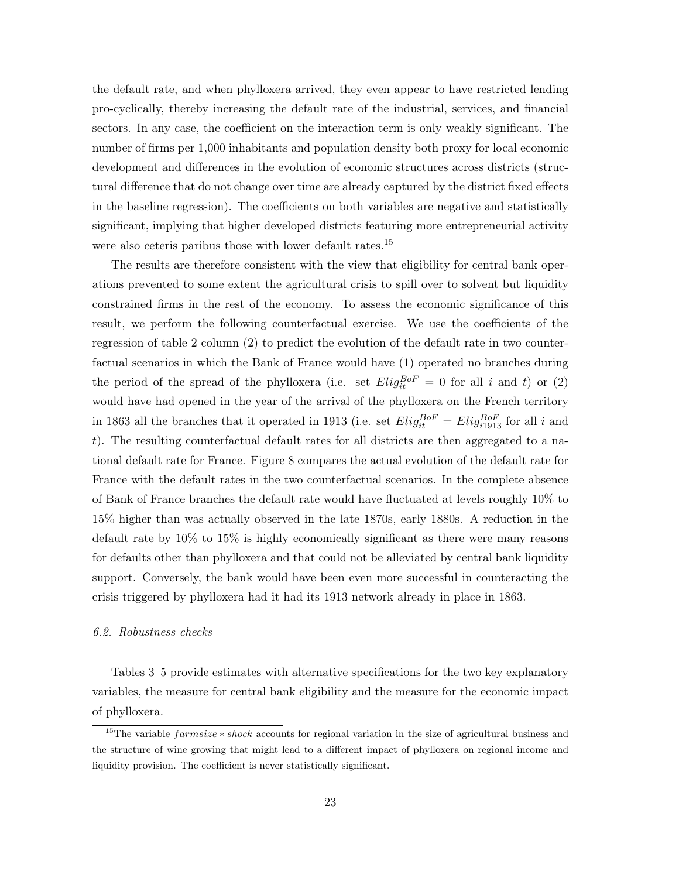the default rate, and when phylloxera arrived, they even appear to have restricted lending pro-cyclically, thereby increasing the default rate of the industrial, services, and financial sectors. In any case, the coefficient on the interaction term is only weakly significant. The number of firms per 1,000 inhabitants and population density both proxy for local economic development and differences in the evolution of economic structures across districts (structural difference that do not change over time are already captured by the district fixed effects in the baseline regression). The coefficients on both variables are negative and statistically significant, implying that higher developed districts featuring more entrepreneurial activity were also ceteris paribus those with lower default rates.[15]

The results are therefore consistent with the view that eligibility for central bank operations prevented to some extent the agricultural crisis to spill over to solvent but liquidity constrained firms in the rest of the economy. To assess the economic significance of this result, we perform the following counterfactual exercise. We use the coefficients of the regression of table 2 column (2) to predict the evolution of the default rate in two counterfactual scenarios in which the Bank of France would have (1) operated no branches during the period of the spread of the phylloxera (i.e. set $Elig_{it}^{BoF} = 0$ for all $i$ and $t$) or (2) would have had opened in the year of the arrival of the phylloxera on the French territory in 1863 all the branches that it operated in 1913 (i.e. set $Elig_{it}^{BoF} = Elig_{i1913}^{BoF}$ for all $i$ and $t$). The resulting counterfactual default rates for all districts are then aggregated to a national default rate for France. Figure 8 compares the actual evolution of the default rate for France with the default rates in the two counterfactual scenarios. In the complete absence of Bank of France branches the default rate would have fluctuated at levels roughly 10% to 15% higher than was actually observed in the late 1870s, early 1880s. A reduction in the default rate by 10% to 15% is highly economically significant as there were many reasons for defaults other than phylloxera and that could not be alleviated by central bank liquidity support. Conversely, the bank would have been even more successful in counteracting the crisis triggered by phylloxera had it had its 1913 network already in place in 1863.

### *6.2. Robustness checks*

Tables 3–5 provide estimates with alternative specifications for the two key explanatory variables, the measure for central bank eligibility and the measure for the economic impact of phylloxera.

---

[15] The variable $farmsize * shock$ accounts for regional variation in the size of agricultural business and the structure of wine growing that might lead to a different impact of phylloxera on regional income and liquidity provision. The coefficient is never statistically significant.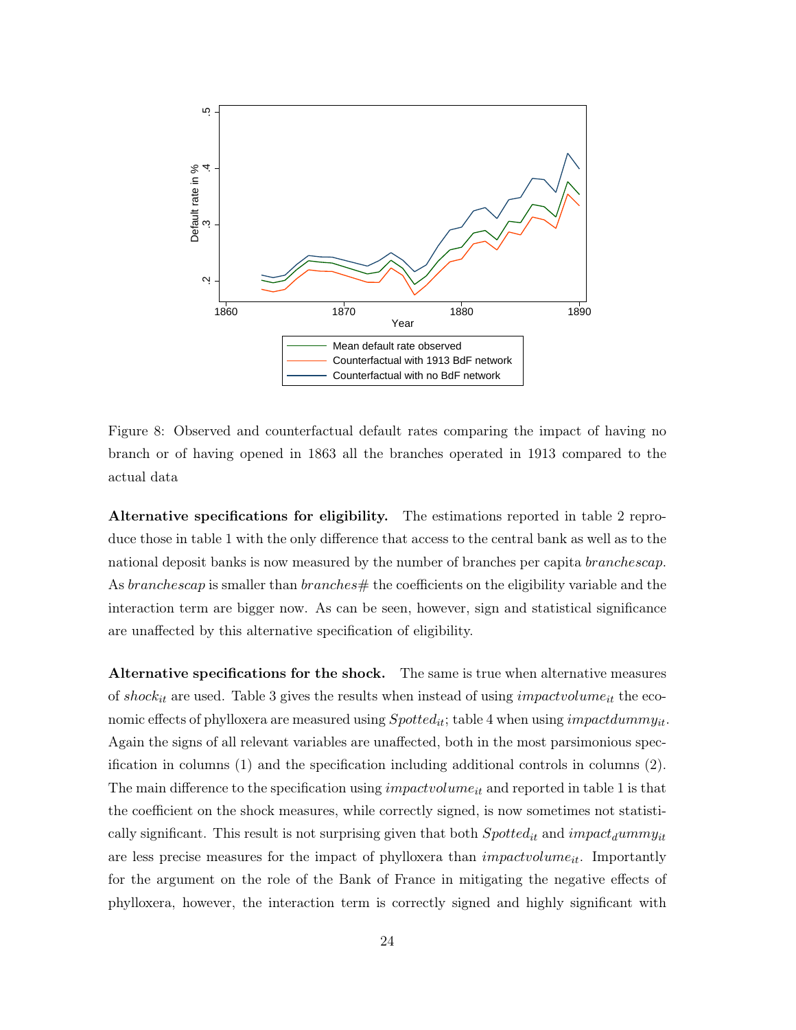Figure 8: Observed and counterfactual default rates comparing the impact of having no branch or of having opened in 1863 all the branches operated in 1913 compared to the actual data

**Alternative specifications for eligibility.** The estimations reported in table 2 reproduce those in table 1 with the only difference that access to the central bank as well as to the national deposit banks is now measured by the number of branches per capita *branchescap*. As *branchescap* is smaller than *branches#* the coefficients on the eligibility variable and the interaction term are bigger now. As can be seen, however, sign and statistical significance are unaffected by this alternative specification of eligibility.

**Alternative specifications for the shock.** The same is true when alternative measures of $shock_{it}$ are used. Table 3 gives the results when instead of using $impactvolume_{it}$ the economic effects of phylloxera are measured using $Spotted_{it}$; table 4 when using $impactdummy_{it}$. Again the signs of all relevant variables are unaffected, both in the most parsimonious specification in columns (1) and the specification including additional controls in columns (2). The main difference to the specification using $impactvolume_{it}$ and reported in table 1 is that the coefficient on the shock measures, while correctly signed, is now sometimes not statistically significant. This result is not surprising given that both $Spotted_{it}$ and $impact_dummy_{it}$ are less precise measures for the impact of phylloxera than $impactvolume_{it}$. Importantly for the argument on the role of the Bank of France in mitigating the negative effects of phylloxera, however, the interaction term is correctly signed and highly significant with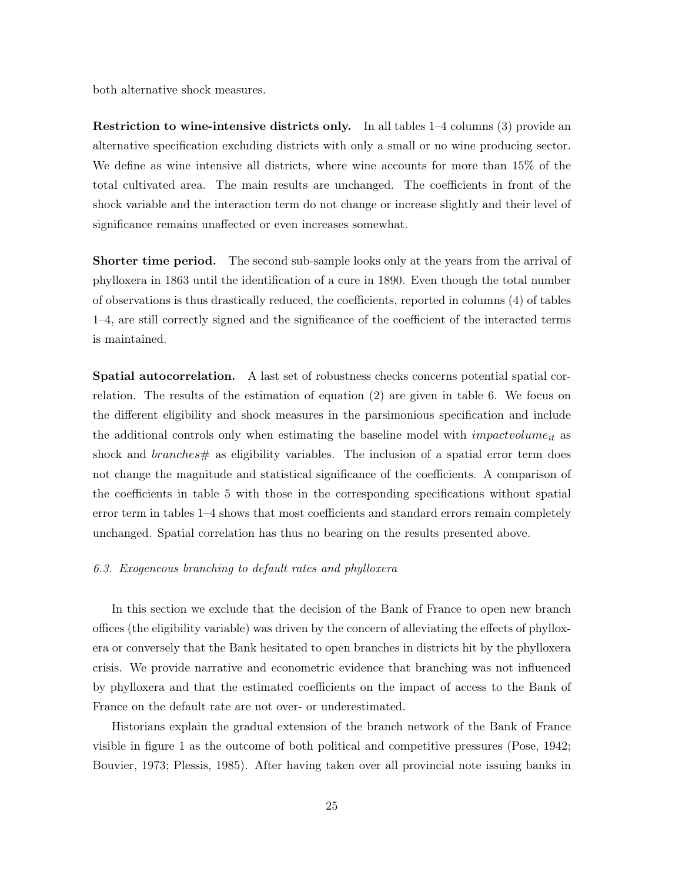both alternative shock measures.

**Restriction to wine-intensive districts only.** In all tables 1–4 columns (3) provide an alternative specification excluding districts with only a small or no wine producing sector. We define as wine intensive all districts, where wine accounts for more than 15% of the total cultivated area. The main results are unchanged. The coefficients in front of the shock variable and the interaction term do not change or increase slightly and their level of significance remains unaffected or even increases somewhat.

**Shorter time period.** The second sub-sample looks only at the years from the arrival of phylloxera in 1863 until the identification of a cure in 1890. Even though the total number of observations is thus drastically reduced, the coefficients, reported in columns (4) of tables 1–4, are still correctly signed and the significance of the coefficient of the interacted terms is maintained.

**Spatial autocorrelation.** A last set of robustness checks concerns potential spatial correlation. The results of the estimation of equation (2) are given in table 6. We focus on the different eligibility and shock measures in the parsimonious specification and include the additional controls only when estimating the baseline model with $impactvolume_{it}$ as shock and *branches#* as eligibility variables. The inclusion of a spatial error term does not change the magnitude and statistical significance of the coefficients. A comparison of the coefficients in table 5 with those in the corresponding specifications without spatial error term in tables 1–4 shows that most coefficients and standard errors remain completely unchanged. Spatial correlation has thus no bearing on the results presented above.

### *6.3. Exogeneous branching to default rates and phylloxera*

In this section we exclude that the decision of the Bank of France to open new branch offices (the eligibility variable) was driven by the concern of alleviating the effects of phylloxera or conversely that the Bank hesitated to open branches in districts hit by the phylloxera crisis. We provide narrative and econometric evidence that branching was not influenced by phylloxera and that the estimated coefficients on the impact of access to the Bank of France on the default rate are not over- or underestimated.

Historians explain the gradual extension of the branch network of the Bank of France visible in figure 1 as the outcome of both political and competitive pressures (Pose, 1942; Bouvier, 1973; Plessis, 1985). After having taken over all provincial note issuing banks in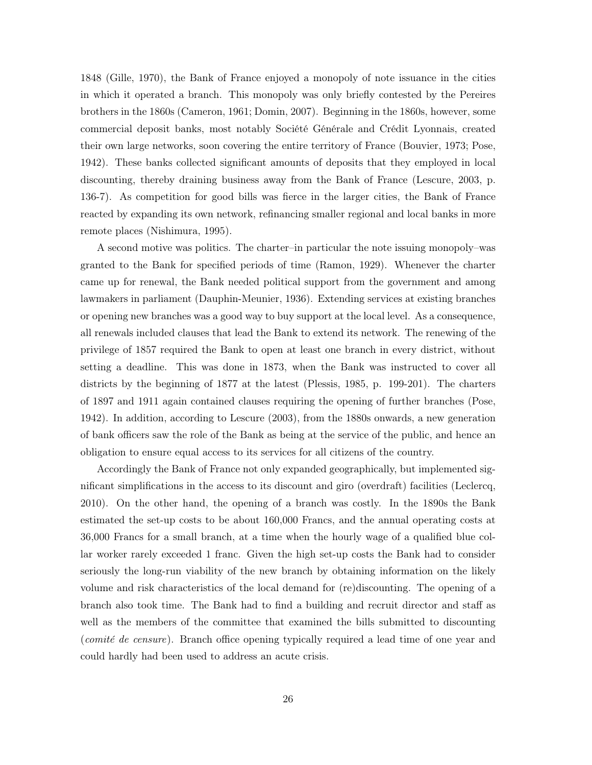1848 (Gille, 1970), the Bank of France enjoyed a monopoly of note issuance in the cities in which it operated a branch. This monopoly was only briefly contested by the Pereires brothers in the 1860s (Cameron, 1961; Domin, 2007). Beginning in the 1860s, however, some commercial deposit banks, most notably Société Générale and Crédit Lyonnais, created their own large networks, soon covering the entire territory of France (Bouvier, 1973; Pose, 1942). These banks collected significant amounts of deposits that they employed in local discounting, thereby draining business away from the Bank of France (Lescure, 2003, p. 136-7). As competition for good bills was fierce in the larger cities, the Bank of France reacted by expanding its own network, refinancing smaller regional and local banks in more remote places (Nishimura, 1995).

A second motive was politics. The charter–in particular the note issuing monopoly–was granted to the Bank for specified periods of time (Ramon, 1929). Whenever the charter came up for renewal, the Bank needed political support from the government and among lawmakers in parliament (Dauphin-Meunier, 1936). Extending services at existing branches or opening new branches was a good way to buy support at the local level. As a consequence, all renewals included clauses that lead the Bank to extend its network. The renewing of the privilege of 1857 required the Bank to open at least one branch in every district, without setting a deadline. This was done in 1873, when the Bank was instructed to cover all districts by the beginning of 1877 at the latest (Plessis, 1985, p. 199-201). The charters of 1897 and 1911 again contained clauses requiring the opening of further branches (Pose, 1942). In addition, according to Lescure (2003), from the 1880s onwards, a new generation of bank officers saw the role of the Bank as being at the service of the public, and hence an obligation to ensure equal access to its services for all citizens of the country.

Accordingly the Bank of France not only expanded geographically, but implemented significant simplifications in the access to its discount and giro (overdraft) facilities (Leclercq, 2010). On the other hand, the opening of a branch was costly. In the 1890s the Bank estimated the set-up costs to be about 160,000 Francs, and the annual operating costs at 36,000 Francs for a small branch, at a time when the hourly wage of a qualified blue collar worker rarely exceeded 1 franc. Given the high set-up costs the Bank had to consider seriously the long-run viability of the new branch by obtaining information on the likely volume and risk characteristics of the local demand for (re)discounting. The opening of a branch also took time. The Bank had to find a building and recruit director and staff as well as the members of the committee that examined the bills submitted to discounting (*comité de censure*). Branch office opening typically required a lead time of one year and could hardly had been used to address an acute crisis.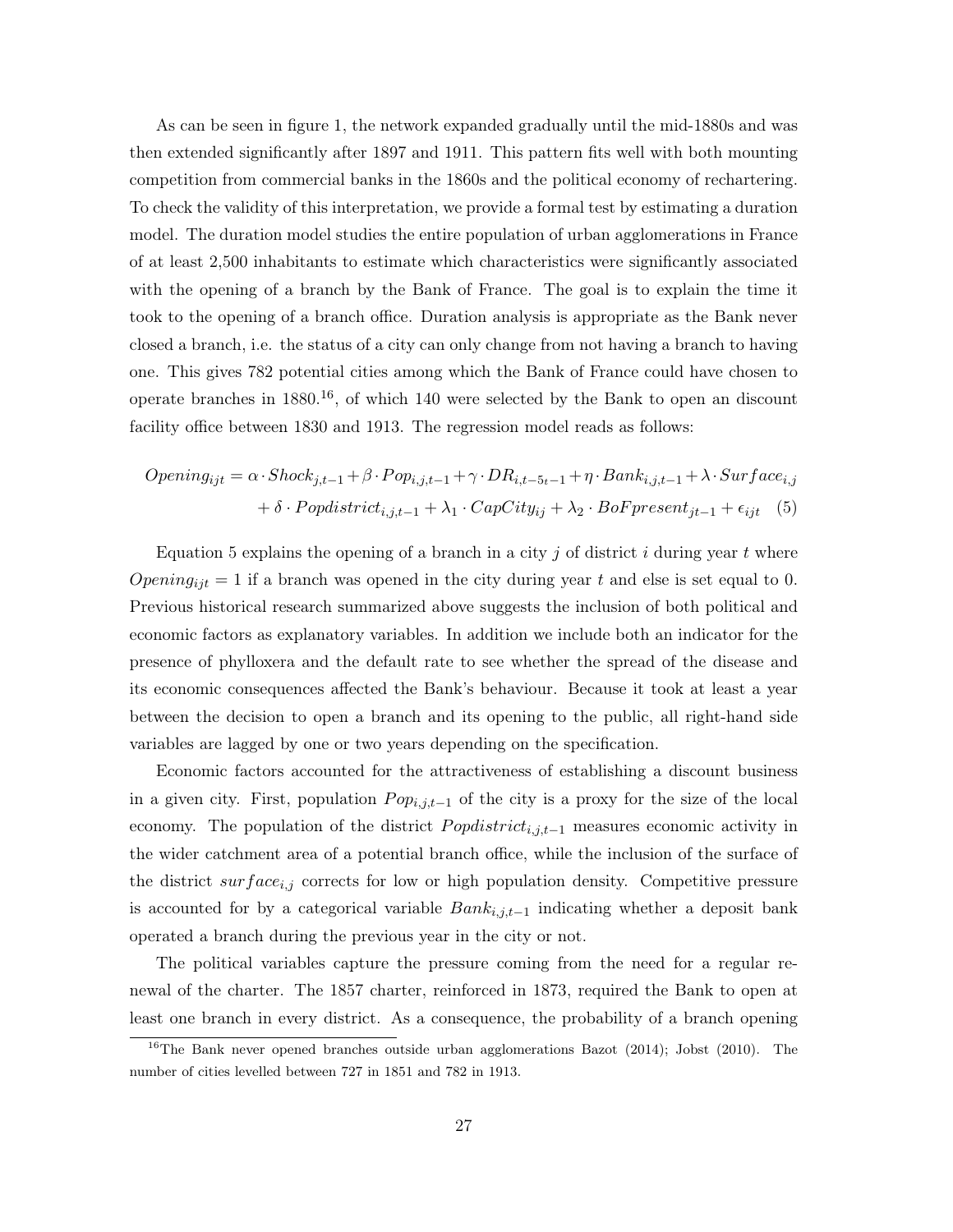As can be seen in figure 1, the network expanded gradually until the mid-1880s and was then extended significantly after 1897 and 1911. This pattern fits well with both mounting competition from commercial banks in the 1860s and the political economy of rechartering. To check the validity of this interpretation, we provide a formal test by estimating a duration model. The duration model studies the entire population of urban agglomerations in France of at least 2,500 inhabitants to estimate which characteristics were significantly associated with the opening of a branch by the Bank of France. The goal is to explain the time it took to the opening of a branch office. Duration analysis is appropriate as the Bank never closed a branch, i.e. the status of a city can only change from not having a branch to having one. This gives 782 potential cities among which the Bank of France could have chosen to operate branches in 1880.[16], of which 140 were selected by the Bank to open an discount facility office between 1830 and 1913. The regression model reads as follows:

$$Opening_{ijt} = \alpha \cdot Shock_{j,t-1} + \beta \cdot Pop_{i,j,t-1} + \gamma \cdot DR_{i,t-5t-1} + \eta \cdot Bank_{i,j,t-1} + \lambda \cdot Surface_{i,j} + \delta \cdot Popdistrict_{i,j,t-1} + \lambda_1 \cdot CapCity_{ij} + \lambda_2 \cdot BoFpresent_{jt-1} + \epsilon_{ijt} \quad (5)$$

Equation 5 explains the opening of a branch in a city $j$ of district $i$ during year $t$ where $Opening_{ijt} = 1$ if a branch was opened in the city during year $t$ and else is set equal to 0. Previous historical research summarized above suggests the inclusion of both political and economic factors as explanatory variables. In addition we include both an indicator for the presence of phylloxera and the default rate to see whether the spread of the disease and its economic consequences affected the Bank's behaviour. Because it took at least a year between the decision to open a branch and its opening to the public, all right-hand side variables are lagged by one or two years depending on the specification.

Economic factors accounted for the attractiveness of establishing a discount business in a given city. First, population $Pop_{i,j,t-1}$ of the city is a proxy for the size of the local economy. The population of the district $Popdistrict_{i,j,t-1}$ measures economic activity in the wider catchment area of a potential branch office, while the inclusion of the surface of the district $surface_{i,j}$ corrects for low or high population density. Competitive pressure is accounted for by a categorical variable $Bank_{i,j,t-1}$ indicating whether a deposit bank operated a branch during the previous year in the city or not.

The political variables capture the pressure coming from the need for a regular renewal of the charter. The 1857 charter, reinforced in 1873, required the Bank to open at least one branch in every district. As a consequence, the probability of a branch opening

[16] The Bank never opened branches outside urban agglomerations Bazot (2014); Jobst (2010). The number of cities levelled between 727 in 1851 and 782 in 1913.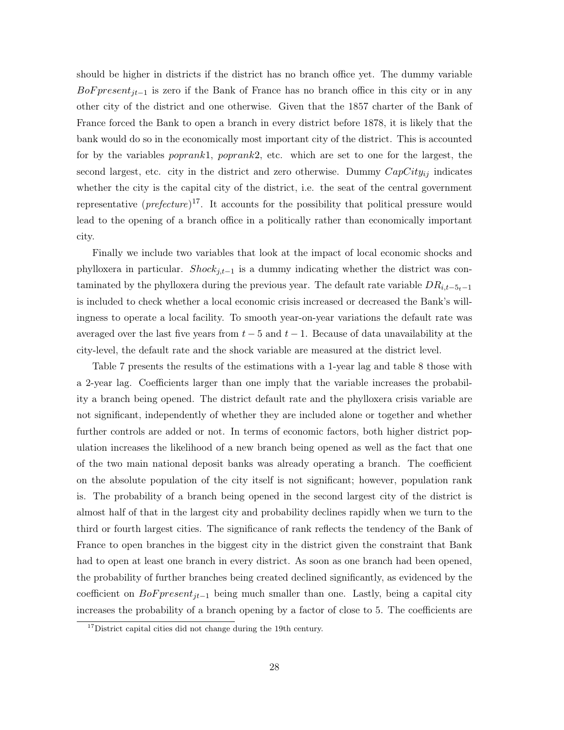should be higher in districts if the district has no branch office yet. The dummy variable $BoFpresent_{jt-1}$ is zero if the Bank of France has no branch office in this city or in any other city of the district and one otherwise. Given that the 1857 charter of the Bank of France forced the Bank to open a branch in every district before 1878, it is likely that the bank would do so in the economically most important city of the district. This is accounted for by the variables *poprank*1, *poprank*2, etc. which are set to one for the largest, the second largest, etc. city in the district and zero otherwise. Dummy $CapCity_{ij}$ indicates whether the city is the capital city of the district, i.e. the seat of the central government representative (*prefecture*)[17]. It accounts for the possibility that political pressure would lead to the opening of a branch office in a politically rather than economically important city.

Finally we include two variables that look at the impact of local economic shocks and phylloxera in particular. $Shock_{j,t-1}$ is a dummy indicating whether the district was contaminated by the phylloxera during the previous year. The default rate variable $DR_{i,t-5_t-1}$ is included to check whether a local economic crisis increased or decreased the Bank's willingness to operate a local facility. To smooth year-on-year variations the default rate was averaged over the last five years from $t-5$ and $t-1$. Because of data unavailability at the city-level, the default rate and the shock variable are measured at the district level.

Table 7 presents the results of the estimations with a 1-year lag and table 8 those with a 2-year lag. Coefficients larger than one imply that the variable increases the probability a branch being opened. The district default rate and the phylloxera crisis variable are not significant, independently of whether they are included alone or together and whether further controls are added or not. In terms of economic factors, both higher district population increases the likelihood of a new branch being opened as well as the fact that one of the two main national deposit banks was already operating a branch. The coefficient on the absolute population of the city itself is not significant; however, population rank is. The probability of a branch being opened in the second largest city of the district is almost half of that in the largest city and probability declines rapidly when we turn to the third or fourth largest cities. The significance of rank reflects the tendency of the Bank of France to open branches in the biggest city in the district given the constraint that Bank had to open at least one branch in every district. As soon as one branch had been opened, the probability of further branches being created declined significantly, as evidenced by the coefficient on $BoFpresent_{jt-1}$ being much smaller than one. Lastly, being a capital city increases the probability of a branch opening by a factor of close to 5. The coefficients are

[17] District capital cities did not change during the 19th century.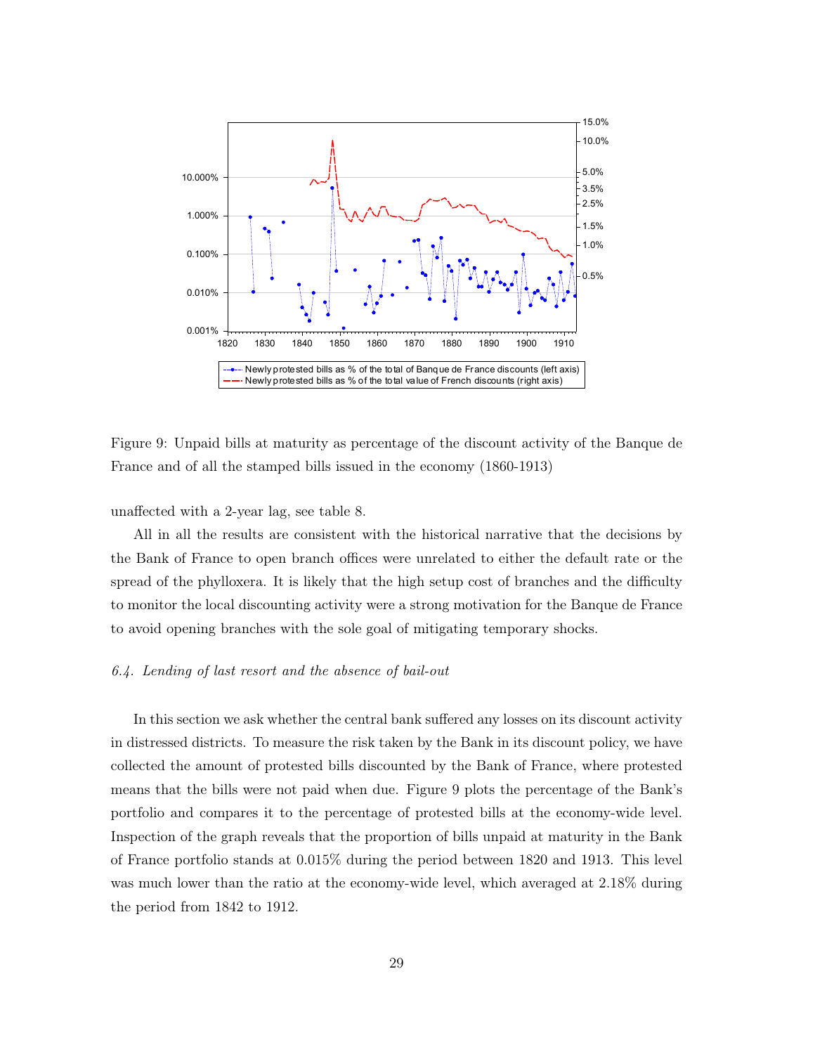Figure 9: Unpaid bills at maturity as percentage of the discount activity of the Banque de France and of all the stamped bills issued in the economy (1860-1913)

unaffected with a 2-year lag, see table 8.

All in all the results are consistent with the historical narrative that the decisions by the Bank of France to open branch offices were unrelated to either the default rate or the spread of the phylloxera. It is likely that the high setup cost of branches and the difficulty to monitor the local discounting activity were a strong motivation for the Banque de France to avoid opening branches with the sole goal of mitigating temporary shocks.

### *6.4. Lending of last resort and the absence of bail-out*

In this section we ask whether the central bank suffered any losses on its discount activity in distressed districts. To measure the risk taken by the Bank in its discount policy, we have collected the amount of protested bills discounted by the Bank of France, where protested means that the bills were not paid when due. Figure 9 plots the percentage of the Bank's portfolio and compares it to the percentage of protested bills at the economy-wide level. Inspection of the graph reveals that the proportion of bills unpaid at maturity in the Bank of France portfolio stands at 0.015% during the period between 1820 and 1913. This level was much lower than the ratio at the economy-wide level, which averaged at 2.18% during the period from 1842 to 1912.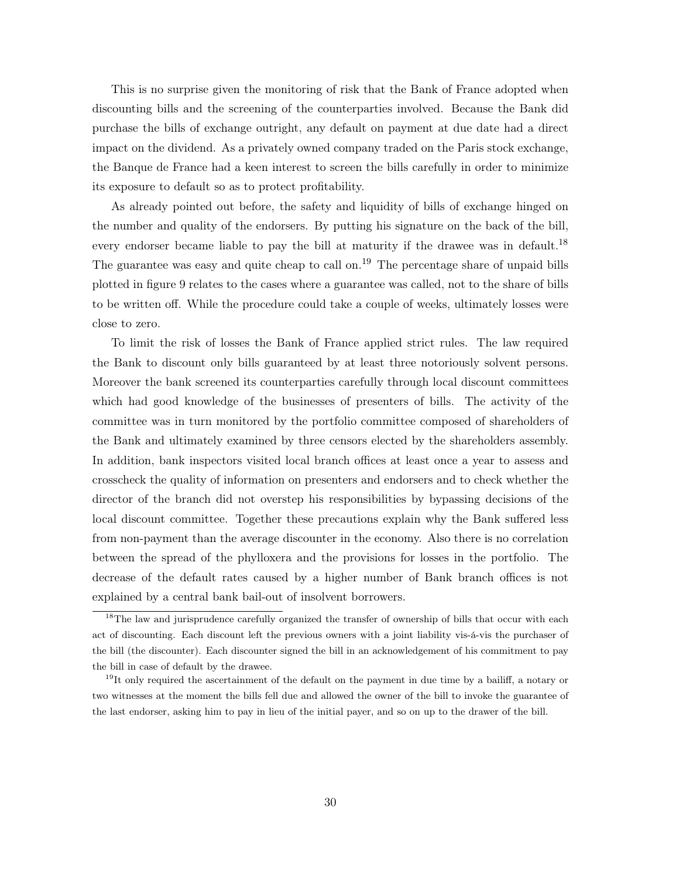This is no surprise given the monitoring of risk that the Bank of France adopted when discounting bills and the screening of the counterparties involved. Because the Bank did purchase the bills of exchange outright, any default on payment at due date had a direct impact on the dividend. As a privately owned company traded on the Paris stock exchange, the Banque de France had a keen interest to screen the bills carefully in order to minimize its exposure to default so as to protect profitability.

As already pointed out before, the safety and liquidity of bills of exchange hinged on the number and quality of the endorsers. By putting his signature on the back of the bill, every endorser became liable to pay the bill at maturity if the drawee was in default.[18] The guarantee was easy and quite cheap to call on.[19] The percentage share of unpaid bills plotted in figure 9 relates to the cases where a guarantee was called, not to the share of bills to be written off. While the procedure could take a couple of weeks, ultimately losses were close to zero.

To limit the risk of losses the Bank of France applied strict rules. The law required the Bank to discount only bills guaranteed by at least three notoriously solvent persons. Moreover the bank screened its counterparties carefully through local discount committees which had good knowledge of the businesses of presenters of bills. The activity of the committee was in turn monitored by the portfolio committee composed of shareholders of the Bank and ultimately examined by three censors elected by the shareholders assembly. In addition, bank inspectors visited local branch offices at least once a year to assess and crosscheck the quality of information on presenters and endorsers and to check whether the director of the branch did not overstep his responsibilities by bypassing decisions of the local discount committee. Together these precautions explain why the Bank suffered less from non-payment than the average discounter in the economy. Also there is no correlation between the spread of the phylloxera and the provisions for losses in the portfolio. The decrease of the default rates caused by a higher number of Bank branch offices is not explained by a central bank bail-out of insolvent borrowers.

[18]The law and jurisprudence carefully organized the transfer of ownership of bills that occur with each act of discounting. Each discount left the previous owners with a joint liability vis-á-vis the purchaser of the bill (the discounter). Each discounter signed the bill in an acknowledgement of his commitment to pay the bill in case of default by the drawee.

[19]It only required the ascertainment of the default on the payment in due time by a bailiff, a notary or two witnesses at the moment the bills fell due and allowed the owner of the bill to invoke the guarantee of the last endorser, asking him to pay in lieu of the initial payer, and so on up to the drawer of the bill.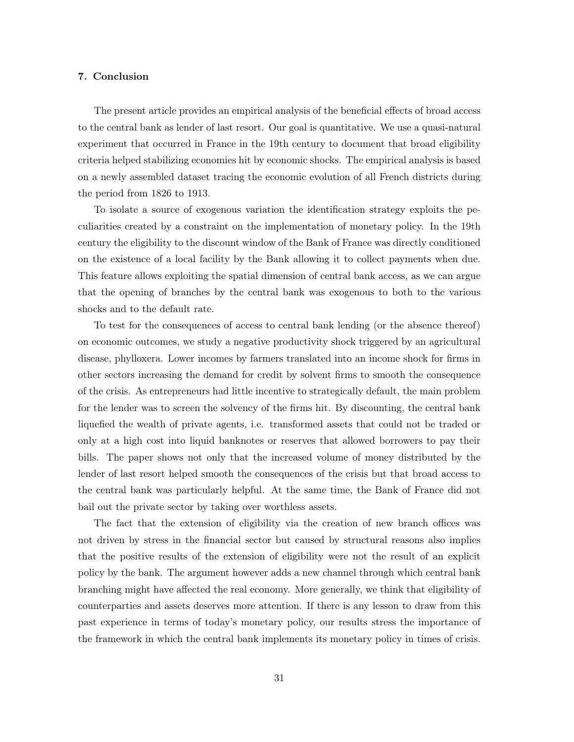## 7. Conclusion

The present article provides an empirical analysis of the beneficial effects of broad access to the central bank as lender of last resort. Our goal is quantitative. We use a quasi-natural experiment that occurred in France in the 19th century to document that broad eligibility criteria helped stabilizing economies hit by economic shocks. The empirical analysis is based on a newly assembled dataset tracing the economic evolution of all French districts during the period from 1826 to 1913.

To isolate a source of exogenous variation the identification strategy exploits the peculiarities created by a constraint on the implementation of monetary policy. In the 19th century the eligibility to the discount window of the Bank of France was directly conditioned on the existence of a local facility by the Bank allowing it to collect payments when due. This feature allows exploiting the spatial dimension of central bank access, as we can argue that the opening of branches by the central bank was exogenous to both to the various shocks and to the default rate.

To test for the consequences of access to central bank lending (or the absence thereof) on economic outcomes, we study a negative productivity shock triggered by an agricultural disease, phylloxera. Lower incomes by farmers translated into an income shock for firms in other sectors increasing the demand for credit by solvent firms to smooth the consequence of the crisis. As entrepreneurs had little incentive to strategically default, the main problem for the lender was to screen the solvency of the firms hit. By discounting, the central bank liquefied the wealth of private agents, i.e. transformed assets that could not be traded or only at a high cost into liquid banknotes or reserves that allowed borrowers to pay their bills. The paper shows not only that the increased volume of money distributed by the lender of last resort helped smooth the consequences of the crisis but that broad access to the central bank was particularly helpful. At the same time, the Bank of France did not bail out the private sector by taking over worthless assets.

The fact that the extension of eligibility via the creation of new branch offices was not driven by stress in the financial sector but caused by structural reasons also implies that the positive results of the extension of eligibility were not the result of an explicit policy by the bank. The argument however adds a new channel through which central bank branching might have affected the real economy. More generally, we think that eligibility of counterparties and assets deserves more attention. If there is any lesson to draw from this past experience in terms of today's monetary policy, our results stress the importance of the framework in which the central bank implements its monetary policy in times of crisis.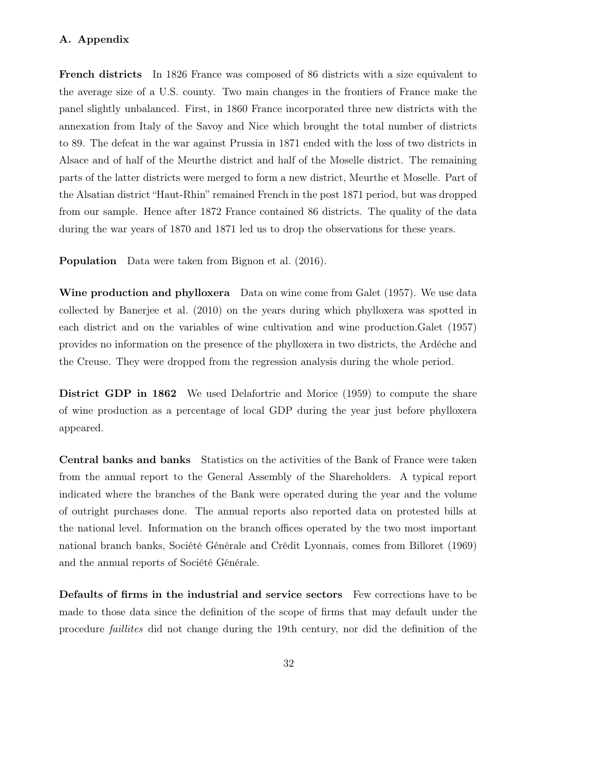## A. Appendix

**French districts** In 1826 France was composed of 86 districts with a size equivalent to the average size of a U.S. county. Two main changes in the frontiers of France make the panel slightly unbalanced. First, in 1860 France incorporated three new districts with the annexation from Italy of the Savoy and Nice which brought the total number of districts to 89. The defeat in the war against Prussia in 1871 ended with the loss of two districts in Alsace and of half of the Meurthe district and half of the Moselle district. The remaining parts of the latter districts were merged to form a new district, Meurthe et Moselle. Part of the Alsatian district "Haut-Rhin" remained French in the post 1871 period, but was dropped from our sample. Hence after 1872 France contained 86 districts. The quality of the data during the war years of 1870 and 1871 led us to drop the observations for these years.

**Population** Data were taken from Bignon et al. (2016).

**Wine production and phylloxera** Data on wine come from Galet (1957). We use data collected by Banerjee et al. (2010) on the years during which phylloxera was spotted in each district and on the variables of wine cultivation and wine production.Galet (1957) provides no information on the presence of the phylloxera in two districts, the Ardéche and the Creuse. They were dropped from the regression analysis during the whole period.

**District GDP in 1862** We used Delafortrie and Morice (1959) to compute the share of wine production as a percentage of local GDP during the year just before phylloxera appeared.

**Central banks and banks** Statistics on the activities of the Bank of France were taken from the annual report to the General Assembly of the Shareholders. A typical report indicated where the branches of the Bank were operated during the year and the volume of outright purchases done. The annual reports also reported data on protested bills at the national level. Information on the branch offices operated by the two most important national branch banks, Société Générale and Crédit Lyonnais, comes from Billoret (1969) and the annual reports of Société Générale.

**Defaults of firms in the industrial and service sectors** Few corrections have to be made to those data since the definition of the scope of firms that may default under the procedure *faillites* did not change during the 19th century, nor did the definition of the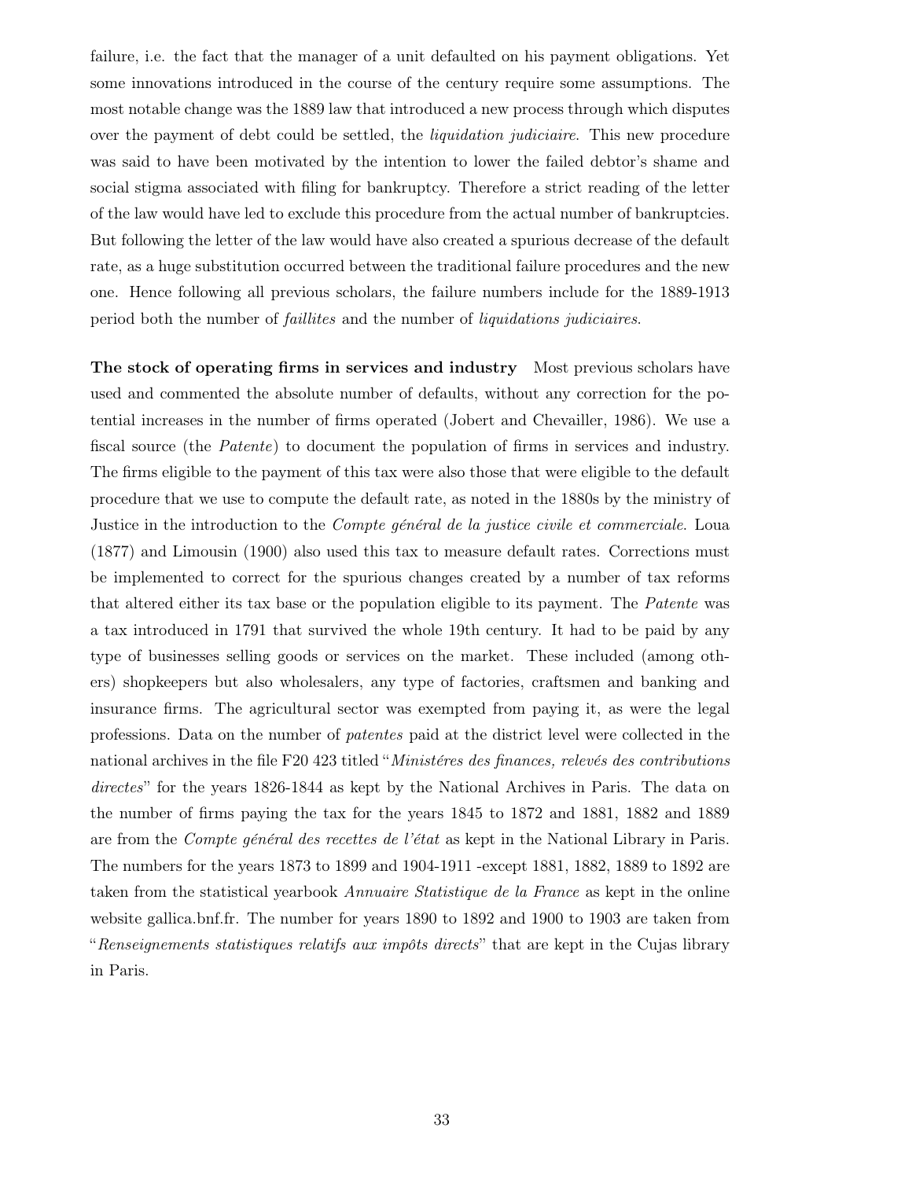failure, i.e. the fact that the manager of a unit defaulted on his payment obligations. Yet some innovations introduced in the course of the century require some assumptions. The most notable change was the 1889 law that introduced a new process through which disputes over the payment of debt could be settled, the *liquidation judiciaire*. This new procedure was said to have been motivated by the intention to lower the failed debtor's shame and social stigma associated with filing for bankruptcy. Therefore a strict reading of the letter of the law would have led to exclude this procedure from the actual number of bankruptcies. But following the letter of the law would have also created a spurious decrease of the default rate, as a huge substitution occurred between the traditional failure procedures and the new one. Hence following all previous scholars, the failure numbers include for the 1889-1913 period both the number of *faillites* and the number of *liquidations judiciaires*.

**The stock of operating firms in services and industry** Most previous scholars have used and commented the absolute number of defaults, without any correction for the potential increases in the number of firms operated (Jobert and Chevailler, 1986). We use a fiscal source (the *Patente*) to document the population of firms in services and industry. The firms eligible to the payment of this tax were also those that were eligible to the default procedure that we use to compute the default rate, as noted in the 1880s by the ministry of Justice in the introduction to the *Compte général de la justice civile et commerciale*. Loua (1877) and Limousin (1900) also used this tax to measure default rates. Corrections must be implemented to correct for the spurious changes created by a number of tax reforms that altered either its tax base or the population eligible to its payment. The *Patente* was a tax introduced in 1791 that survived the whole 19th century. It had to be paid by any type of businesses selling goods or services on the market. These included (among others) shopkeepers but also wholesalers, any type of factories, craftsmen and banking and insurance firms. The agricultural sector was exempted from paying it, as were the legal professions. Data on the number of *patentes* paid at the district level were collected in the national archives in the file F20 423 titled "*Ministéres des finances, relevés des contributions directes*" for the years 1826-1844 as kept by the National Archives in Paris. The data on the number of firms paying the tax for the years 1845 to 1872 and 1881, 1882 and 1889 are from the *Compte général des recettes de l'état* as kept in the National Library in Paris. The numbers for the years 1873 to 1899 and 1904-1911 -except 1881, 1882, 1889 to 1892 are taken from the statistical yearbook *Annuaire Statistique de la France* as kept in the online website gallica.bnf.fr. The number for years 1890 to 1892 and 1900 to 1903 are taken from "*Renseignements statistiques relatifs aux impôts directs*" that are kept in the Cujas library in Paris.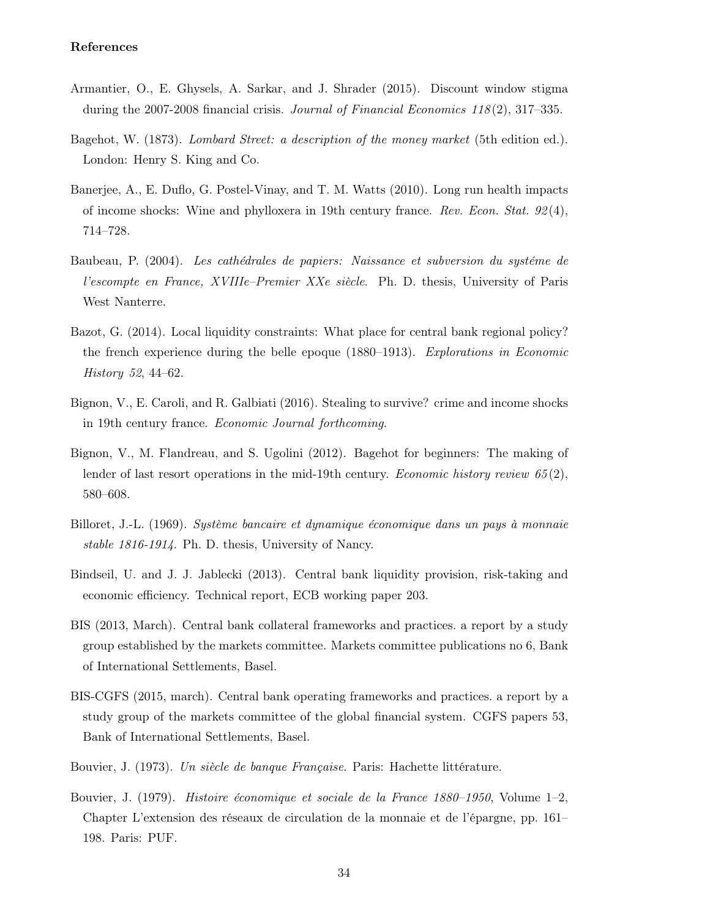### References

Armantier, O., E. Ghysels, A. Sarkar, and J. Shrader (2015). Discount window stigma during the 2007-2008 financial crisis. *Journal of Financial Economics 118*(2), 317–335.

Bagehot, W. (1873). *Lombard Street: a description of the money market* (5th edition ed.). London: Henry S. King and Co.

Banerjee, A., E. Duflo, G. Postel-Vinay, and T. M. Watts (2010). Long run health impacts of income shocks: Wine and phylloxera in 19th century france. *Rev. Econ. Stat. 92*(4), 714–728.

Baubeau, P. (2004). *Les cathédrales de papiers: Naissance et subversion du systéme de l'escompte en France, XVIIIe–Premier XXe siècle*. Ph. D. thesis, University of Paris West Nanterre.

Bazot, G. (2014). Local liquidity constraints: What place for central bank regional policy? the french experience during the belle epoque (1880–1913). *Explorations in Economic History 52*, 44–62.

Bignon, V., E. Caroli, and R. Galbiati (2016). Stealing to survive? crime and income shocks in 19th century france. *Economic Journal forthcoming*.

Bignon, V., M. Flandreau, and S. Ugolini (2012). Bagehot for beginners: The making of lender of last resort operations in the mid-19th century. *Economic history review 65*(2), 580–608.

Billoret, J.-L. (1969). *Système bancaire et dynamique économique dans un pays à monnaie stable 1816-1914*. Ph. D. thesis, University of Nancy.

Bindseil, U. and J. J. Jablecki (2013). Central bank liquidity provision, risk-taking and economic efficiency. Technical report, ECB working paper 203.

BIS (2013, March). Central bank collateral frameworks and practices. a report by a study group established by the markets committee. Markets committee publications no 6, Bank of International Settlements, Basel.

BIS-CGFS (2015, march). Central bank operating frameworks and practices. a report by a study group of the markets committee of the global financial system. CGFS papers 53, Bank of International Settlements, Basel.

Bouvier, J. (1973). *Un siècle de banque Française*. Paris: Hachette littérature.

Bouvier, J. (1979). *Histoire économique et sociale de la France 1880–1950*, Volume 1–2, Chapter L'extension des réseaux de circulation de la monnaie et de l'épargne, pp. 161–198. Paris: PUF.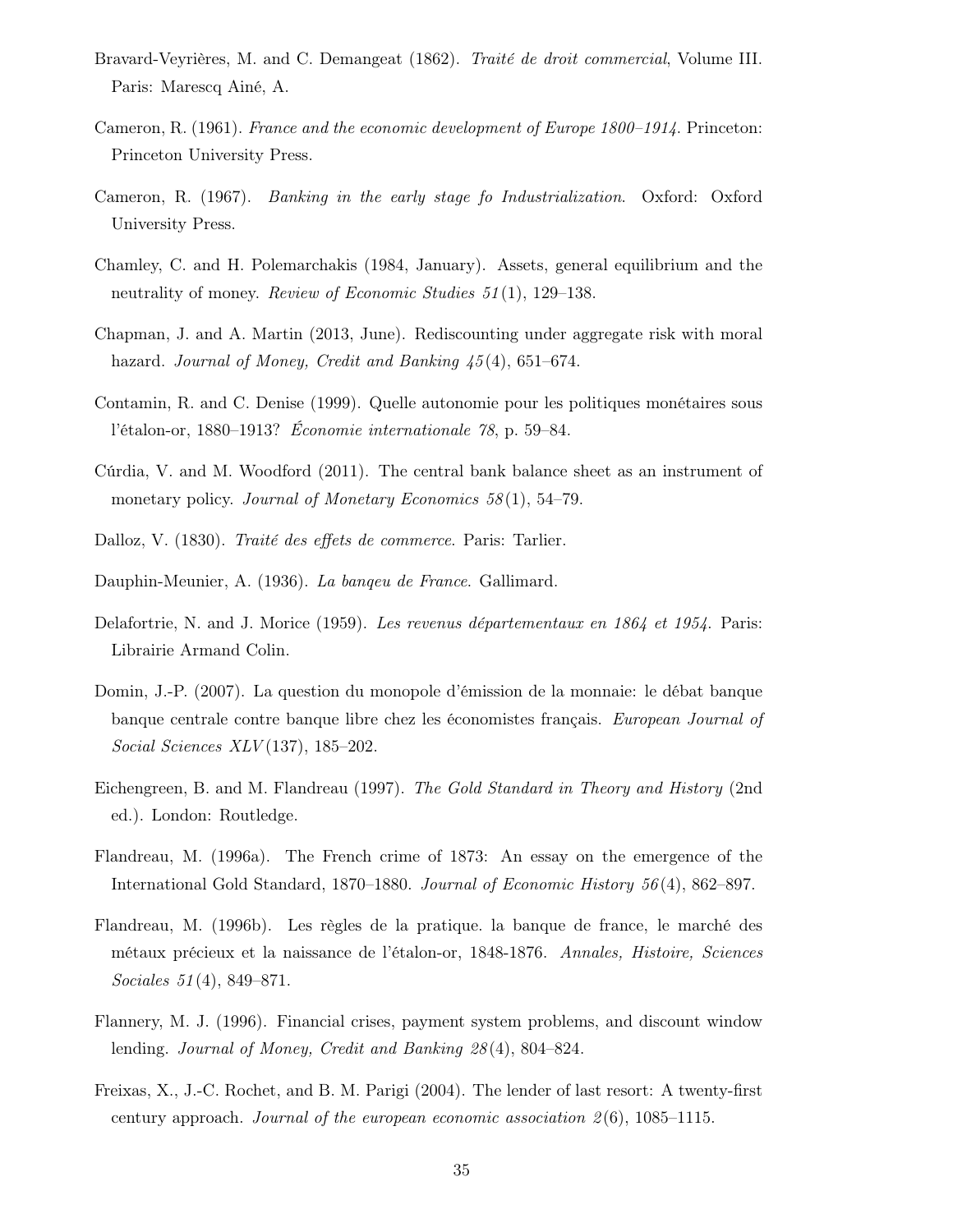Bravard-Veyrières, M. and C. Demangeat (1862). *Traité de droit commercial*, Volume III. Paris: Marescq Ainé, A.

Cameron, R. (1961). *France and the economic development of Europe 1800–1914*. Princeton: Princeton University Press.

Cameron, R. (1967). *Banking in the early stage fo Industrialization*. Oxford: Oxford University Press.

Chamley, C. and H. Polemarchakis (1984, January). Assets, general equilibrium and the neutrality of money. *Review of Economic Studies 51*(1), 129–138.

Chapman, J. and A. Martin (2013, June). Rediscounting under aggregate risk with moral hazard. *Journal of Money, Credit and Banking 45*(4), 651–674.

Contamin, R. and C. Denise (1999). Quelle autonomie pour les politiques monétaires sous l'étalon-or, 1880–1913? *Économie internationale 78*, p. 59–84.

Cúrdia, V. and M. Woodford (2011). The central bank balance sheet as an instrument of monetary policy. *Journal of Monetary Economics 58*(1), 54–79.

Dalloz, V. (1830). *Traité des effets de commerce*. Paris: Tarlier.

Dauphin-Meunier, A. (1936). *La banqeu de France*. Gallimard.

Delafortrie, N. and J. Morice (1959). *Les revenus départementaux en 1864 et 1954*. Paris: Librairie Armand Colin.

Domin, J.-P. (2007). La question du monopole d'émission de la monnaie: le débat banque banque centrale contre banque libre chez les économistes français. *European Journal of Social Sciences XLV*(137), 185–202.

Eichengreen, B. and M. Flandreau (1997). *The Gold Standard in Theory and History* (2nd ed.). London: Routledge.

Flandreau, M. (1996a). The French crime of 1873: An essay on the emergence of the International Gold Standard, 1870–1880. *Journal of Economic History 56*(4), 862–897.

Flandreau, M. (1996b). Les règles de la pratique. la banque de france, le marché des métaux précieux et la naissance de l'étalon-or, 1848-1876. *Annales, Histoire, Sciences Sociales 51*(4), 849–871.

Flannery, M. J. (1996). Financial crises, payment system problems, and discount window lending. *Journal of Money, Credit and Banking 28*(4), 804–824.

Freixas, X., J.-C. Rochet, and B. M. Parigi (2004). The lender of last resort: A twenty-first century approach. *Journal of the european economic association 2*(6), 1085–1115.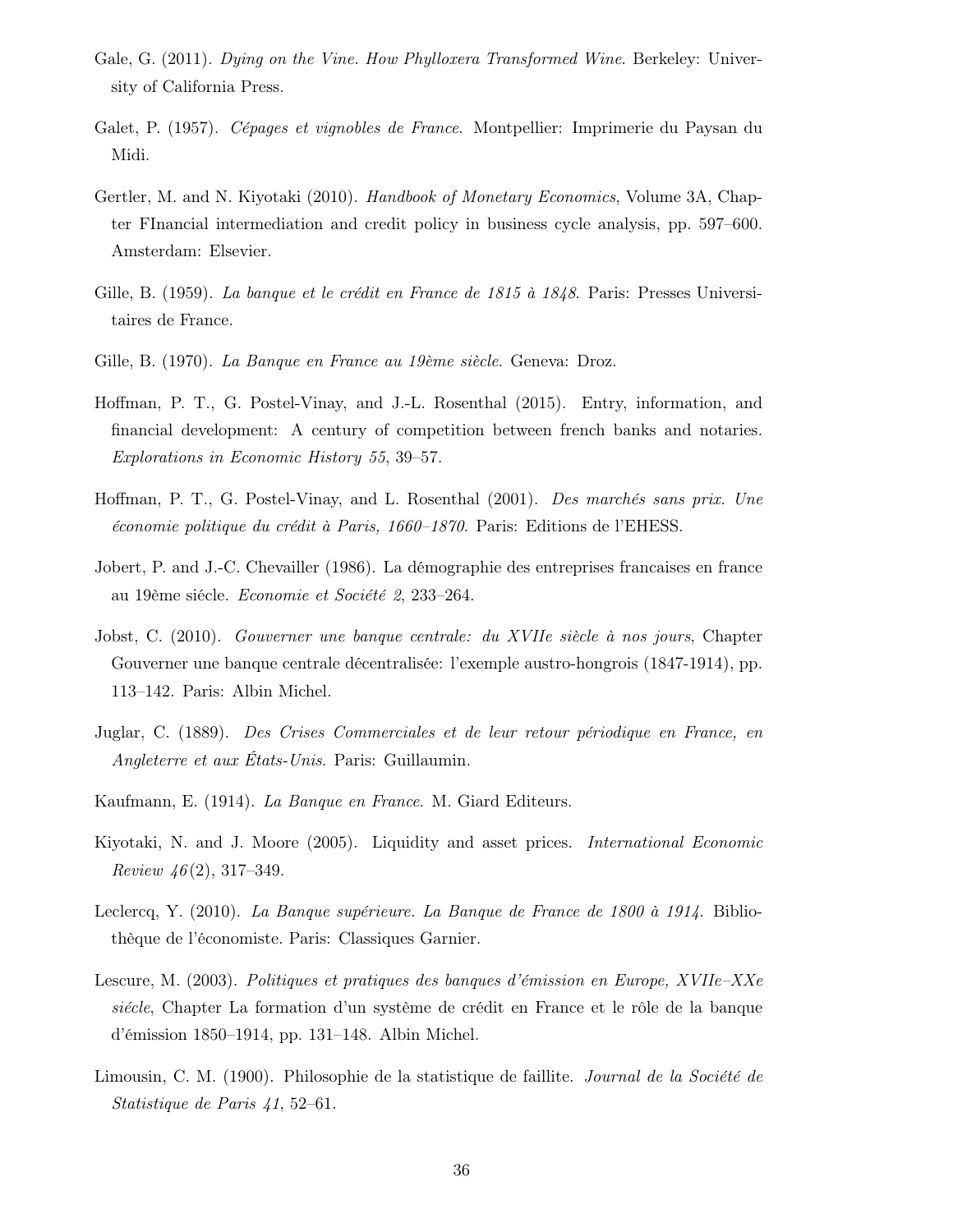Gale, G. (2011). *Dying on the Vine. How Phylloxera Transformed Wine*. Berkeley: University of California Press.

Galet, P. (1957). *Cépages et vignobles de France*. Montpellier: Imprimerie du Paysan du Midi.

Gertler, M. and N. Kiyotaki (2010). *Handbook of Monetary Economics*, Volume 3A, Chapter FInancial intermediation and credit policy in business cycle analysis, pp. 597–600. Amsterdam: Elsevier.

Gille, B. (1959). *La banque et le crédit en France de 1815 à 1848*. Paris: Presses Universitaires de France.

Gille, B. (1970). *La Banque en France au 19ème siècle*. Geneva: Droz.

Hoffman, P. T., G. Postel-Vinay, and J.-L. Rosenthal (2015). Entry, information, and financial development: A century of competition between french banks and notaries. *Explorations in Economic History 55*, 39–57.

Hoffman, P. T., G. Postel-Vinay, and L. Rosenthal (2001). *Des marchés sans prix. Une économie politique du crédit à Paris, 1660–1870*. Paris: Editions de l'EHESS.

Jobert, P. and J.-C. Chevailler (1986). La démographie des entreprises francaises en france au 19ème siécle. *Economie et Société 2*, 233–264.

Jobst, C. (2010). *Gouverner une banque centrale: du XVIIe siècle à nos jours*, Chapter Gouverner une banque centrale décentralisée: l'exemple austro-hongrois (1847-1914), pp. 113–142. Paris: Albin Michel.

Juglar, C. (1889). *Des Crises Commerciales et de leur retour périodique en France, en Angleterre et aux États-Unis*. Paris: Guillaumin.

Kaufmann, E. (1914). *La Banque en France*. M. Giard Editeurs.

Kiyotaki, N. and J. Moore (2005). Liquidity and asset prices. *International Economic Review 46*(2), 317–349.

Leclercq, Y. (2010). *La Banque supérieure. La Banque de France de 1800 à 1914*. Bibliothèque de l'économiste. Paris: Classiques Garnier.

Lescure, M. (2003). *Politiques et pratiques des banques d'émission en Europe, XVIIe–XXe siécle*, Chapter La formation d'un système de crédit en France et le rôle de la banque d'émission 1850–1914, pp. 131–148. Albin Michel.

Limousin, C. M. (1900). Philosophie de la statistique de faillite. *Journal de la Société de Statistique de Paris 41*, 52–61.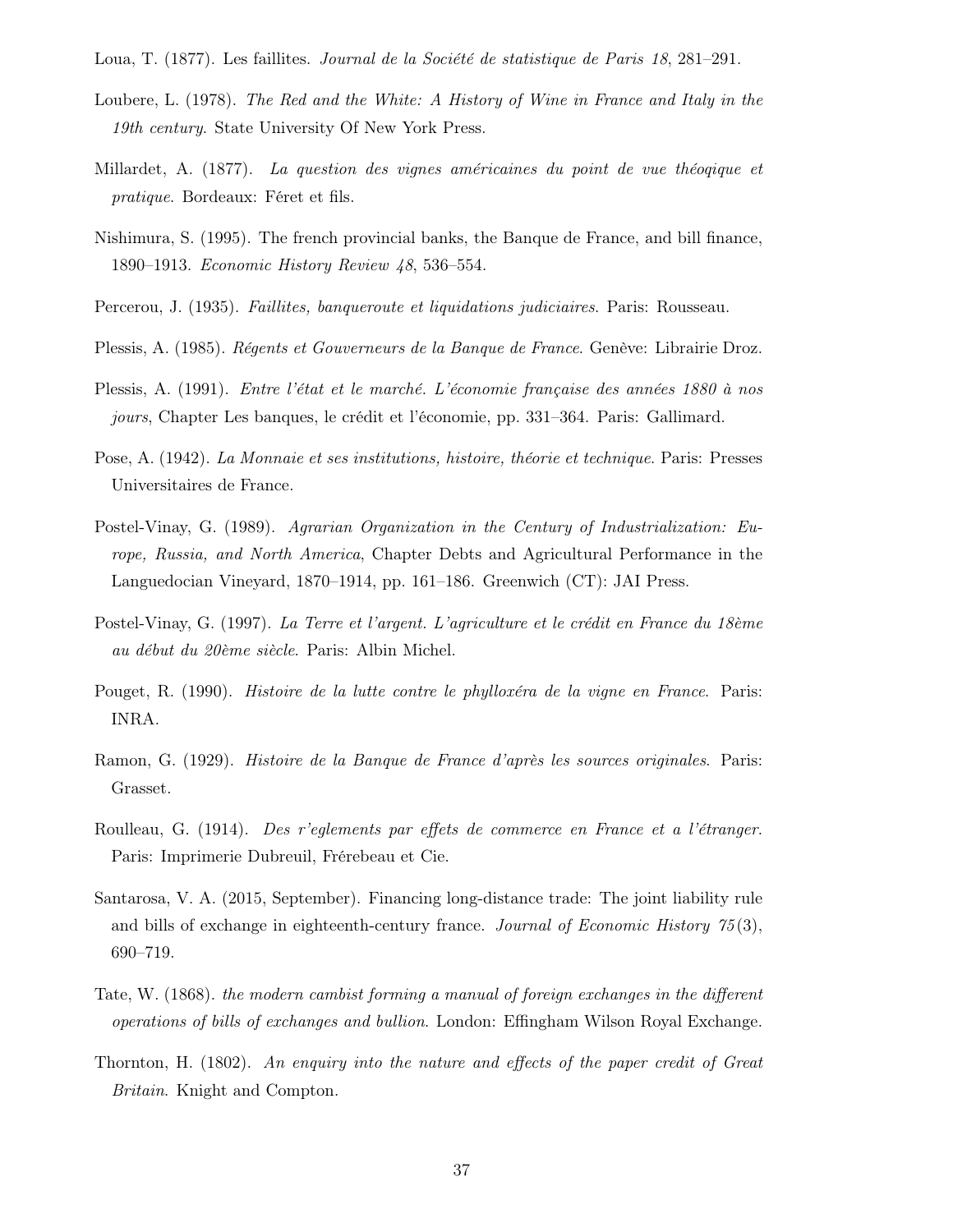Loua, T. (1877). Les faillites. *Journal de la Société de statistique de Paris 18*, 281–291.

Loubere, L. (1978). *The Red and the White: A History of Wine in France and Italy in the 19th century*. State University Of New York Press.

Millardet, A. (1877). *La question des vignes américaines du point de vue théoqique et pratique*. Bordeaux: Féret et fils.

Nishimura, S. (1995). The french provincial banks, the Banque de France, and bill finance, 1890–1913. *Economic History Review 48*, 536–554.

Percerou, J. (1935). *Faillites, banqueroute et liquidations judiciaires*. Paris: Rousseau.

Plessis, A. (1985). *Régents et Gouverneurs de la Banque de France*. Genève: Librairie Droz.

Plessis, A. (1991). *Entre l'état et le marché. L'économie française des années 1880 à nos jours*, Chapter Les banques, le crédit et l'économie, pp. 331–364. Paris: Gallimard.

Pose, A. (1942). *La Monnaie et ses institutions, histoire, théorie et technique*. Paris: Presses Universitaires de France.

Postel-Vinay, G. (1989). *Agrarian Organization in the Century of Industrialization: Europe, Russia, and North America*, Chapter Debts and Agricultural Performance in the Languedocian Vineyard, 1870–1914, pp. 161–186. Greenwich (CT): JAI Press.

Postel-Vinay, G. (1997). *La Terre et l'argent. L'agriculture et le crédit en France du 18ème au début du 20ème siècle*. Paris: Albin Michel.

Pouget, R. (1990). *Histoire de la lutte contre le phylloxéra de la vigne en France*. Paris: INRA.

Ramon, G. (1929). *Histoire de la Banque de France d'après les sources originales*. Paris: Grasset.

Roulleau, G. (1914). *Des r'eglements par effets de commerce en France et a l'étranger*. Paris: Imprimerie Dubreuil, Frérebeau et Cie.

Santarosa, V. A. (2015, September). Financing long-distance trade: The joint liability rule and bills of exchange in eighteenth-century france. *Journal of Economic History 75*(3), 690–719.

Tate, W. (1868). *the modern cambist forming a manual of foreign exchanges in the different operations of bills of exchanges and bullion*. London: Effingham Wilson Royal Exchange.

Thornton, H. (1802). *An enquiry into the nature and effects of the paper credit of Great Britain*. Knight and Compton.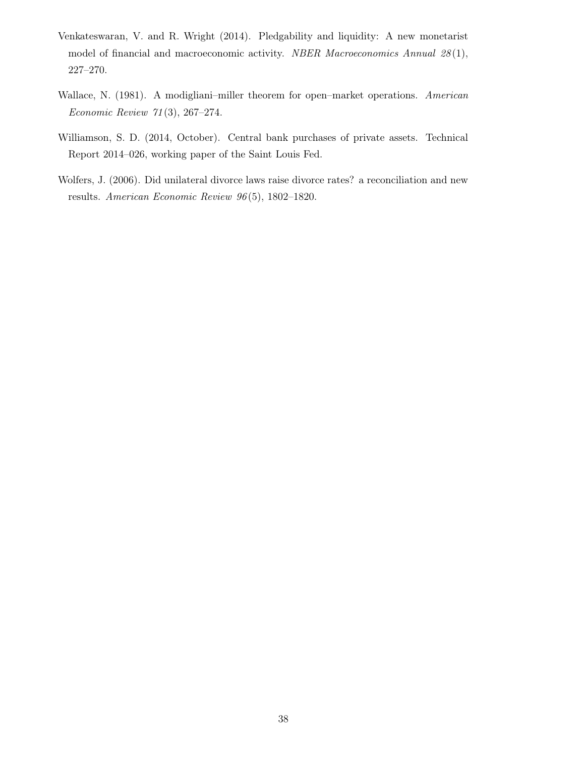Venkateswaran, V. and R. Wright (2014). Pledgability and liquidity: A new monetarist model of financial and macroeconomic activity. *NBER Macroeconomics Annual 28*(1), 227–270.

Wallace, N. (1981). A modigliani–miller theorem for open–market operations. *American Economic Review 71*(3), 267–274.

Williamson, S. D. (2014, October). Central bank purchases of private assets. Technical Report 2014–026, working paper of the Saint Louis Fed.

Wolfers, J. (2006). Did unilateral divorce laws raise divorce rates? a reconciliation and new results. *American Economic Review 96*(5), 1802–1820.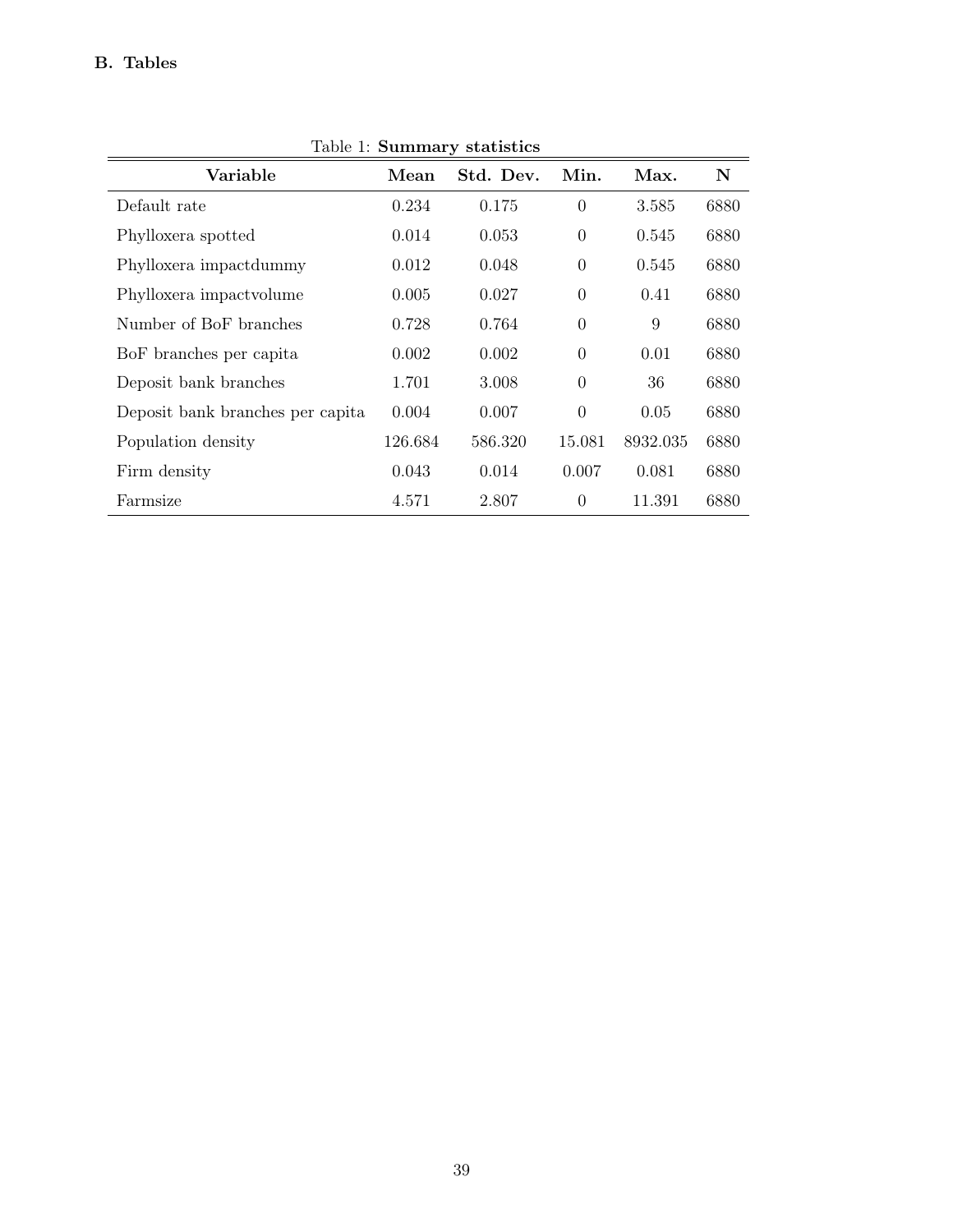## B. Tables

Table 1: **Summary statistics**

| **Variable** | **Mean** | **Std. Dev.** | **Min.** | **Max.** | **N** |
|---|---|---|---|---|---|
| Default rate | 0.234 | 0.175 | 0 | 3.585 | 6880 |
| Phylloxera spotted | 0.014 | 0.053 | 0 | 0.545 | 6880 |
| Phylloxera impactdummy | 0.012 | 0.048 | 0 | 0.545 | 6880 |
| Phylloxera impactvolume | 0.005 | 0.027 | 0 | 0.41 | 6880 |
| Number of BoF branches | 0.728 | 0.764 | 0 | 9 | 6880 |
| BoF branches per capita | 0.002 | 0.002 | 0 | 0.01 | 6880 |
| Deposit bank branches | 1.701 | 3.008 | 0 | 36 | 6880 |
| Deposit bank branches per capita | 0.004 | 0.007 | 0 | 0.05 | 6880 |
| Population density | 126.684 | 586.320 | 15.081 | 8932.035 | 6880 |
| Firm density | 0.043 | 0.014 | 0.007 | 0.081 | 6880 |
| Farmsize | 4.571 | 2.807 | 0 | 11.391 | 6880 |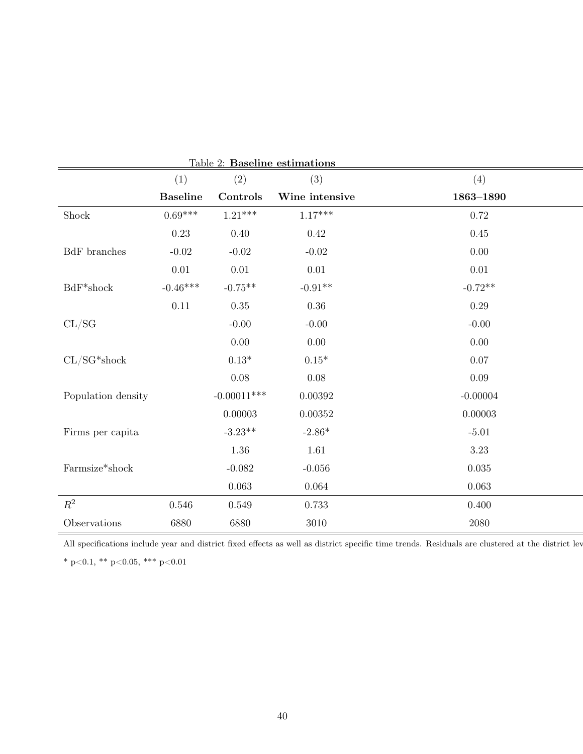Table 2: **Baseline estimations**

| | (1) | (2) | (3) | (4) |
|---|---|---|---|---|
| | **Baseline** | **Controls** | **Wine intensive** | **1863–1890** |
| Shock | 0.69*** | 1.21*** | 1.17*** | 0.72 |
| | 0.23 | 0.40 | 0.42 | 0.45 |
| BdF branches | -0.02 | -0.02 | -0.02 | 0.00 |
| | 0.01 | 0.01 | 0.01 | 0.01 |
| BdF*shock | -0.46*** | -0.75** | -0.91** | -0.72** |
| | 0.11 | 0.35 | 0.36 | 0.29 |
| CL/SG | | -0.00 | -0.00 | -0.00 |
| | | 0.00 | 0.00 | 0.00 |
| CL/SG*shock | | 0.13* | 0.15* | 0.07 |
| | | 0.08 | 0.08 | 0.09 |
| Population density | | -0.00011*** | 0.00392 | -0.00004 |
| | | 0.00003 | 0.00352 | 0.00003 |
| Firms per capita | | -3.23** | -2.86* | -5.01 |
| | | 1.36 | 1.61 | 3.23 |
| Farmsize*shock | | -0.082 | -0.056 | 0.035 |
| | | 0.063 | 0.064 | 0.063 |
| $R^2$ | 0.546 | 0.549 | 0.733 | 0.400 |
| Observations | 6880 | 6880 | 3010 | 2080 |

All specifications include year and district fixed effects as well as district specific time trends. Residuals are clustered at the district lev

* p<0.1, ** p<0.05, *** p<0.01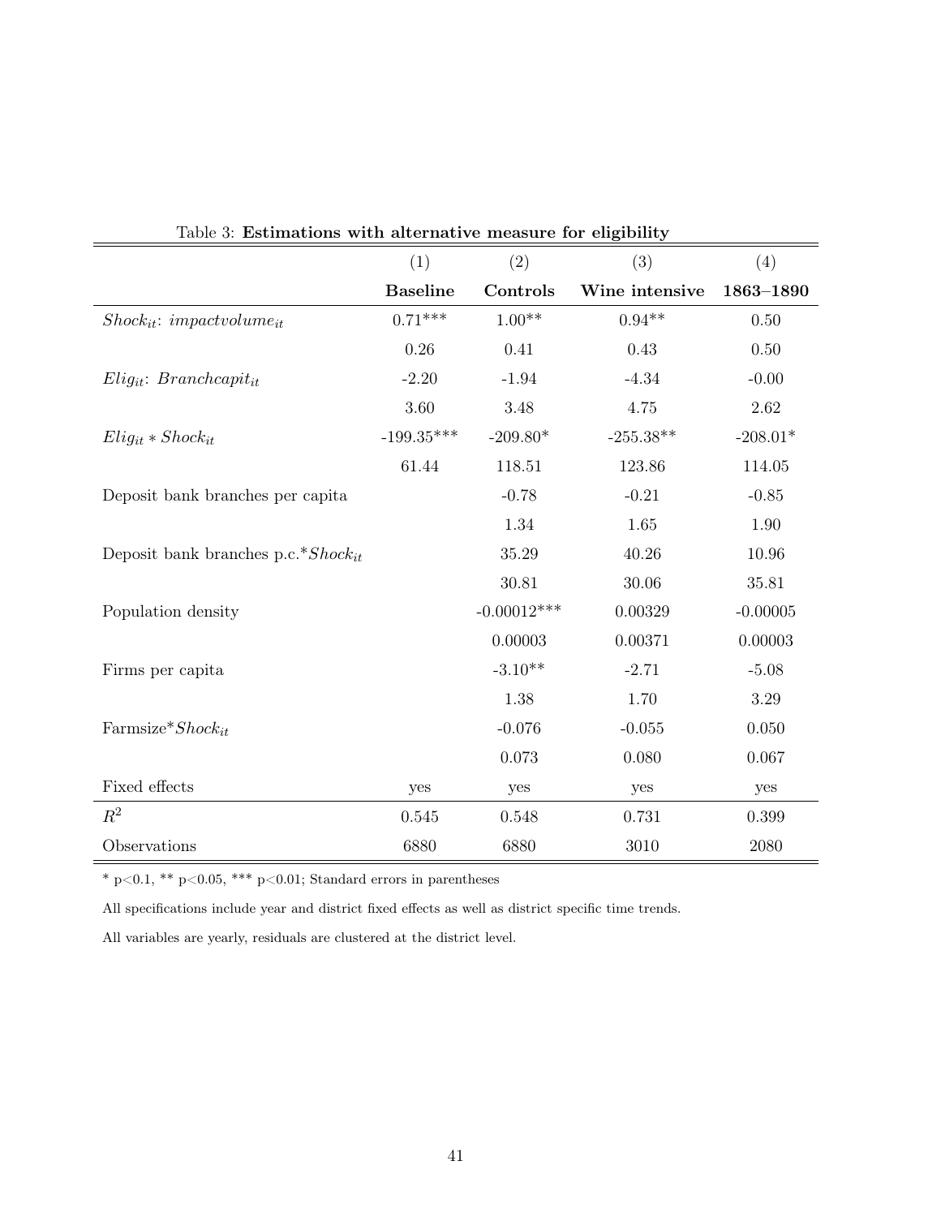Table 3: **Estimations with alternative measure for eligibility**

| | (1) | (2) | (3) | (4) |
|---|---|---|---|---|
| | **Baseline** | **Controls** | **Wine intensive** | **1863–1890** |
| $Shock_{it}$: $impactvolume_{it}$ | 0.71*** | 1.00** | 0.94** | 0.50 |
| | 0.26 | 0.41 | 0.43 | 0.50 |
| $Elig_{it}$: $Branchcapit_{it}$ | -2.20 | -1.94 | -4.34 | -0.00 |
| | 3.60 | 3.48 | 4.75 | 2.62 |
| $Elig_{it} * Shock_{it}$ | -199.35*** | -209.80* | -255.38** | -208.01* |
| | 61.44 | 118.51 | 123.86 | 114.05 |
| Deposit bank branches per capita | | -0.78 | -0.21 | -0.85 |
| | | 1.34 | 1.65 | 1.90 |
| Deposit bank branches p.c.*$Shock_{it}$ | | 35.29 | 40.26 | 10.96 |
| | | 30.81 | 30.06 | 35.81 |
| Population density | | -0.00012*** | 0.00329 | -0.00005 |
| | | 0.00003 | 0.00371 | 0.00003 |
| Firms per capita | | -3.10** | -2.71 | -5.08 |
| | | 1.38 | 1.70 | 3.29 |
| Farmsize*$Shock_{it}$ | | -0.076 | -0.055 | 0.050 |
| | | 0.073 | 0.080 | 0.067 |
| Fixed effects | yes | yes | yes | yes |
| $R^2$ | 0.545 | 0.548 | 0.731 | 0.399 |
| Observations | 6880 | 6880 | 3010 | 2080 |

* p<0.1, ** p<0.05, *** p<0.01; Standard errors in parentheses

All specifications include year and district fixed effects as well as district specific time trends.

All variables are yearly, residuals are clustered at the district level.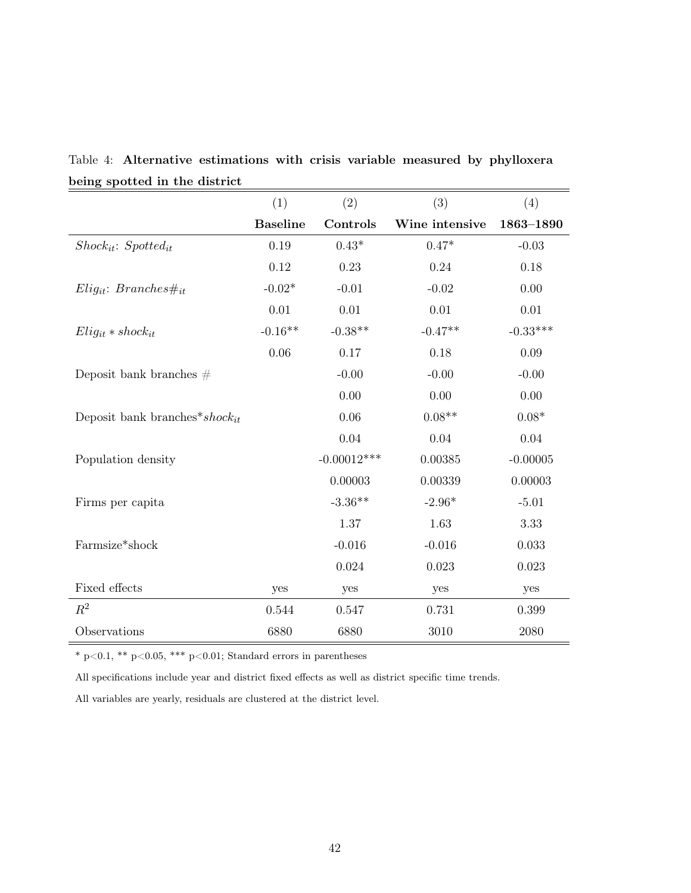Table 4: **Alternative estimations with crisis variable measured by phylloxera being spotted in the district**

| | (1) | (2) | (3) | (4) |
|---|---|---|---|---|
| | **Baseline** | **Controls** | **Wine intensive** | **1863–1890** |
| $Shock_{it}$: $Spotted_{it}$ | 0.19 | 0.43* | 0.47* | -0.03 |
| | 0.12 | 0.23 | 0.24 | 0.18 |
| $Elig_{it}$: $Branches\#_{it}$ | -0.02* | -0.01 | -0.02 | 0.00 |
| | 0.01 | 0.01 | 0.01 | 0.01 |
| $Elig_{it} * shock_{it}$ | -0.16** | -0.38** | -0.47** | -0.33*** |
| | 0.06 | 0.17 | 0.18 | 0.09 |
| Deposit bank branches # | | -0.00 | -0.00 | -0.00 |
| | | 0.00 | 0.00 | 0.00 |
| Deposit bank branches*$shock_{it}$ | | 0.06 | 0.08** | 0.08* |
| | | 0.04 | 0.04 | 0.04 |
| Population density | | -0.00012*** | 0.00385 | -0.00005 |
| | | 0.00003 | 0.00339 | 0.00003 |
| Firms per capita | | -3.36** | -2.96* | -5.01 |
| | | 1.37 | 1.63 | 3.33 |
| Farmsize*shock | | -0.016 | -0.016 | 0.033 |
| | | 0.024 | 0.023 | 0.023 |
| Fixed effects | yes | yes | yes | yes |
| $R^2$ | 0.544 | 0.547 | 0.731 | 0.399 |
| Observations | 6880 | 6880 | 3010 | 2080 |

\* p<0.1, ** p<0.05, *** p<0.01; Standard errors in parentheses

All specifications include year and district fixed effects as well as district specific time trends.

All variables are yearly, residuals are clustered at the district level.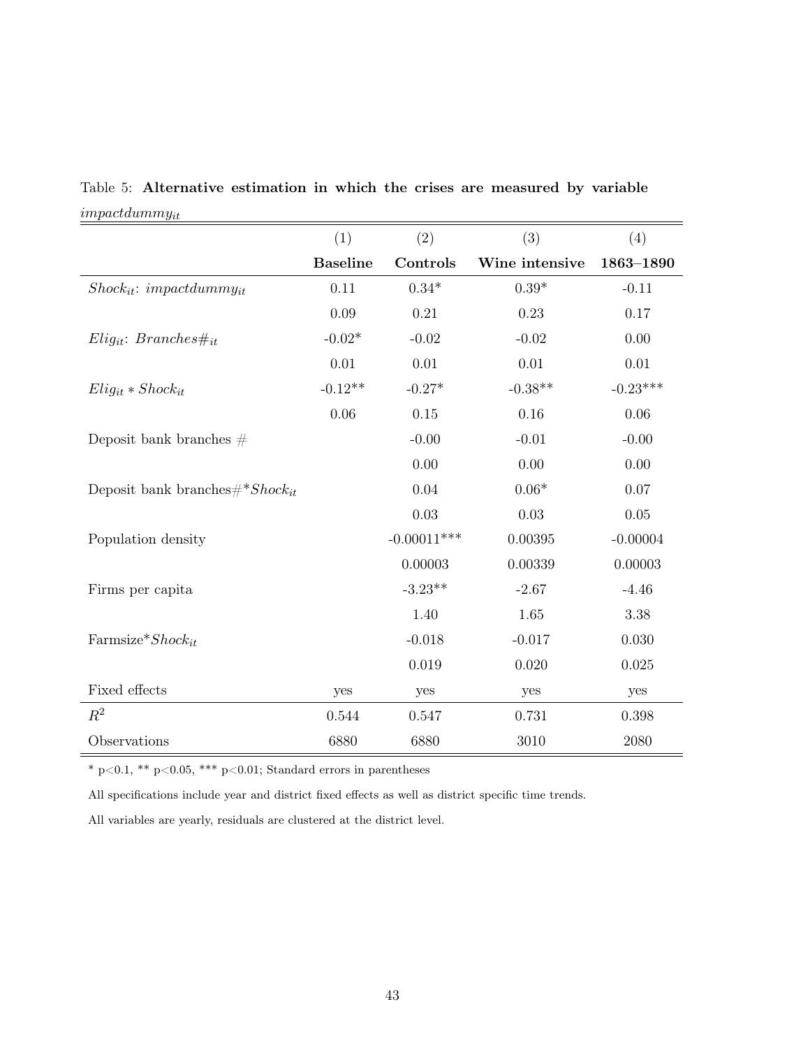Table 5: **Alternative estimation in which the crises are measured by variable** *$impactdummy_{it}$*

| | (1) | (2) | (3) | (4) |
|---|---|---|---|---|
| | **Baseline** | **Controls** | **Wine intensive** | **1863–1890** |
| $Shock_{it}$: $impactdummy_{it}$ | 0.11 | 0.34* | 0.39* | -0.11 |
| | 0.09 | 0.21 | 0.23 | 0.17 |
| $Elig_{it}$: $Branches\#_{it}$ | -0.02* | -0.02 | -0.02 | 0.00 |
| | 0.01 | 0.01 | 0.01 | 0.01 |
| $Elig_{it} * Shock_{it}$ | -0.12** | -0.27* | -0.38** | -0.23*** |
| | 0.06 | 0.15 | 0.16 | 0.06 |
| Deposit bank branches # | | -0.00 | -0.01 | -0.00 |
| | | 0.00 | 0.00 | 0.00 |
| Deposit bank branches#*$Shock_{it}$ | | 0.04 | 0.06* | 0.07 |
| | | 0.03 | 0.03 | 0.05 |
| Population density | | -0.00011*** | 0.00395 | -0.00004 |
| | | 0.00003 | 0.00339 | 0.00003 |
| Firms per capita | | -3.23** | -2.67 | -4.46 |
| | | 1.40 | 1.65 | 3.38 |
| Farmsize*$Shock_{it}$ | | -0.018 | -0.017 | 0.030 |
| | | 0.019 | 0.020 | 0.025 |
| Fixed effects | yes | yes | yes | yes |
| $R^2$ | 0.544 | 0.547 | 0.731 | 0.398 |
| Observations | 6880 | 6880 | 3010 | 2080 |

* p<0.1, ** p<0.05, *** p<0.01; Standard errors in parentheses

All specifications include year and district fixed effects as well as district specific time trends.

All variables are yearly, residuals are clustered at the district level.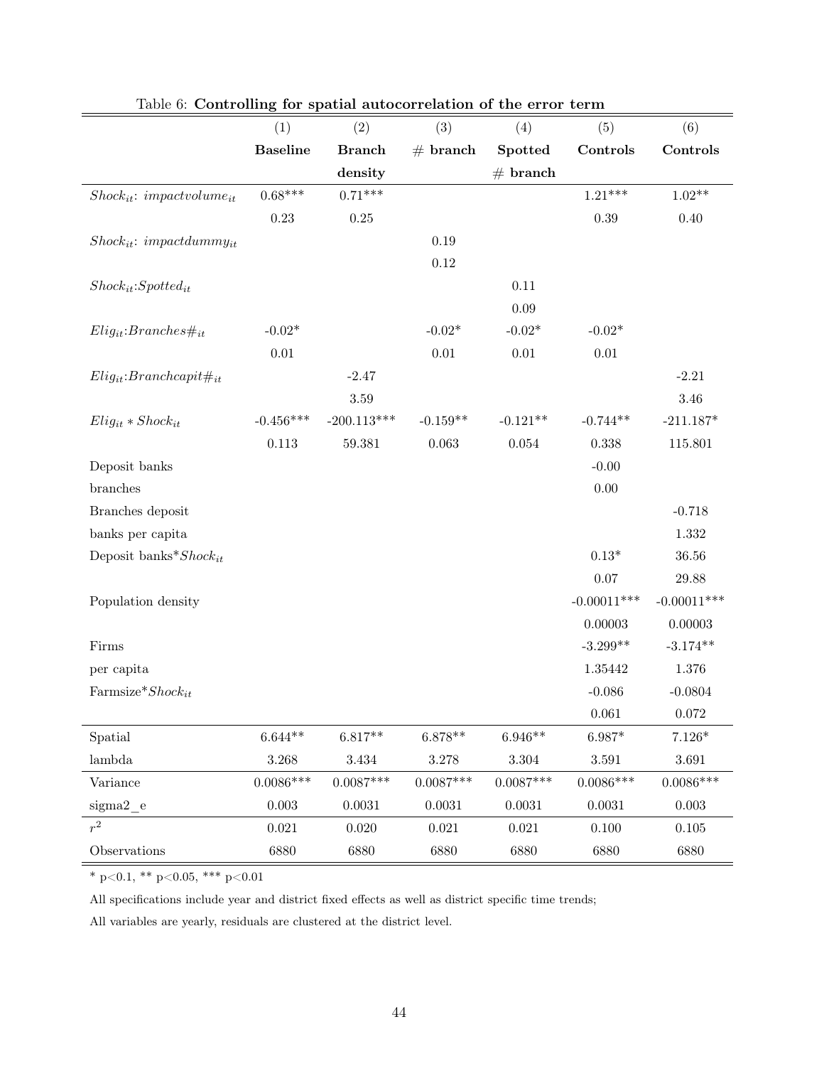Table 6: **Controlling for spatial autocorrelation of the error term**

| | (1) | (2) | (3) | (4) | (5) | (6) |
|---|---|---|---|---|---|---|
| | **Baseline** | **Branch density** | **# branch** | **Spotted # branch** | **Controls** | **Controls** |
| $Shock_{it}$: $impactvolume_{it}$ | 0.68*** | 0.71*** | | | 1.21*** | 1.02** |
| | 0.23 | 0.25 | | | 0.39 | 0.40 |
| $Shock_{it}$: $impactdummy_{it}$ | | | 0.19 | | | |
| | | | 0.12 | | | |
| $Shock_{it}$:$Spotted_{it}$ | | | | 0.11 | | |
| | | | | 0.09 | | |
| $Elig_{it}$:$Branches\#_{it}$ | -0.02* | | -0.02* | -0.02* | -0.02* | |
| | 0.01 | | 0.01 | 0.01 | 0.01 | |
| $Elig_{it}$:$Branchcapit\#_{it}$ | | -2.47 | | | | -2.21 |
| | | 3.59 | | | | 3.46 |
| $Elig_{it} * Shock_{it}$ | -0.456*** | -200.113*** | -0.159** | -0.121** | -0.744** | -211.187* |
| | 0.113 | 59.381 | 0.063 | 0.054 | 0.338 | 115.801 |
| Deposit banks branches | | | | | -0.00 | |
| | | | | | 0.00 | |
| Branches deposit banks per capita | | | | | | -0.718 |
| | | | | | | 1.332 |
| Deposit banks*$Shock_{it}$ | | | | | 0.13* | 36.56 |
| | | | | | 0.07 | 29.88 |
| Population density | | | | | -0.00011*** | -0.00011*** |
| | | | | | 0.00003 | 0.00003 |
| Firms per capita | | | | | -3.299** | -3.174** |
| | | | | | 1.35442 | 1.376 |
| Farmsize*$Shock_{it}$ | | | | | -0.086 | -0.0804 |
| | | | | | 0.061 | 0.072 |
| Spatial lambda | 6.644** | 6.817** | 6.878** | 6.946** | 6.987* | 7.126* |
| | 3.268 | 3.434 | 3.278 | 3.304 | 3.591 | 3.691 |
| Variance sigma2_e | 0.0086*** | 0.0087*** | 0.0087*** | 0.0087*** | 0.0086*** | 0.0086*** |
| | 0.003 | 0.0031 | 0.0031 | 0.0031 | 0.0031 | 0.003 |
| $r^2$ | 0.021 | 0.020 | 0.021 | 0.021 | 0.100 | 0.105 |
| Observations | 6880 | 6880 | 6880 | 6880 | 6880 | 6880 |

* p<0.1, ** p<0.05, *** p<0.01

All specifications include year and district fixed effects as well as district specific time trends;

All variables are yearly, residuals are clustered at the district level.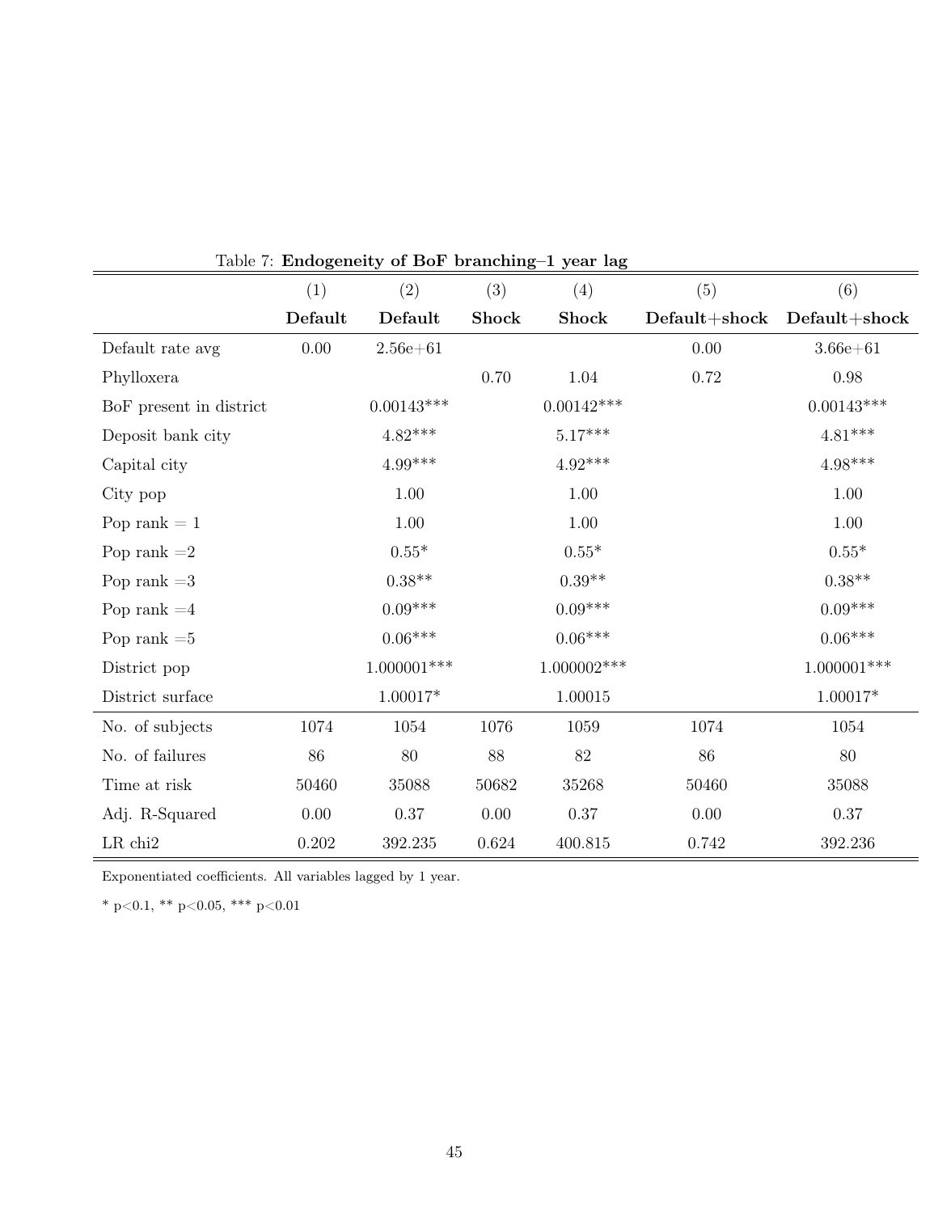Table 7: **Endogeneity of BoF branching–1 year lag**

| | (1) | (2) | (3) | (4) | (5) | (6) |
|---|---|---|---|---|---|---|
| | **Default** | **Default** | **Shock** | **Shock** | **Default+shock** | **Default+shock** |
| Default rate avg | 0.00 | 2.56e+61 | | | 0.00 | 3.66e+61 |
| Phylloxera | | | 0.70 | 1.04 | 0.72 | 0.98 |
| BoF present in district | | 0.00143*** | | 0.00142*** | | 0.00143*** |
| Deposit bank city | | 4.82*** | | 5.17*** | | 4.81*** |
| Capital city | | 4.99*** | | 4.92*** | | 4.98*** |
| City pop | | 1.00 | | 1.00 | | 1.00 |
| Pop rank = 1 | | 1.00 | | 1.00 | | 1.00 |
| Pop rank =2 | | 0.55* | | 0.55* | | 0.55* |
| Pop rank =3 | | 0.38** | | 0.39** | | 0.38** |
| Pop rank =4 | | 0.09*** | | 0.09*** | | 0.09*** |
| Pop rank =5 | | 0.06*** | | 0.06*** | | 0.06*** |
| District pop | | 1.000001*** | | 1.000002*** | | 1.000001*** |
| District surface | | 1.00017* | | 1.00015 | | 1.00017* |
| No. of subjects | 1074 | 1054 | 1076 | 1059 | 1074 | 1054 |
| No. of failures | 86 | 80 | 88 | 82 | 86 | 80 |
| Time at risk | 50460 | 35088 | 50682 | 35268 | 50460 | 35088 |
| Adj. R-Squared | 0.00 | 0.37 | 0.00 | 0.37 | 0.00 | 0.37 |
| LR chi2 | 0.202 | 392.235 | 0.624 | 400.815 | 0.742 | 392.236 |

Exponentiated coefficients. All variables lagged by 1 year.

* p<0.1, ** p<0.05, *** p<0.01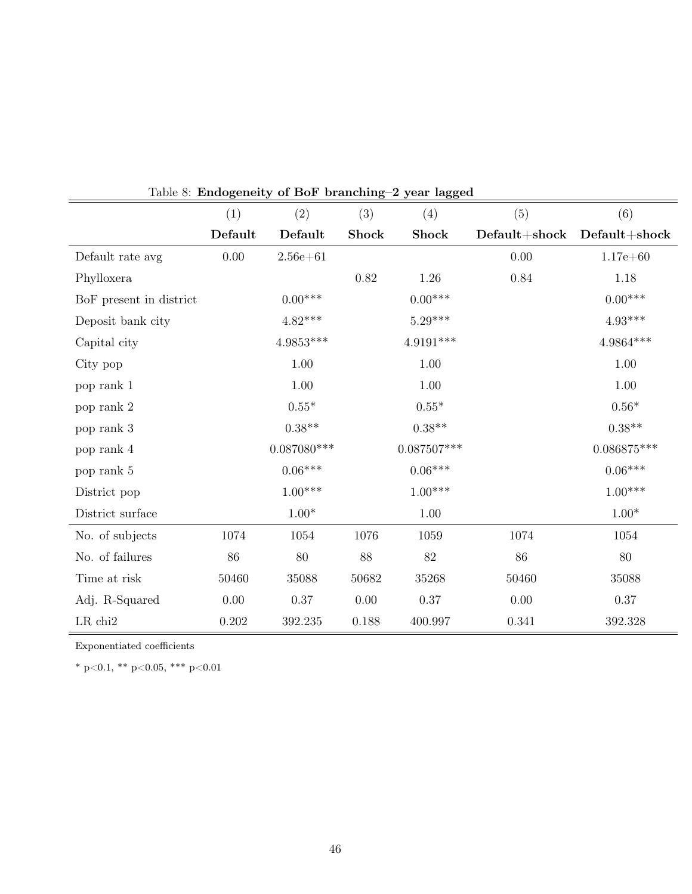Table 8: **Endogeneity of BoF branching–2 year lagged**

| | (1) | (2) | (3) | (4) | (5) | (6) |
|---|---|---|---|---|---|---|
| | **Default** | **Default** | **Shock** | **Shock** | **Default+shock** | **Default+shock** |
| Default rate avg | 0.00 | 2.56e+61 | | | 0.00 | 1.17e+60 |
| Phylloxera | | | 0.82 | 1.26 | 0.84 | 1.18 |
| BoF present in district | | 0.00*** | | 0.00*** | | 0.00*** |
| Deposit bank city | | 4.82*** | | 5.29*** | | 4.93*** |
| Capital city | | 4.9853*** | | 4.9191*** | | 4.9864*** |
| City pop | | 1.00 | | 1.00 | | 1.00 |
| pop rank 1 | | 1.00 | | 1.00 | | 1.00 |
| pop rank 2 | | 0.55* | | 0.55* | | 0.56* |
| pop rank 3 | | 0.38** | | 0.38** | | 0.38** |
| pop rank 4 | | 0.087080*** | | 0.087507*** | | 0.086875*** |
| pop rank 5 | | 0.06*** | | 0.06*** | | 0.06*** |
| District pop | | 1.00*** | | 1.00*** | | 1.00*** |
| District surface | | 1.00* | | 1.00 | | 1.00* |
| No. of subjects | 1074 | 1054 | 1076 | 1059 | 1074 | 1054 |
| No. of failures | 86 | 80 | 88 | 82 | 86 | 80 |
| Time at risk | 50460 | 35088 | 50682 | 35268 | 50460 | 35088 |
| Adj. R-Squared | 0.00 | 0.37 | 0.00 | 0.37 | 0.00 | 0.37 |
| LR chi2 | 0.202 | 392.235 | 0.188 | 400.997 | 0.341 | 392.328 |

Exponentiated coefficients

* p<0.1, ** p<0.05, *** p<0.01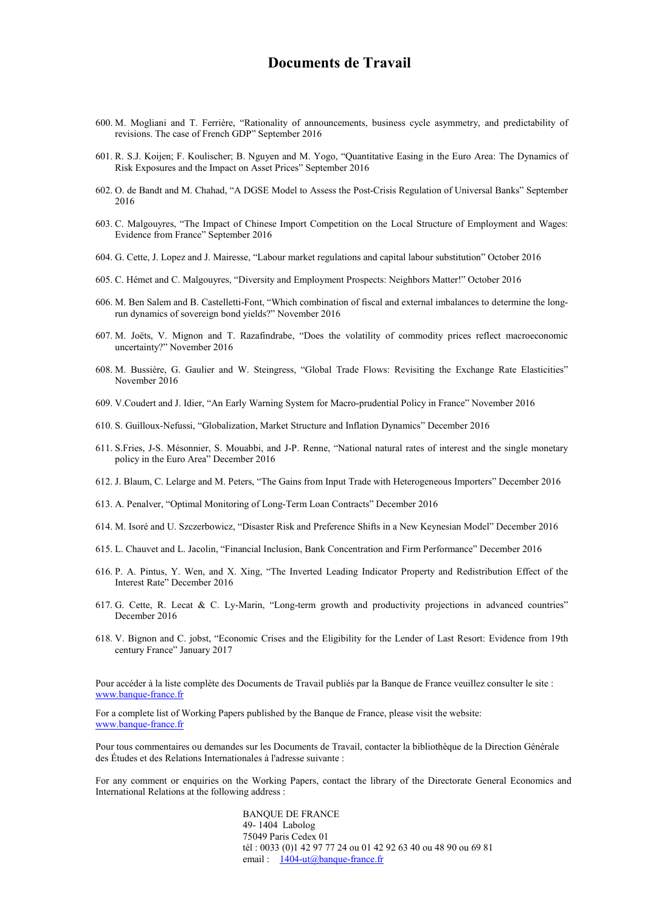# Documents de Travail

600. M. Mogliani and T. Ferrière, "Rationality of announcements, business cycle asymmetry, and predictability of revisions. The case of French GDP" September 2016

601. R. S.J. Koijen; F. Koulischer; B. Nguyen and M. Yogo, "Quantitative Easing in the Euro Area: The Dynamics of Risk Exposures and the Impact on Asset Prices" September 2016

602. O. de Bandt and M. Chahad, "A DGSE Model to Assess the Post-Crisis Regulation of Universal Banks" September 2016

603. C. Malgouyres, "The Impact of Chinese Import Competition on the Local Structure of Employment and Wages: Evidence from France" September 2016

604. G. Cette, J. Lopez and J. Mairesse, "Labour market regulations and capital labour substitution" October 2016

605. C. Hémet and C. Malgouyres, "Diversity and Employment Prospects: Neighbors Matter!" October 2016

606. M. Ben Salem and B. Castelletti-Font, "Which combination of fiscal and external imbalances to determine the long-run dynamics of sovereign bond yields?" November 2016

607. M. Joëts, V. Mignon and T. Razafindrabe, "Does the volatility of commodity prices reflect macroeconomic uncertainty?" November 2016

608. M. Bussière, G. Gaulier and W. Steingress, "Global Trade Flows: Revisiting the Exchange Rate Elasticities" November 2016

609. V.Coudert and J. Idier, "An Early Warning System for Macro-prudential Policy in France" November 2016

610. S. Guilloux-Nefussi, "Globalization, Market Structure and Inflation Dynamics" December 2016

611. S.Fries, J-S. Mésonnier, S. Mouabbi, and J-P. Renne, "National natural rates of interest and the single monetary policy in the Euro Area" December 2016

612. J. Blaum, C. Lelarge and M. Peters, "The Gains from Input Trade with Heterogeneous Importers" December 2016

613. A. Penalver, "Optimal Monitoring of Long-Term Loan Contracts" December 2016

614. M. Isoré and U. Szczerbowicz, "Disaster Risk and Preference Shifts in a New Keynesian Model" December 2016

615. L. Chauvet and L. Jacolin, "Financial Inclusion, Bank Concentration and Firm Performance" December 2016

616. P. A. Pintus, Y. Wen, and X. Xing, "The Inverted Leading Indicator Property and Redistribution Effect of the Interest Rate" December 2016

617. G. Cette, R. Lecat & C. Ly-Marin, "Long-term growth and productivity projections in advanced countries" December 2016

618. V. Bignon and C. jobst, "Economic Crises and the Eligibility for the Lender of Last Resort: Evidence from 19th century France" January 2017

Pour accéder à la liste complète des Documents de Travail publiés par la Banque de France veuillez consulter le site : www.banque-france.fr

For a complete list of Working Papers published by the Banque de France, please visit the website: www.banque-france.fr

Pour tous commentaires ou demandes sur les Documents de Travail, contacter la bibliothèque de la Direction Générale des Études et des Relations Internationales à l'adresse suivante :

For any comment or enquiries on the Working Papers, contact the library of the Directorate General Economics and International Relations at the following address :

BANQUE DE FRANCE
49- 1404 Labolog
75049 Paris Cedex 01
tél : 0033 (0)1 42 97 77 24 ou 01 42 92 63 40 ou 48 90 ou 69 81
email : 1404-ut@banque-france.fr